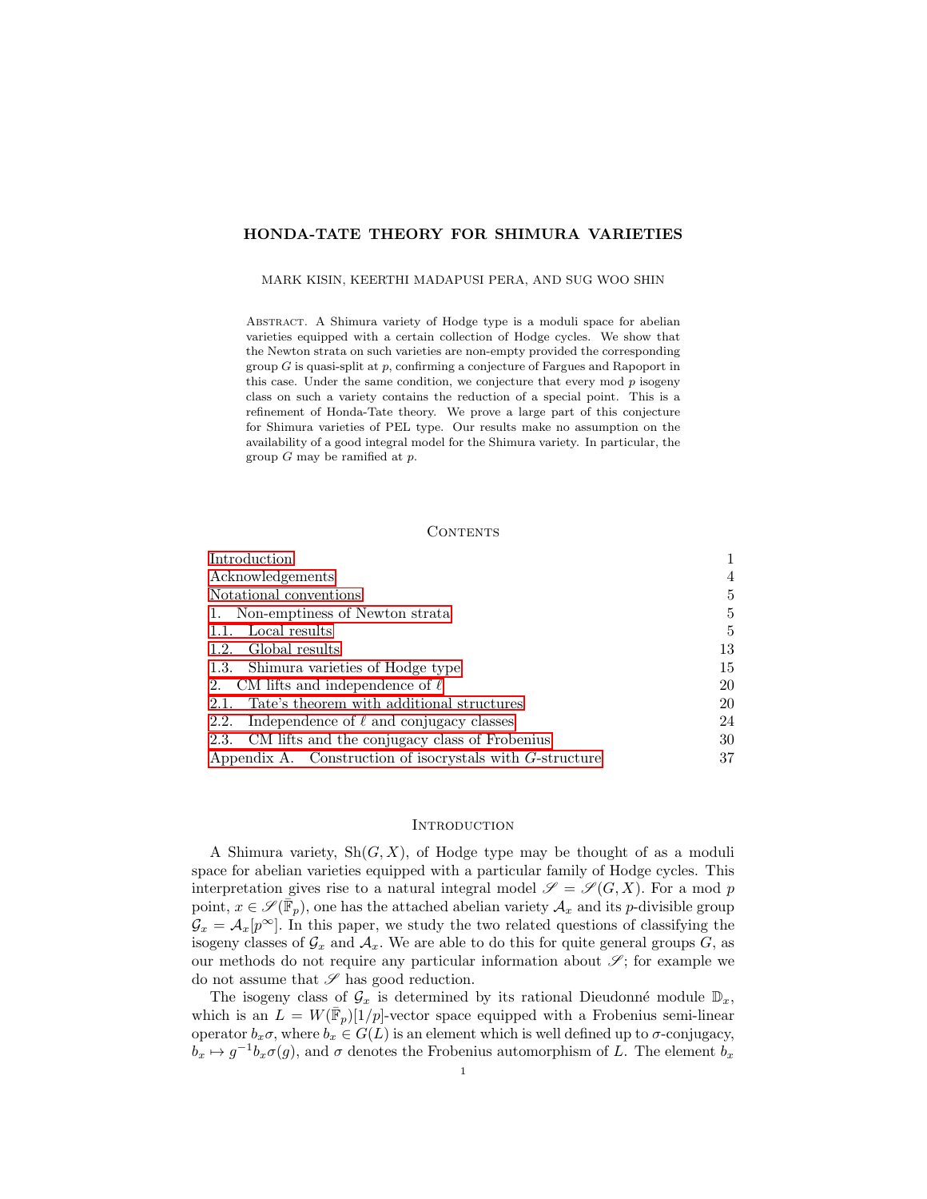# HONDA-TATE THEORY FOR SHIMURA VARIETIES

MARK KISIN, KEERTHI MADAPUSI PERA, AND SUG WOO SHIN

ABSTRACT. A Shimura variety of Hodge type is a moduli space for abelian varieties equipped with a certain collection of Hodge cycles. We show that the Newton strata on such varieties are non-empty provided the corresponding group $G$ is quasi-split at $p$, confirming a conjecture of Fargues and Rapoport in this case. Under the same condition, we conjecture that every mod $p$ isogeny class on such a variety contains the reduction of a special point. This is a refinement of Honda-Tate theory. We prove a large part of this conjecture for Shimura varieties of PEL type. Our results make no assumption on the availability of a good integral model for the Shimura variety. In particular, the group $G$ may be ramified at $p$.

## CONTENTS

| | |
|---|---|
| Introduction | 1 |
| Acknowledgements | 4 |
| Notational conventions | 5 |
| 1. Non-emptiness of Newton strata | 5 |
| 1.1. Local results | 5 |
| 1.2. Global results | 13 |
| 1.3. Shimura varieties of Hodge type | 15 |
| 2. CM lifts and independence of $\ell$ | 20 |
| 2.1. Tate's theorem with additional structures | 20 |
| 2.2. Independence of $\ell$ and conjugacy classes | 24 |
| 2.3. CM lifts and the conjugacy class of Frobenius | 30 |
| Appendix A. Construction of isocrystals with $G$-structure | 37 |

## INTRODUCTION

A Shimura variety, $\mathrm{Sh}(G, X)$, of Hodge type may be thought of as a moduli space for abelian varieties equipped with a particular family of Hodge cycles. This interpretation gives rise to a natural integral model $\mathscr{S} = \mathscr{S}(G, X)$. For a mod $p$ point, $x \in \mathscr{S}(\bar{\mathbb{F}}_p)$, one has the attached abelian variety $\mathcal{A}_x$ and its $p$-divisible group $\mathcal{G}_x = \mathcal{A}_x[p^\infty]$. In this paper, we study the two related questions of classifying the isogeny classes of $\mathcal{G}_x$ and $\mathcal{A}_x$. We are able to do this for quite general groups $G$, as our methods do not require any particular information about $\mathscr{S}$; for example we do not assume that $\mathscr{S}$ has good reduction.

The isogeny class of $\mathcal{G}_x$ is determined by its rational Dieudonné module $\mathbb{D}_x$, which is an $L = W(\bar{\mathbb{F}}_p)[1/p]$-vector space equipped with a Frobenius semi-linear operator $b_x\sigma$, where $b_x \in G(L)$ is an element which is well defined up to $\sigma$-conjugacy, $b_x \mapsto g^{-1}b_x\sigma(g)$, and $\sigma$ denotes the Frobenius automorphism of $L$. The element $b_x$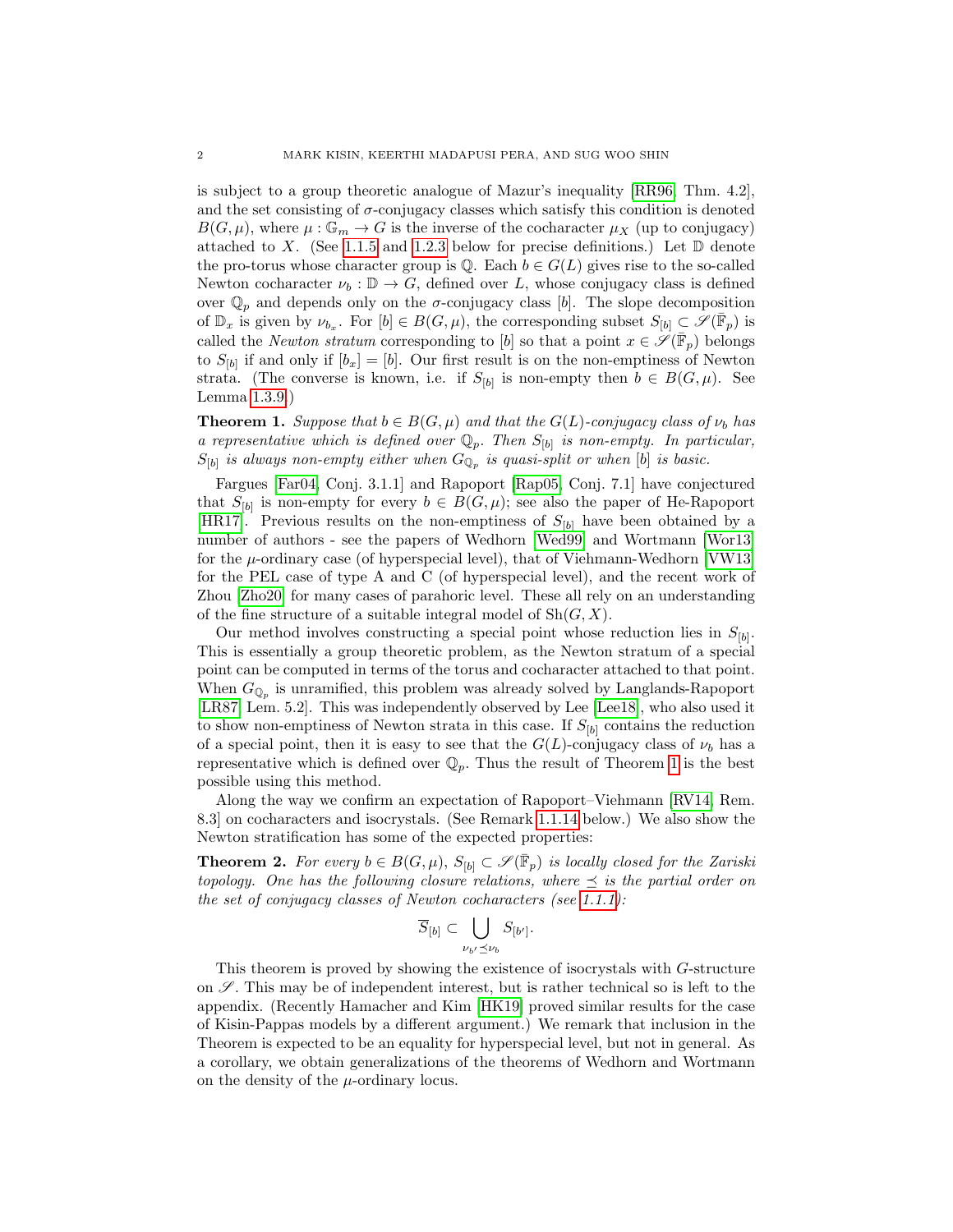is subject to a group theoretic analogue of Mazur's inequality [RR96, Thm. 4.2], and the set consisting of $\sigma$-conjugacy classes which satisfy this condition is denoted $B(G, \mu)$, where $\mu : \mathbb{G}_m \to G$ is the inverse of the cocharacter $\mu_X$ (up to conjugacy) attached to $X$. (See 1.1.5 and 1.2.3 below for precise definitions.) Let $\mathbb{D}$ denote the pro-torus whose character group is $\mathbb{Q}$. Each $b \in G(L)$ gives rise to the so-called Newton cocharacter $\nu_b : \mathbb{D} \to G$, defined over $L$, whose conjugacy class is defined over $\mathbb{Q}_p$ and depends only on the $\sigma$-conjugacy class $[b]$. The slope decomposition of $\mathbb{D}_x$ is given by $\nu_{b_x}$. For $[b] \in B(G, \mu)$, the corresponding subset $S_{[b]} \subset \mathscr{S}(\bar{\mathbb{F}}_p)$ is called the *Newton stratum* corresponding to $[b]$ so that a point $x \in \mathscr{S}(\bar{\mathbb{F}}_p)$ belongs to $S_{[b]}$ if and only if $[b_x] = [b]$. Our first result is on the non-emptiness of Newton strata. (The converse is known, i.e. if $S_{[b]}$ is non-empty then $b \in B(G, \mu)$. See Lemma 1.3.9.)

**Theorem 1.** *Suppose that $b \in B(G, \mu)$ and that the $G(L)$-conjugacy class of $\nu_b$ has a representative which is defined over $\mathbb{Q}_p$. Then $S_{[b]}$ is non-empty. In particular, $S_{[b]}$ is always non-empty either when $G_{\mathbb{Q}_p}$ is quasi-split or when $[b]$ is basic.*

Fargues [Far04, Conj. 3.1.1] and Rapoport [Rap05, Conj. 7.1] have conjectured that $S_{[b]}$ is non-empty for every $b \in B(G, \mu)$; see also the paper of He-Rapoport [HR17]. Previous results on the non-emptiness of $S_{[b]}$ have been obtained by a number of authors - see the papers of Wedhorn [Wed99] and Wortmann [Wor13] for the $\mu$-ordinary case (of hyperspecial level), that of Viehmann-Wedhorn [VW13] for the PEL case of type A and C (of hyperspecial level), and the recent work of Zhou [Zho20] for many cases of parahoric level. These all rely on an understanding of the fine structure of a suitable integral model of $\mathrm{Sh}(G, X)$.

Our method involves constructing a special point whose reduction lies in $S_{[b]}$. This is essentially a group theoretic problem, as the Newton stratum of a special point can be computed in terms of the torus and cocharacter attached to that point. When $G_{\mathbb{Q}_p}$ is unramified, this problem was already solved by Langlands-Rapoport [LR87, Lem. 5.2]. This was independently observed by Lee [Lee18], who also used it to show non-emptiness of Newton strata in this case. If $S_{[b]}$ contains the reduction of a special point, then it is easy to see that the $G(L)$-conjugacy class of $\nu_b$ has a representative which is defined over $\mathbb{Q}_p$. Thus the result of Theorem 1 is the best possible using this method.

Along the way we confirm an expectation of Rapoport–Viehmann [RV14, Rem. 8.3] on cocharacters and isocrystals. (See Remark 1.1.14 below.) We also show the Newton stratification has some of the expected properties:

**Theorem 2.** *For every $b \in B(G, \mu)$, $S_{[b]} \subset \mathscr{S}(\bar{\mathbb{F}}_p)$ is locally closed for the Zariski topology. One has the following closure relations, where $\preceq$ is the partial order on the set of conjugacy classes of Newton cocharacters (see 1.1.1):*

$$\overline{S}_{[b]} \subset \bigcup_{\nu_{b'} \preceq \nu_b} S_{[b']}.$$

This theorem is proved by showing the existence of isocrystals with $G$-structure on $\mathscr{S}$. This may be of independent interest, but is rather technical so is left to the appendix. (Recently Hamacher and Kim [HK19] proved similar results for the case of Kisin-Pappas models by a different argument.) We remark that inclusion in the Theorem is expected to be an equality for hyperspecial level, but not in general. As a corollary, we obtain generalizations of the theorems of Wedhorn and Wortmann on the density of the $\mu$-ordinary locus.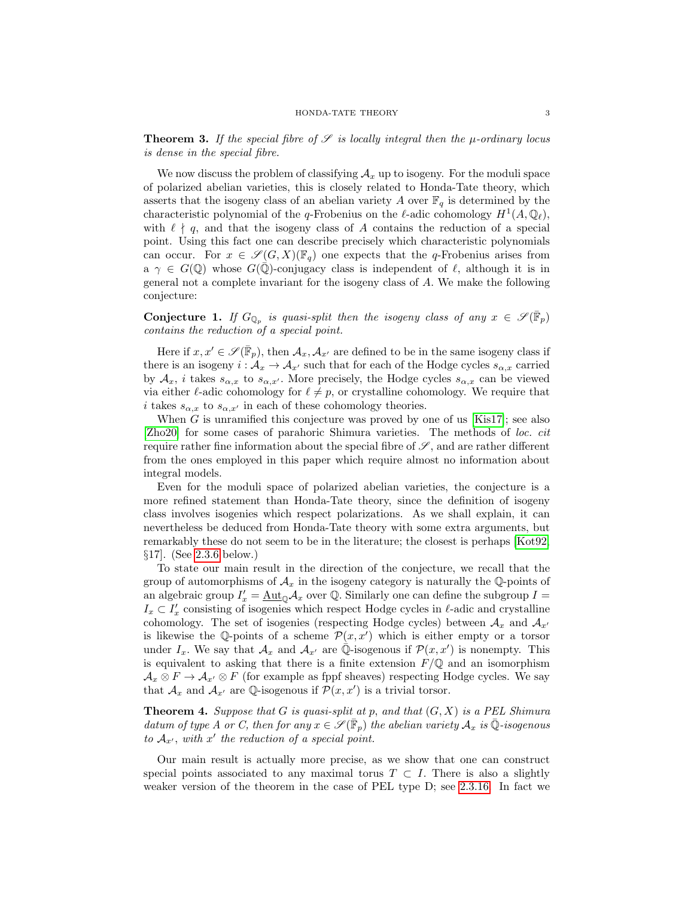**Theorem 3.** *If the special fibre of $\mathscr{S}$ is locally integral then the $\mu$-ordinary locus is dense in the special fibre.*

We now discuss the problem of classifying $\mathcal{A}_x$ up to isogeny. For the moduli space of polarized abelian varieties, this is closely related to Honda-Tate theory, which asserts that the isogeny class of an abelian variety $A$ over $\mathbb{F}_q$ is determined by the characteristic polynomial of the $q$-Frobenius on the $\ell$-adic cohomology $H^1(A, \mathbb{Q}_\ell)$, with $\ell \nmid q$, and that the isogeny class of $A$ contains the reduction of a special point. Using this fact one can describe precisely which characteristic polynomials can occur. For $x \in \mathscr{S}(G,X)(\mathbb{F}_q)$ one expects that the $q$-Frobenius arises from a $\gamma \in G(\mathbb{Q})$ whose $G(\bar{\mathbb{Q}})$-conjugacy class is independent of $\ell$, although it is in general not a complete invariant for the isogeny class of $A$. We make the following conjecture:

**Conjecture 1.** *If $G_{\mathbb{Q}_p}$ is quasi-split then the isogeny class of any $x \in \mathscr{S}(\bar{\mathbb{F}}_p)$ contains the reduction of a special point.*

Here if $x, x' \in \mathscr{S}(\bar{\mathbb{F}}_p)$, then $\mathcal{A}_x, \mathcal{A}_{x'}$ are defined to be in the same isogeny class if there is an isogeny $i : \mathcal{A}_x \to \mathcal{A}_{x'}$ such that for each of the Hodge cycles $s_{\alpha,x}$ carried by $\mathcal{A}_x$, $i$ takes $s_{\alpha,x}$ to $s_{\alpha,x'}$. More precisely, the Hodge cycles $s_{\alpha,x}$ can be viewed via either $\ell$-adic cohomology for $\ell \neq p$, or crystalline cohomology. We require that $i$ takes $s_{\alpha,x}$ to $s_{\alpha,x'}$ in each of these cohomology theories.

When $G$ is unramified this conjecture was proved by one of us [Kis17]; see also [Zho20] for some cases of parahoric Shimura varieties. The methods of *loc. cit* require rather fine information about the special fibre of $\mathscr{S}$, and are rather different from the ones employed in this paper which require almost no information about integral models.

Even for the moduli space of polarized abelian varieties, the conjecture is a more refined statement than Honda-Tate theory, since the definition of isogeny class involves isogenies which respect polarizations. As we shall explain, it can nevertheless be deduced from Honda-Tate theory with some extra arguments, but remarkably these do not seem to be in the literature; the closest is perhaps [Kot92, §17]. (See 2.3.6 below.)

To state our main result in the direction of the conjecture, we recall that the group of automorphisms of $\mathcal{A}_x$ in the isogeny category is naturally the $\mathbb{Q}$-points of an algebraic group $I'_x = \underline{\mathrm{Aut}}_{\mathbb{Q}}\mathcal{A}_x$ over $\mathbb{Q}$. Similarly one can define the subgroup $I = I_x \subset I'_x$ consisting of isogenies which respect Hodge cycles in $\ell$-adic and crystalline cohomology. The set of isogenies (respecting Hodge cycles) between $\mathcal{A}_x$ and $\mathcal{A}_{x'}$ is likewise the $\mathbb{Q}$-points of a scheme $\mathcal{P}(x,x')$ which is either empty or a torsor under $I_x$. We say that $\mathcal{A}_x$ and $\mathcal{A}_{x'}$ are $\bar{\mathbb{Q}}$-isogenous if $\mathcal{P}(x,x')$ is nonempty. This is equivalent to asking that there is a finite extension $F/\mathbb{Q}$ and an isomorphism $\mathcal{A}_x \otimes F \to \mathcal{A}_{x'} \otimes F$ (for example as fppf sheaves) respecting Hodge cycles. We say that $\mathcal{A}_x$ and $\mathcal{A}_{x'}$ are $\mathbb{Q}$-isogenous if $\mathcal{P}(x,x')$ is a trivial torsor.

**Theorem 4.** *Suppose that $G$ is quasi-split at $p$, and that $(G,X)$ is a PEL Shimura datum of type A or C, then for any $x \in \mathscr{S}(\bar{\mathbb{F}}_p)$ the abelian variety $\mathcal{A}_x$ is $\bar{\mathbb{Q}}$-isogenous to $\mathcal{A}_{x'}$, with $x'$ the reduction of a special point.*

Our main result is actually more precise, as we show that one can construct special points associated to any maximal torus $T \subset I$. There is also a slightly weaker version of the theorem in the case of PEL type D; see 2.3.16. In fact we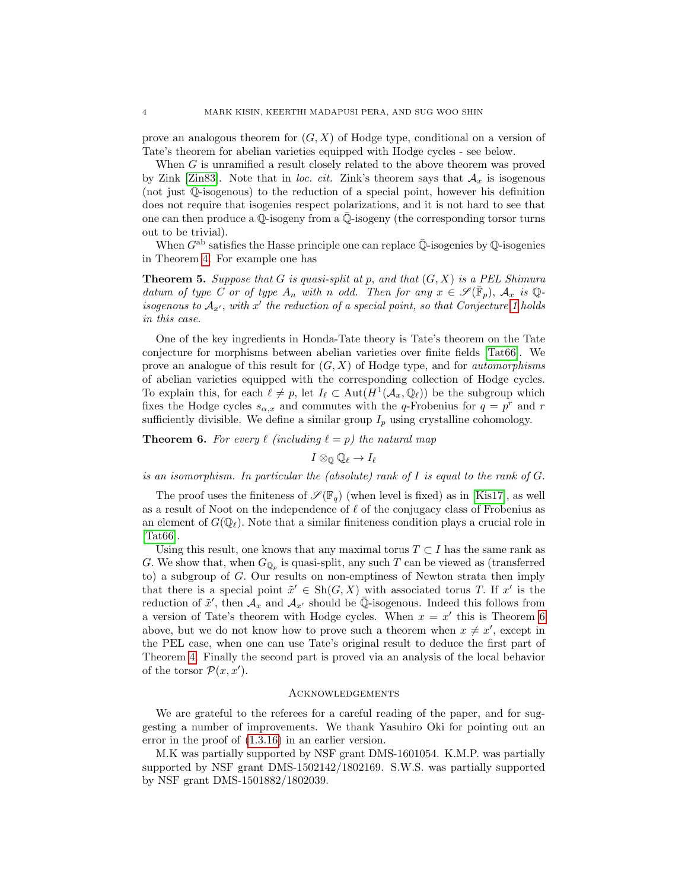prove an analogous theorem for $(G, X)$ of Hodge type, conditional on a version of Tate's theorem for abelian varieties equipped with Hodge cycles - see below.

When $G$ is unramified a result closely related to the above theorem was proved by Zink [Zin83]. Note that in *loc. cit.* Zink's theorem says that $\mathcal{A}_x$ is isogenous (not just $\mathbb{Q}$-isogenous) to the reduction of a special point, however his definition does not require that isogenies respect polarizations, and it is not hard to see that one can then produce a $\mathbb{Q}$-isogeny from a $\bar{\mathbb{Q}}$-isogeny (the corresponding torsor turns out to be trivial).

When $G^{\mathrm{ab}}$ satisfies the Hasse principle one can replace $\bar{\mathbb{Q}}$-isogenies by $\mathbb{Q}$-isogenies in Theorem 4. For example one has

**Theorem 5.** *Suppose that $G$ is quasi-split at $p$, and that $(G, X)$ is a PEL Shimura datum of type $C$ or of type $A_n$ with $n$ odd. Then for any $x \in \mathscr{S}(\bar{\mathbb{F}}_p)$, $\mathcal{A}_x$ is $\mathbb{Q}$-isogenous to $\mathcal{A}_{x'}$, with $x'$ the reduction of a special point, so that Conjecture 1 holds in this case.*

One of the key ingredients in Honda-Tate theory is Tate's theorem on the Tate conjecture for morphisms between abelian varieties over finite fields [Tat66]. We prove an analogue of this result for $(G, X)$ of Hodge type, and for *automorphisms* of abelian varieties equipped with the corresponding collection of Hodge cycles. To explain this, for each $\ell \neq p$, let $I_\ell \subset \mathrm{Aut}(H^1(\mathcal{A}_x, \mathbb{Q}_\ell))$ be the subgroup which fixes the Hodge cycles $s_{\alpha,x}$ and commutes with the $q$-Frobenius for $q = p^r$ and $r$ sufficiently divisible. We define a similar group $I_p$ using crystalline cohomology.

**Theorem 6.** *For every $\ell$ (including $\ell = p$) the natural map*

$$I \otimes_{\mathbb{Q}} \mathbb{Q}_\ell \to I_\ell$$

*is an isomorphism. In particular the (absolute) rank of $I$ is equal to the rank of $G$.*

The proof uses the finiteness of $\mathscr{S}(\mathbb{F}_q)$ (when level is fixed) as in [Kis17], as well as a result of Noot on the independence of $\ell$ of the conjugacy class of Frobenius as an element of $G(\mathbb{Q}_\ell)$. Note that a similar finiteness condition plays a crucial role in [Tat66].

Using this result, one knows that any maximal torus $T \subset I$ has the same rank as $G$. We show that, when $G_{\mathbb{Q}_p}$ is quasi-split, any such $T$ can be viewed as (transferred to) a subgroup of $G$. Our results on non-emptiness of Newton strata then imply that there is a special point $\tilde{x}' \in \mathrm{Sh}(G, X)$ with associated torus $T$. If $x'$ is the reduction of $\tilde{x}'$, then $\mathcal{A}_x$ and $\mathcal{A}_{x'}$ should be $\bar{\mathbb{Q}}$-isogenous. Indeed this follows from a version of Tate's theorem with Hodge cycles. When $x = x'$ this is Theorem 6 above, but we do not know how to prove such a theorem when $x \neq x'$, except in the PEL case, when one can use Tate's original result to deduce the first part of Theorem 4. Finally the second part is proved via an analysis of the local behavior of the torsor $\mathcal{P}(x, x')$.

## Acknowledgements

We are grateful to the referees for a careful reading of the paper, and for suggesting a number of improvements. We thank Yasuhiro Oki for pointing out an error in the proof of (1.3.16) in an earlier version.

M.K was partially supported by NSF grant DMS-1601054. K.M.P. was partially supported by NSF grant DMS-1502142/1802169. S.W.S. was partially supported by NSF grant DMS-1501882/1802039.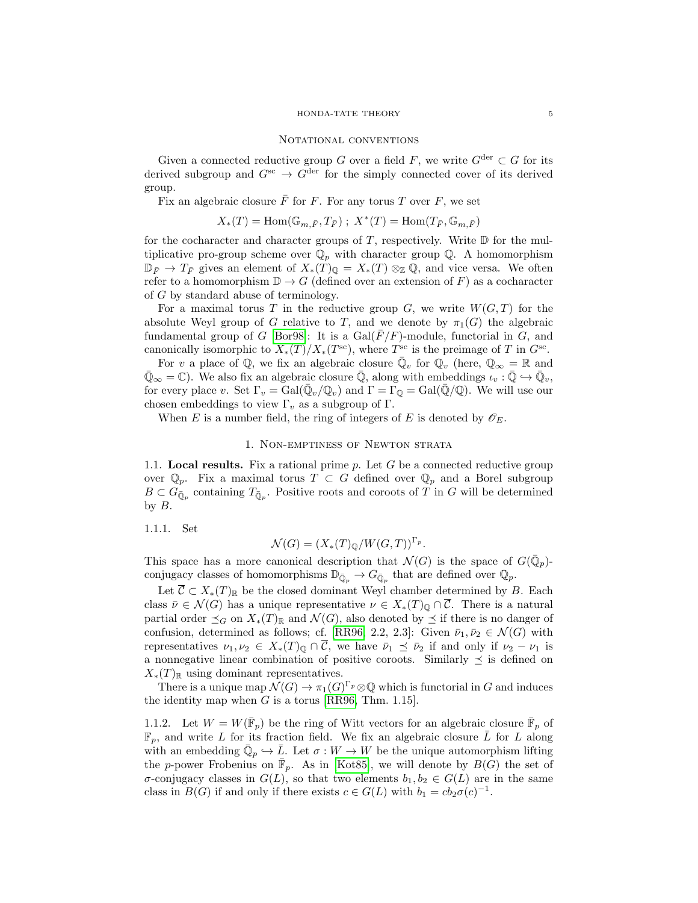## Notational conventions

Given a connected reductive group $G$ over a field $F$, we write $G^{\mathrm{der}} \subset G$ for its derived subgroup and $G^{\mathrm{sc}} \to G^{\mathrm{der}}$ for the simply connected cover of its derived group.

Fix an algebraic closure $\bar{F}$ for $F$. For any torus $T$ over $F$, we set

$$X_*(T) = \mathrm{Hom}(\mathbb{G}_{m,\bar{F}}, T_{\bar{F}})\ ;\ X^*(T) = \mathrm{Hom}(T_{\bar{F}}, \mathbb{G}_{m,\bar{F}})$$

for the cocharacter and character groups of $T$, respectively. Write $\mathbb{D}$ for the multiplicative pro-group scheme over $\mathbb{Q}_p$ with character group $\mathbb{Q}$. A homomorphism $\mathbb{D}_{\bar{F}} \to T_{\bar{F}}$ gives an element of $X_*(T)_{\mathbb{Q}} = X_*(T) \otimes_{\mathbb{Z}} \mathbb{Q}$, and vice versa. We often refer to a homomorphism $\mathbb{D} \to G$ (defined over an extension of $F$) as a cocharacter of $G$ by standard abuse of terminology.

For a maximal torus $T$ in the reductive group $G$, we write $W(G,T)$ for the absolute Weyl group of $G$ relative to $T$, and we denote by $\pi_1(G)$ the algebraic fundamental group of $G$ [Bor98]: It is a $\mathrm{Gal}(\bar{F}/F)$-module, functorial in $G$, and canonically isomorphic to $X_*(T)/X_*(T^{\mathrm{sc}})$, where $T^{\mathrm{sc}}$ is the preimage of $T$ in $G^{\mathrm{sc}}$.

For $v$ a place of $\mathbb{Q}$, we fix an algebraic closure $\bar{\mathbb{Q}}_v$ for $\mathbb{Q}_v$ (here, $\mathbb{Q}_\infty = \mathbb{R}$ and $\bar{\mathbb{Q}}_\infty = \mathbb{C}$). We also fix an algebraic closure $\bar{\mathbb{Q}}$, along with embeddings $\iota_v : \bar{\mathbb{Q}} \hookrightarrow \bar{\mathbb{Q}}_v$, for every place $v$. Set $\Gamma_v = \mathrm{Gal}(\bar{\mathbb{Q}}_v/\mathbb{Q}_v)$ and $\Gamma = \Gamma_{\mathbb{Q}} = \mathrm{Gal}(\bar{\mathbb{Q}}/\mathbb{Q})$. We will use our chosen embeddings to view $\Gamma_v$ as a subgroup of $\Gamma$.

When $E$ is a number field, the ring of integers of $E$ is denoted by $\mathscr{O}_E$.

## 1. Non-emptiness of Newton strata

### 1.1. Local results.

Fix a rational prime $p$. Let $G$ be a connected reductive group over $\mathbb{Q}_p$. Fix a maximal torus $T \subset G$ defined over $\mathbb{Q}_p$ and a Borel subgroup $B \subset G_{\bar{\mathbb{Q}}_p}$ containing $T_{\bar{\mathbb{Q}}_p}$. Positive roots and coroots of $T$ in $G$ will be determined by $B$.

1.1.1. Set

$$\mathcal{N}(G) = (X_*(T)_{\mathbb{Q}}/W(G,T))^{\Gamma_p}.$$

This space has a more canonical description that $\mathcal{N}(G)$ is the space of $G(\bar{\mathbb{Q}}_p)$-conjugacy classes of homomorphisms $\mathbb{D}_{\bar{\mathbb{Q}}_p} \to G_{\bar{\mathbb{Q}}_p}$ that are defined over $\mathbb{Q}_p$.

Let $\overline{\mathcal{C}} \subset X_*(T)_{\mathbb{R}}$ be the closed dominant Weyl chamber determined by $B$. Each class $\bar{\nu} \in \mathcal{N}(G)$ has a unique representative $\nu \in X_*(T)_{\mathbb{Q}} \cap \overline{\mathcal{C}}$. There is a natural partial order $\preceq_G$ on $X_*(T)_{\mathbb{R}}$ and $\mathcal{N}(G)$, also denoted by $\preceq$ if there is no danger of confusion, determined as follows; cf. [RR96, 2.2, 2.3]: Given $\bar{\nu}_1, \bar{\nu}_2 \in \mathcal{N}(G)$ with representatives $\nu_1, \nu_2 \in X_*(T)_{\mathbb{Q}} \cap \overline{\mathcal{C}}$, we have $\bar{\nu}_1 \preceq \bar{\nu}_2$ if and only if $\nu_2 - \nu_1$ is a nonnegative linear combination of positive coroots. Similarly $\preceq$ is defined on $X_*(T)_{\mathbb{R}}$ using dominant representatives.

There is a unique map $\mathcal{N}(G) \to \pi_1(G)^{\Gamma_p} \otimes \mathbb{Q}$ which is functorial in $G$ and induces the identity map when $G$ is a torus [RR96, Thm. 1.15].

1.1.2. Let $W = W(\bar{\mathbb{F}}_p)$ be the ring of Witt vectors for an algebraic closure $\bar{\mathbb{F}}_p$ of $\mathbb{F}_p$, and write $L$ for its fraction field. We fix an algebraic closure $\bar{L}$ for $L$ along with an embedding $\bar{\mathbb{Q}}_p \hookrightarrow \bar{L}$. Let $\sigma : W \to W$ be the unique automorphism lifting the $p$-power Frobenius on $\bar{\mathbb{F}}_p$. As in [Kot85], we will denote by $B(G)$ the set of $\sigma$-conjugacy classes in $G(L)$, so that two elements $b_1, b_2 \in G(L)$ are in the same class in $B(G)$ if and only if there exists $c \in G(L)$ with $b_1 = cb_2\sigma(c)^{-1}$.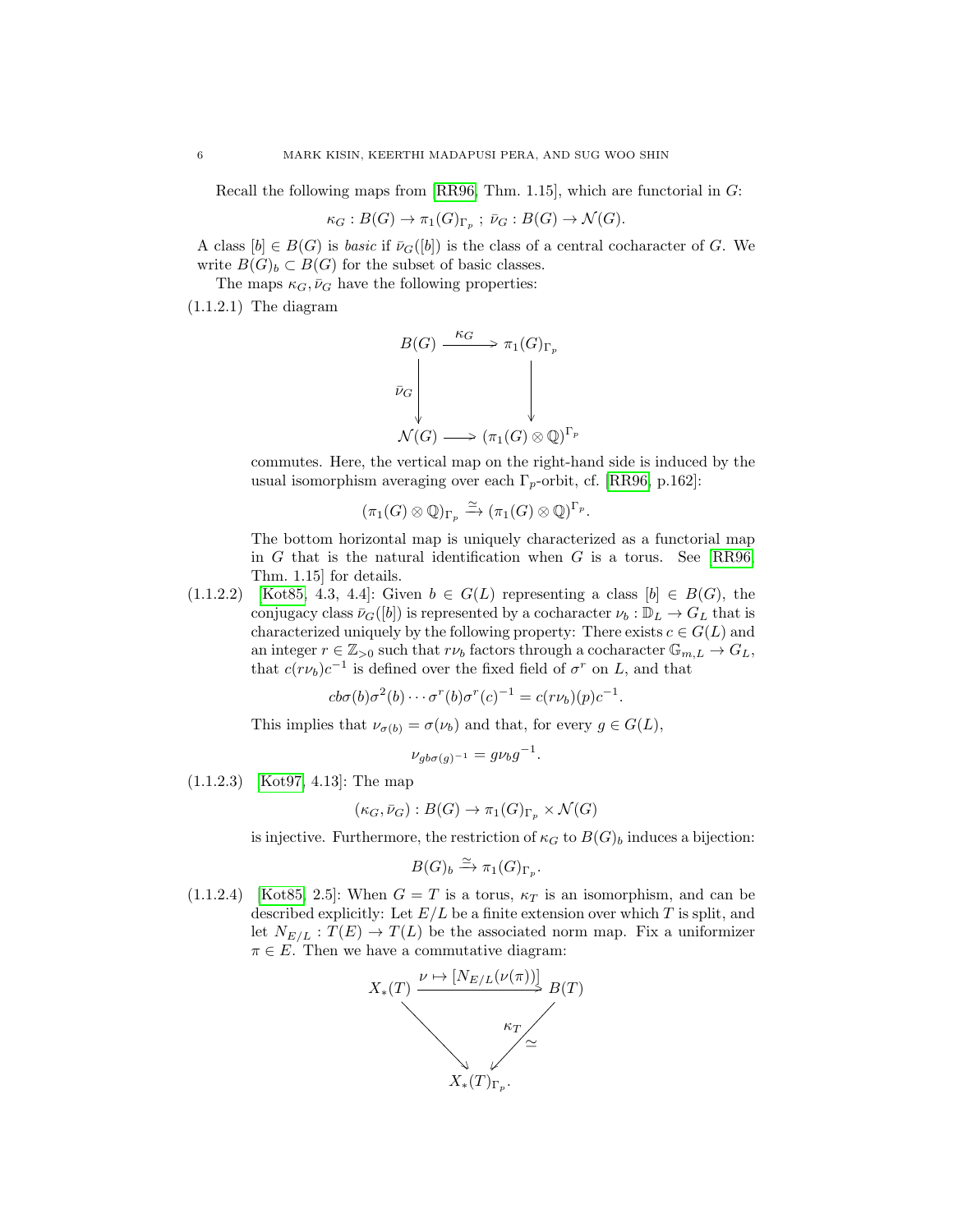Recall the following maps from [RR96, Thm. 1.15], which are functorial in $G$:

$$\kappa_G : B(G) \to \pi_1(G)_{\Gamma_p} \ ; \ \bar{\nu}_G : B(G) \to \mathcal{N}(G).$$

A class $[b] \in B(G)$ is *basic* if $\bar{\nu}_G([b])$ is the class of a central cocharacter of $G$. We write $B(G)_b \subset B(G)$ for the subset of basic classes.

The maps $\kappa_G, \bar{\nu}_G$ have the following properties:

(1.1.2.1) The diagram

$$\begin{array}{ccc} B(G) & \xrightarrow{\kappa_G} & \pi_1(G)_{\Gamma_p} \\ {\scriptstyle \bar{\nu}_G}\downarrow & & \downarrow \\ \mathcal{N}(G) & \longrightarrow & (\pi_1(G)\otimes\mathbb{Q})^{\Gamma_p} \end{array}$$

commutes. Here, the vertical map on the right-hand side is induced by the usual isomorphism averaging over each $\Gamma_p$-orbit, cf. [RR96, p.162]:

$$(\pi_1(G)\otimes\mathbb{Q})_{\Gamma_p} \xrightarrow{\simeq} (\pi_1(G)\otimes\mathbb{Q})^{\Gamma_p}.$$

The bottom horizontal map is uniquely characterized as a functorial map in $G$ that is the natural identification when $G$ is a torus. See [RR96, Thm. 1.15] for details.

(1.1.2.2) [Kot85, 4.3, 4.4]: Given $b \in G(L)$ representing a class $[b] \in B(G)$, the conjugacy class $\bar{\nu}_G([b])$ is represented by a cocharacter $\nu_b : \mathbb{D}_L \to G_L$ that is characterized uniquely by the following property: There exists $c \in G(L)$ and an integer $r \in \mathbb{Z}_{>0}$ such that $r\nu_b$ factors through a cocharacter $\mathbb{G}_{m,L} \to G_L$, that $c(r\nu_b)c^{-1}$ is defined over the fixed field of $\sigma^r$ on $L$, and that

$$cb\sigma(b)\sigma^2(b)\cdots\sigma^r(b)\sigma^r(c)^{-1} = c(r\nu_b)(p)c^{-1}.$$

This implies that $\nu_{\sigma(b)} = \sigma(\nu_b)$ and that, for every $g \in G(L)$,

$$\nu_{gb\sigma(g)^{-1}} = g\nu_b g^{-1}.$$

(1.1.2.3) [Kot97, 4.13]: The map

$$(\kappa_G, \bar{\nu}_G) : B(G) \to \pi_1(G)_{\Gamma_p} \times \mathcal{N}(G)$$

is injective. Furthermore, the restriction of $\kappa_G$ to $B(G)_b$ induces a bijection:

$$B(G)_b \xrightarrow{\simeq} \pi_1(G)_{\Gamma_p}.$$

(1.1.2.4) [Kot85, 2.5]: When $G = T$ is a torus, $\kappa_T$ is an isomorphism, and can be described explicitly: Let $E/L$ be a finite extension over which $T$ is split, and let $N_{E/L} : T(E) \to T(L)$ be the associated norm map. Fix a uniformizer $\pi \in E$. Then we have a commutative diagram:

$$\begin{array}{ccc} X_*(T) & \xrightarrow{\nu \mapsto [N_{E/L}(\nu(\pi))]} & B(T) \\ & \searrow & \swarrow {\scriptstyle \kappa_T,\ \simeq} \\ & X_*(T)_{\Gamma_p}. & \end{array}$$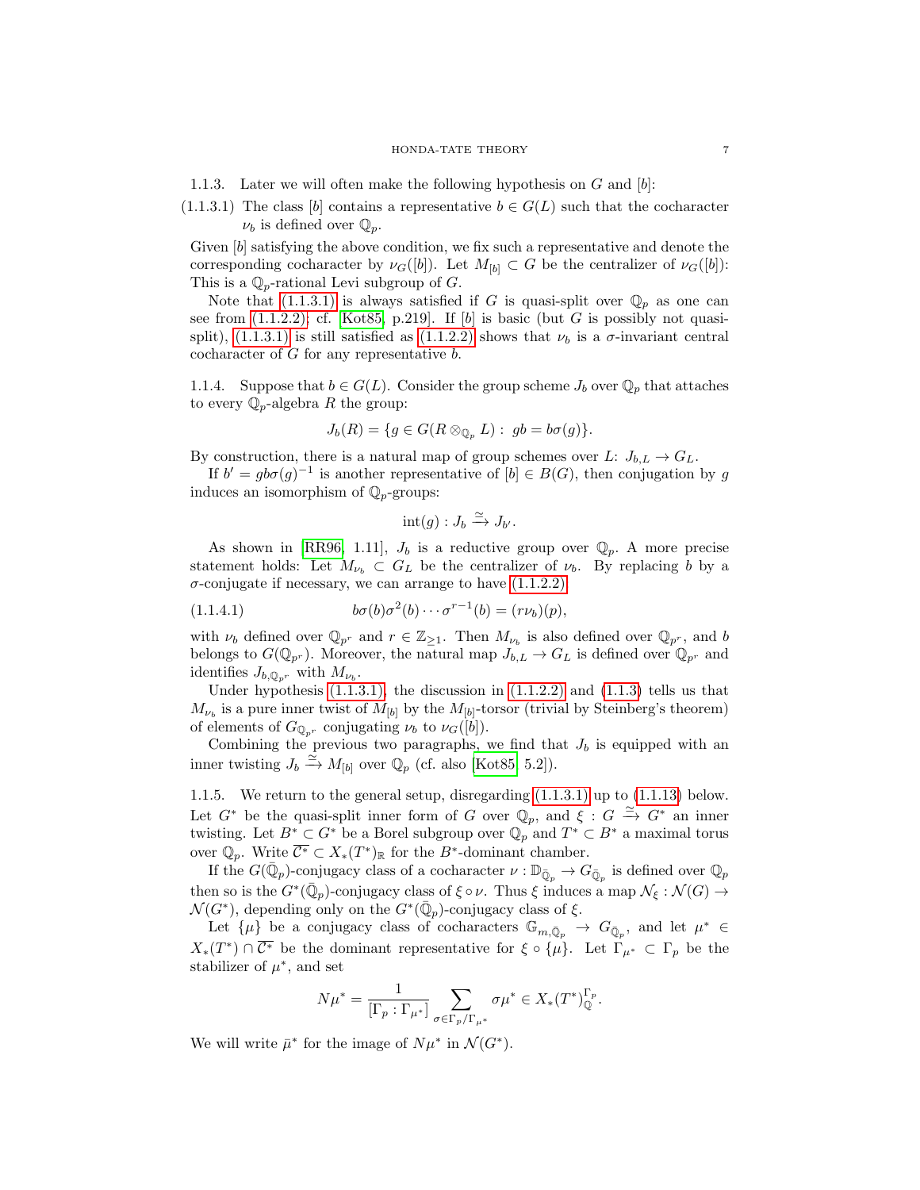1.1.3. Later we will often make the following hypothesis on $G$ and $[b]$:

(1.1.3.1) The class $[b]$ contains a representative $b \in G(L)$ such that the cocharacter $\nu_b$ is defined over $\mathbb{Q}_p$.

Given $[b]$ satisfying the above condition, we fix such a representative and denote the corresponding cocharacter by $\nu_G([b])$. Let $M_{[b]} \subset G$ be the centralizer of $\nu_G([b])$: This is a $\mathbb{Q}_p$-rational Levi subgroup of $G$.

Note that (1.1.3.1) is always satisfied if $G$ is quasi-split over $\mathbb{Q}_p$ as one can see from (1.1.2.2); cf. [Kot85, p.219]. If $[b]$ is basic (but $G$ is possibly not quasi-split), (1.1.3.1) is still satisfied as (1.1.2.2) shows that $\nu_b$ is a $\sigma$-invariant central cocharacter of $G$ for any representative $b$.

1.1.4. Suppose that $b \in G(L)$. Consider the group scheme $J_b$ over $\mathbb{Q}_p$ that attaches to every $\mathbb{Q}_p$-algebra $R$ the group:

$$J_b(R) = \{g \in G(R \otimes_{\mathbb{Q}_p} L) : \; gb = b\sigma(g)\}.$$

By construction, there is a natural map of group schemes over $L$: $J_{b,L} \to G_L$.

If $b' = gb\sigma(g)^{-1}$ is another representative of $[b] \in B(G)$, then conjugation by $g$ induces an isomorphism of $\mathbb{Q}_p$-groups:

$$\mathrm{int}(g) : J_b \xrightarrow{\simeq} J_{b'}.$$

As shown in [RR96, 1.11], $J_b$ is a reductive group over $\mathbb{Q}_p$. A more precise statement holds: Let $M_{\nu_b} \subset G_L$ be the centralizer of $\nu_b$. By replacing $b$ by a $\sigma$-conjugate if necessary, we can arrange to have (1.1.2.2)

$$b\sigma(b)\sigma^2(b) \cdots \sigma^{r-1}(b) = (r\nu_b)(p), \tag{1.1.4.1}$$

with $\nu_b$ defined over $\mathbb{Q}_{p^r}$ and $r \in \mathbb{Z}_{\geq 1}$. Then $M_{\nu_b}$ is also defined over $\mathbb{Q}_{p^r}$, and $b$ belongs to $G(\mathbb{Q}_{p^r})$. Moreover, the natural map $J_{b,L} \to G_L$ is defined over $\mathbb{Q}_{p^r}$ and identifies $J_{b,\mathbb{Q}_{p^r}}$ with $M_{\nu_b}$.

Under hypothesis (1.1.3.1), the discussion in (1.1.2.2) and (1.1.3) tells us that $M_{\nu_b}$ is a pure inner twist of $M_{[b]}$ by the $M_{[b]}$-torsor (trivial by Steinberg's theorem) of elements of $G_{\mathbb{Q}_{p^r}}$ conjugating $\nu_b$ to $\nu_G([b])$.

Combining the previous two paragraphs, we find that $J_b$ is equipped with an inner twisting $J_b \xrightarrow{\simeq} M_{[b]}$ over $\mathbb{Q}_p$ (cf. also [Kot85, 5.2]).

1.1.5. We return to the general setup, disregarding (1.1.3.1) up to (1.1.13) below. Let $G^*$ be the quasi-split inner form of $G$ over $\mathbb{Q}_p$, and $\xi : G \xrightarrow{\simeq} G^*$ an inner twisting. Let $B^* \subset G^*$ be a Borel subgroup over $\mathbb{Q}_p$ and $T^* \subset B^*$ a maximal torus over $\mathbb{Q}_p$. Write $\overline{C^*} \subset X_*(T^*)_{\mathbb{R}}$ for the $B^*$-dominant chamber.

If the $G(\bar{\mathbb{Q}}_p)$-conjugacy class of a cocharacter $\nu : \mathbb{D}_{\bar{\mathbb{Q}}_p} \to G_{\bar{\mathbb{Q}}_p}$ is defined over $\mathbb{Q}_p$ then so is the $G^*(\bar{\mathbb{Q}}_p)$-conjugacy class of $\xi \circ \nu$. Thus $\xi$ induces a map $\mathcal{N}_\xi : \mathcal{N}(G) \to \mathcal{N}(G^*)$, depending only on the $G^*(\bar{\mathbb{Q}}_p)$-conjugacy class of $\xi$.

Let $\{\mu\}$ be a conjugacy class of cocharacters $\mathbb{G}_{m,\bar{\mathbb{Q}}_p} \to G_{\bar{\mathbb{Q}}_p}$, and let $\mu^* \in X_*(T^*) \cap \overline{C^*}$ be the dominant representative for $\xi \circ \{\mu\}$. Let $\Gamma_{\mu^*} \subset \Gamma_p$ be the stabilizer of $\mu^*$, and set

$$N\mu^* = \frac{1}{[\Gamma_p : \Gamma_{\mu^*}]} \sum_{\sigma \in \Gamma_p/\Gamma_{\mu^*}} \sigma\mu^* \in X_*(T^*)_{\mathbb{Q}}^{\Gamma_p}.$$

We will write $\bar{\mu}^*$ for the image of $N\mu^*$ in $\mathcal{N}(G^*)$.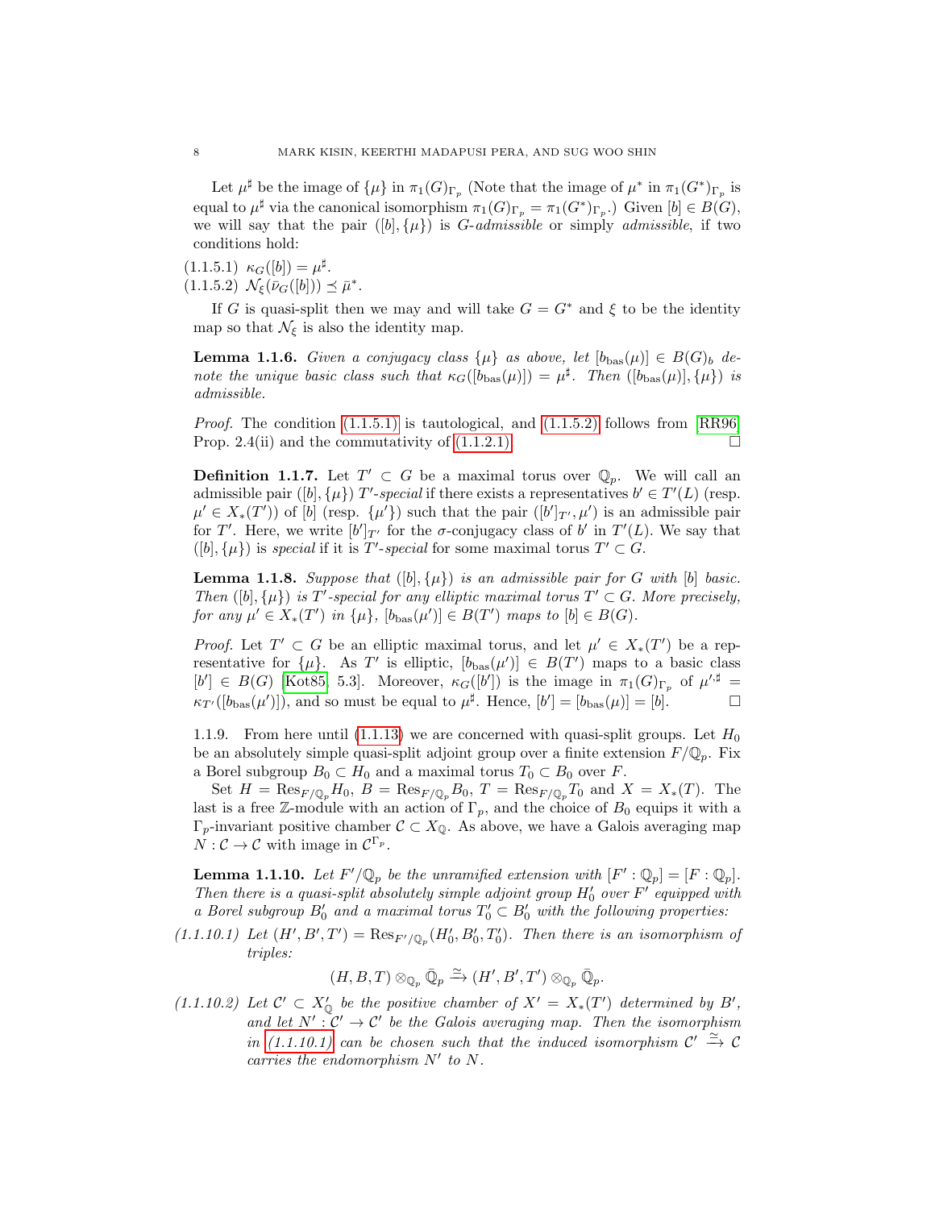Let $\mu^\sharp$ be the image of $\{\mu\}$ in $\pi_1(G)_{\Gamma_p}$ (Note that the image of $\mu^*$ in $\pi_1(G^*)_{\Gamma_p}$ is equal to $\mu^\sharp$ via the canonical isomorphism $\pi_1(G)_{\Gamma_p} = \pi_1(G^*)_{\Gamma_p}$.) Given $[b] \in B(G)$, we will say that the pair $([b], \{\mu\})$ is *$G$-admissible* or simply *admissible*, if two conditions hold:

(1.1.5.1) $\kappa_G([b]) = \mu^\sharp$.

(1.1.5.2) $\mathcal{N}_\xi(\bar{\nu}_G([b])) \preceq \bar{\mu}^*$.

If $G$ is quasi-split then we may and will take $G = G^*$ and $\xi$ to be the identity map so that $\mathcal{N}_\xi$ is also the identity map.

**Lemma 1.1.6.** *Given a conjugacy class $\{\mu\}$ as above, let $[b_{\mathrm{bas}}(\mu)] \in B(G)_b$ denote the unique basic class such that $\kappa_G([b_{\mathrm{bas}}(\mu)]) = \mu^\sharp$. Then $([b_{\mathrm{bas}}(\mu)], \{\mu\})$ is admissible.*

*Proof.* The condition (1.1.5.1) is tautological, and (1.1.5.2) follows from [RR96, Prop. 2.4(ii) and the commutativity of (1.1.2.1). □

**Definition 1.1.7.** Let $T' \subset G$ be a maximal torus over $\mathbb{Q}_p$. We will call an admissible pair $([b], \{\mu\})$ *$T'$-special* if there exists a representatives $b' \in T'(L)$ (resp. $\mu' \in X_*(T')$) of $[b]$ (resp. $\{\mu'\}$) such that the pair $([b']_{T'}, \mu')$ is an admissible pair for $T'$. Here, we write $[b']_{T'}$ for the $\sigma$-conjugacy class of $b'$ in $T'(L)$. We say that $([b], \{\mu\})$ is *special* if it is *$T'$-special* for some maximal torus $T' \subset G$.

**Lemma 1.1.8.** *Suppose that $([b], \{\mu\})$ is an admissible pair for $G$ with $[b]$ basic. Then $([b], \{\mu\})$ is $T'$-special for any elliptic maximal torus $T' \subset G$. More precisely, for any $\mu' \in X_*(T')$ in $\{\mu\}$, $[b_{\mathrm{bas}}(\mu')] \in B(T')$ maps to $[b] \in B(G)$.*

*Proof.* Let $T' \subset G$ be an elliptic maximal torus, and let $\mu' \in X_*(T')$ be a representative for $\{\mu\}$. As $T'$ is elliptic, $[b_{\mathrm{bas}}(\mu')] \in B(T')$ maps to a basic class $[b'] \in B(G)$ [Kot85, 5.3]. Moreover, $\kappa_G([b'])$ is the image in $\pi_1(G)_{\Gamma_p}$ of $\mu'^{,\sharp} = \kappa_{T'}([b_{\mathrm{bas}}(\mu')])$, and so must be equal to $\mu^\sharp$. Hence, $[b'] = [b_{\mathrm{bas}}(\mu)] = [b]$. □

1.1.9. From here until (1.1.13) we are concerned with quasi-split groups. Let $H_0$ be an absolutely simple quasi-split adjoint group over a finite extension $F/\mathbb{Q}_p$. Fix a Borel subgroup $B_0 \subset H_0$ and a maximal torus $T_0 \subset B_0$ over $F$.

Set $H = \mathrm{Res}_{F/\mathbb{Q}_p} H_0$, $B = \mathrm{Res}_{F/\mathbb{Q}_p} B_0$, $T = \mathrm{Res}_{F/\mathbb{Q}_p} T_0$ and $X = X_*(T)$. The last is a free $\mathbb{Z}$-module with an action of $\Gamma_p$, and the choice of $B_0$ equips it with a $\Gamma_p$-invariant positive chamber $\mathcal{C} \subset X_\mathbb{Q}$. As above, we have a Galois averaging map $N : \mathcal{C} \to \mathcal{C}$ with image in $\mathcal{C}^{\Gamma_p}$.

**Lemma 1.1.10.** *Let $F'/\mathbb{Q}_p$ be the unramified extension with $[F' : \mathbb{Q}_p] = [F : \mathbb{Q}_p]$. Then there is a quasi-split absolutely simple adjoint group $H_0'$ over $F'$ equipped with a Borel subgroup $B_0'$ and a maximal torus $T_0' \subset B_0'$ with the following properties:*

*(1.1.10.1) Let $(H', B', T') = \mathrm{Res}_{F'/\mathbb{Q}_p}(H_0', B_0', T_0')$. Then there is an isomorphism of triples:*

$$(H, B, T) \otimes_{\mathbb{Q}_p} \bar{\mathbb{Q}}_p \xrightarrow{\simeq} (H', B', T') \otimes_{\mathbb{Q}_p} \bar{\mathbb{Q}}_p.$$

*(1.1.10.2) Let $\mathcal{C}' \subset X'_\mathbb{Q}$ be the positive chamber of $X' = X_*(T')$ determined by $B'$, and let $N' : \mathcal{C}' \to \mathcal{C}'$ be the Galois averaging map. Then the isomorphism in (1.1.10.1) can be chosen such that the induced isomorphism $\mathcal{C}' \xrightarrow{\simeq} \mathcal{C}$ carries the endomorphism $N'$ to $N$.*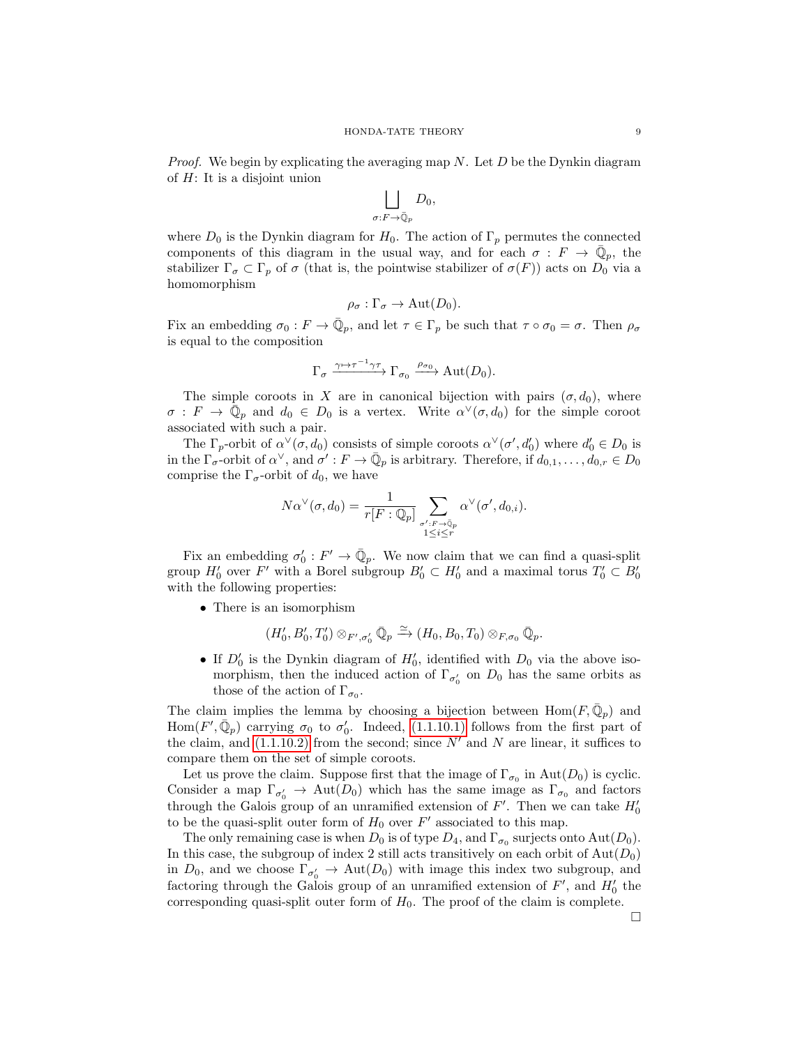*Proof.* We begin by explicating the averaging map $N$. Let $D$ be the Dynkin diagram of $H$: It is a disjoint union

$$\bigsqcup_{\sigma:F\to\bar{\mathbb{Q}}_p} D_0,$$

where $D_0$ is the Dynkin diagram for $H_0$. The action of $\Gamma_p$ permutes the connected components of this diagram in the usual way, and for each $\sigma : F \to \bar{\mathbb{Q}}_p$, the stabilizer $\Gamma_\sigma \subset \Gamma_p$ of $\sigma$ (that is, the pointwise stabilizer of $\sigma(F)$) acts on $D_0$ via a homomorphism

$$\rho_\sigma : \Gamma_\sigma \to \mathrm{Aut}(D_0).$$

Fix an embedding $\sigma_0 : F \to \bar{\mathbb{Q}}_p$, and let $\tau \in \Gamma_p$ be such that $\tau \circ \sigma_0 = \sigma$. Then $\rho_\sigma$ is equal to the composition

$$\Gamma_\sigma \xrightarrow{\gamma\mapsto\tau^{-1}\gamma\tau} \Gamma_{\sigma_0} \xrightarrow{\rho_{\sigma_0}} \mathrm{Aut}(D_0).$$

The simple coroots in $X$ are in canonical bijection with pairs $(\sigma, d_0)$, where $\sigma : F \to \bar{\mathbb{Q}}_p$ and $d_0 \in D_0$ is a vertex. Write $\alpha^\vee(\sigma, d_0)$ for the simple coroot associated with such a pair.

The $\Gamma_p$-orbit of $\alpha^\vee(\sigma, d_0)$ consists of simple coroots $\alpha^\vee(\sigma', d_0')$ where $d_0' \in D_0$ is in the $\Gamma_\sigma$-orbit of $\alpha^\vee$, and $\sigma' : F \to \bar{\mathbb{Q}}_p$ is arbitrary. Therefore, if $d_{0,1}, \ldots, d_{0,r} \in D_0$ comprise the $\Gamma_\sigma$-orbit of $d_0$, we have

$$N\alpha^\vee(\sigma, d_0) = \frac{1}{r[F : \mathbb{Q}_p]} \sum_{\substack{\sigma':F\to\bar{\mathbb{Q}}_p \\ 1\leq i\leq r}} \alpha^\vee(\sigma', d_{0,i}).$$

Fix an embedding $\sigma_0' : F' \to \bar{\mathbb{Q}}_p$. We now claim that we can find a quasi-split group $H_0'$ over $F'$ with a Borel subgroup $B_0' \subset H_0'$ and a maximal torus $T_0' \subset B_0'$ with the following properties:

- There is an isomorphism

$$(H_0', B_0', T_0') \otimes_{F',\sigma_0'} \bar{\mathbb{Q}}_p \xrightarrow{\simeq} (H_0, B_0, T_0) \otimes_{F,\sigma_0} \bar{\mathbb{Q}}_p.$$

- If $D_0'$ is the Dynkin diagram of $H_0'$, identified with $D_0$ via the above isomorphism, then the induced action of $\Gamma_{\sigma_0'}$ on $D_0$ has the same orbits as those of the action of $\Gamma_{\sigma_0}$.

The claim implies the lemma by choosing a bijection between $\mathrm{Hom}(F, \bar{\mathbb{Q}}_p)$ and $\mathrm{Hom}(F', \bar{\mathbb{Q}}_p)$ carrying $\sigma_0$ to $\sigma_0'$. Indeed, (1.1.10.1) follows from the first part of the claim, and (1.1.10.2) from the second; since $N'$ and $N$ are linear, it suffices to compare them on the set of simple coroots.

Let us prove the claim. Suppose first that the image of $\Gamma_{\sigma_0}$ in $\mathrm{Aut}(D_0)$ is cyclic. Consider a map $\Gamma_{\sigma_0'} \to \mathrm{Aut}(D_0)$ which has the same image as $\Gamma_{\sigma_0}$ and factors through the Galois group of an unramified extension of $F'$. Then we can take $H_0'$ to be the quasi-split outer form of $H_0$ over $F'$ associated to this map.

The only remaining case is when $D_0$ is of type $D_4$, and $\Gamma_{\sigma_0}$ surjects onto $\mathrm{Aut}(D_0)$. In this case, the subgroup of index 2 still acts transitively on each orbit of $\mathrm{Aut}(D_0)$ in $D_0$, and we choose $\Gamma_{\sigma_0'} \to \mathrm{Aut}(D_0)$ with image this index two subgroup, and factoring through the Galois group of an unramified extension of $F'$, and $H_0'$ the corresponding quasi-split outer form of $H_0$. The proof of the claim is complete. □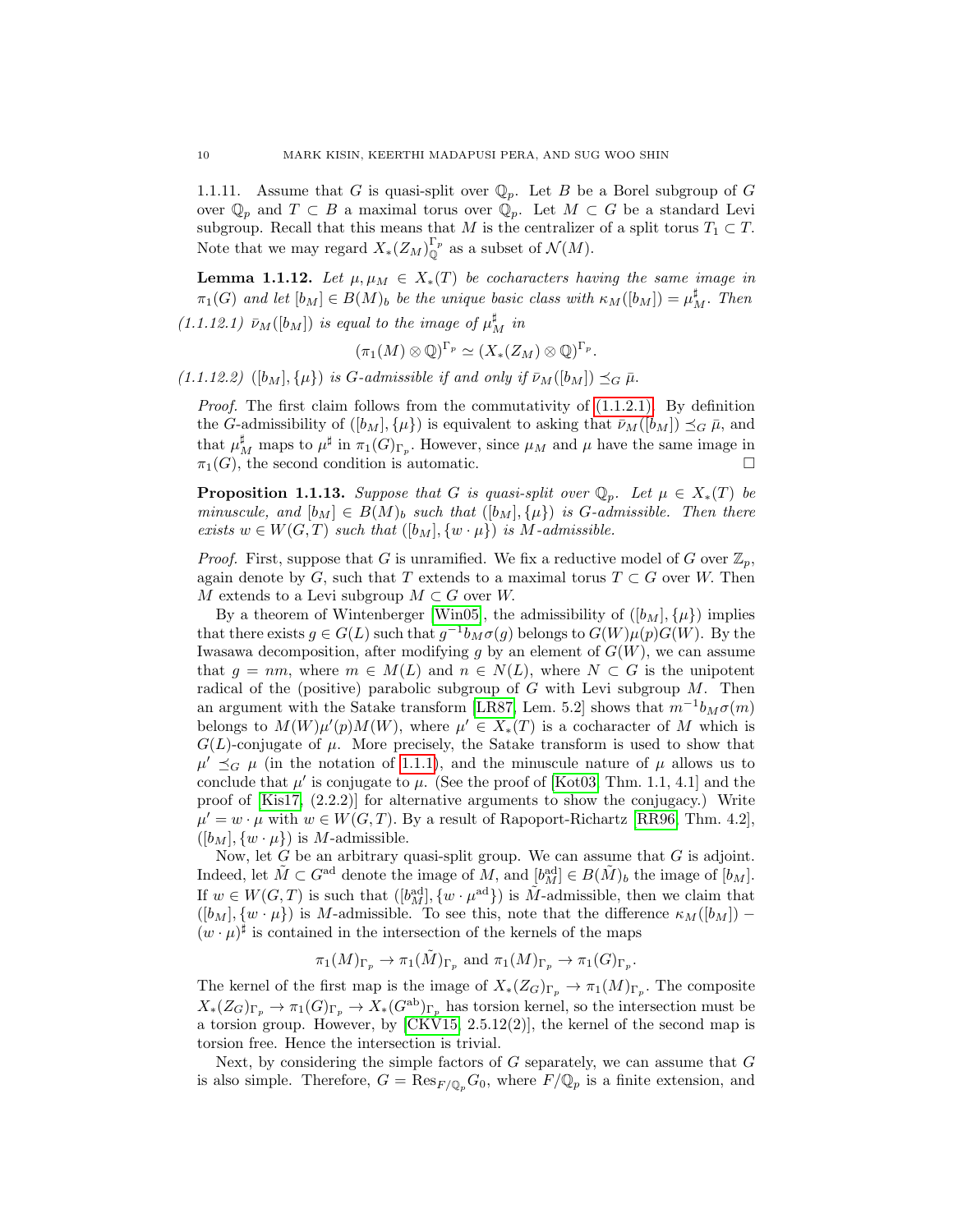1.1.11. Assume that $G$ is quasi-split over $\mathbb{Q}_p$. Let $B$ be a Borel subgroup of $G$ over $\mathbb{Q}_p$ and $T \subset B$ a maximal torus over $\mathbb{Q}_p$. Let $M \subset G$ be a standard Levi subgroup. Recall that this means that $M$ is the centralizer of a split torus $T_1 \subset T$. Note that we may regard $X_*(Z_M)_{\mathbb{Q}}^{\Gamma_p}$ as a subset of $\mathcal{N}(M)$.

**Lemma 1.1.12.** *Let $\mu, \mu_M \in X_*(T)$ be cocharacters having the same image in $\pi_1(G)$ and let $[b_M] \in B(M)_b$ be the unique basic class with $\kappa_M([b_M]) = \mu_M^\sharp$. Then*

*(1.1.12.1) $\bar{\nu}_M([b_M])$ is equal to the image of $\mu_M^\sharp$ in*

$$(\pi_1(M) \otimes \mathbb{Q})^{\Gamma_p} \simeq (X_*(Z_M) \otimes \mathbb{Q})^{\Gamma_p}.$$

*(1.1.12.2) $([b_M], \{\mu\})$ is $G$-admissible if and only if $\bar{\nu}_M([b_M]) \preceq_G \bar{\mu}$.*

*Proof.* The first claim follows from the commutativity of (1.1.2.1). By definition the $G$-admissibility of $([b_M], \{\mu\})$ is equivalent to asking that $\bar{\nu}_M([b_M]) \preceq_G \bar{\mu}$, and that $\mu_M^\sharp$ maps to $\mu^\sharp$ in $\pi_1(G)_{\Gamma_p}$. However, since $\mu_M$ and $\mu$ have the same image in $\pi_1(G)$, the second condition is automatic. □

**Proposition 1.1.13.** *Suppose that $G$ is quasi-split over $\mathbb{Q}_p$. Let $\mu \in X_*(T)$ be minuscule, and $[b_M] \in B(M)_b$ such that $([b_M], \{\mu\})$ is $G$-admissible. Then there exists $w \in W(G,T)$ such that $([b_M], \{w \cdot \mu\})$ is $M$-admissible.*

*Proof.* First, suppose that $G$ is unramified. We fix a reductive model of $G$ over $\mathbb{Z}_p$, again denote by $G$, such that $T$ extends to a maximal torus $T \subset G$ over $W$. Then $M$ extends to a Levi subgroup $M \subset G$ over $W$.

By a theorem of Wintenberger [Win05], the admissibility of $([b_M], \{\mu\})$ implies that there exists $g \in G(L)$ such that $g^{-1} b_M \sigma(g)$ belongs to $G(W)\mu(p)G(W)$. By the Iwasawa decomposition, after modifying $g$ by an element of $G(W)$, we can assume that $g = nm$, where $m \in M(L)$ and $n \in N(L)$, where $N \subset G$ is the unipotent radical of the (positive) parabolic subgroup of $G$ with Levi subgroup $M$. Then an argument with the Satake transform [LR87, Lem. 5.2] shows that $m^{-1} b_M \sigma(m)$ belongs to $M(W)\mu'(p)M(W)$, where $\mu' \in X_*(T)$ is a cocharacter of $M$ which is $G(L)$-conjugate of $\mu$. More precisely, the Satake transform is used to show that $\mu' \preceq_G \mu$ (in the notation of 1.1.1), and the minuscule nature of $\mu$ allows us to conclude that $\mu'$ is conjugate to $\mu$. (See the proof of [Kot03, Thm. 1.1, 4.1] and the proof of [Kis17, (2.2.2)] for alternative arguments to show the conjugacy.) Write $\mu' = w \cdot \mu$ with $w \in W(G,T)$. By a result of Rapoport-Richartz [RR96, Thm. 4.2], $([b_M], \{w \cdot \mu\})$ is $M$-admissible.

Now, let $G$ be an arbitrary quasi-split group. We can assume that $G$ is adjoint. Indeed, let $\tilde{M} \subset G^{\mathrm{ad}}$ denote the image of $M$, and $[b_M^{\mathrm{ad}}] \in B(\tilde{M})_b$ the image of $[b_M]$. If $w \in W(G,T)$ is such that $([b_M^{\mathrm{ad}}], \{w \cdot \mu^{\mathrm{ad}}\})$ is $\tilde{M}$-admissible, then we claim that $([b_M], \{w \cdot \mu\})$ is $M$-admissible. To see this, note that the difference $\kappa_M([b_M]) - (w \cdot \mu)^\sharp$ is contained in the intersection of the kernels of the maps

$$\pi_1(M)_{\Gamma_p} \to \pi_1(\tilde{M})_{\Gamma_p} \text{ and } \pi_1(M)_{\Gamma_p} \to \pi_1(G)_{\Gamma_p}.$$

The kernel of the first map is the image of $X_*(Z_G)_{\Gamma_p} \to \pi_1(M)_{\Gamma_p}$. The composite $X_*(Z_G)_{\Gamma_p} \to \pi_1(G)_{\Gamma_p} \to X_*(G^{\mathrm{ab}})_{\Gamma_p}$ has torsion kernel, so the intersection must be a torsion group. However, by [CKV15, 2.5.12(2)], the kernel of the second map is torsion free. Hence the intersection is trivial.

Next, by considering the simple factors of $G$ separately, we can assume that $G$ is also simple. Therefore, $G = \mathrm{Res}_{F/\mathbb{Q}_p} G_0$, where $F/\mathbb{Q}_p$ is a finite extension, and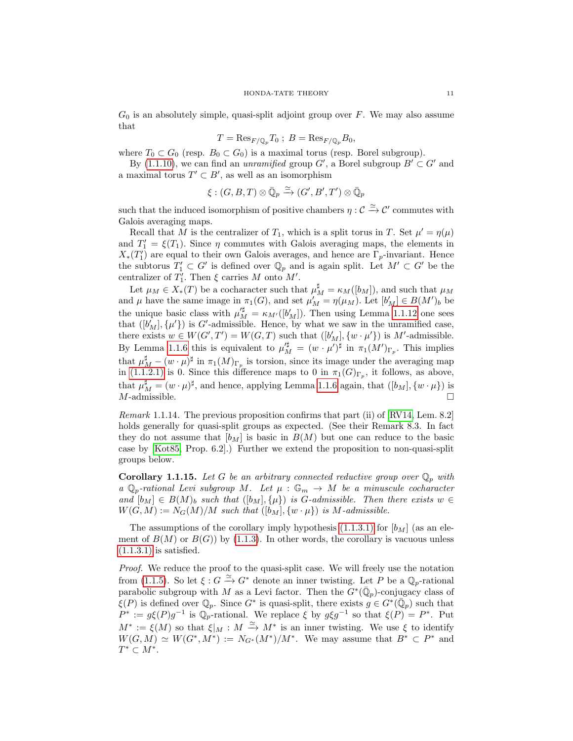$G_0$ is an absolutely simple, quasi-split adjoint group over $F$. We may also assume that

$$T = \mathrm{Res}_{F/\mathbb{Q}_p} T_0 \ ; \ B = \mathrm{Res}_{F/\mathbb{Q}_p} B_0,$$

where $T_0 \subset G_0$ (resp. $B_0 \subset G_0$) is a maximal torus (resp. Borel subgroup).

By (1.1.10), we can find an *unramified* group $G'$, a Borel subgroup $B' \subset G'$ and a maximal torus $T' \subset B'$, as well as an isomorphism

$$\xi : (G, B, T) \otimes \bar{\mathbb{Q}}_p \xrightarrow{\simeq} (G', B', T') \otimes \bar{\mathbb{Q}}_p$$

such that the induced isomorphism of positive chambers $\eta : \mathcal{C} \xrightarrow{\simeq} \mathcal{C}'$ commutes with Galois averaging maps.

Recall that $M$ is the centralizer of $T_1$, which is a split torus in $T$. Set $\mu' = \eta(\mu)$ and $T_1' = \xi(T_1)$. Since $\eta$ commutes with Galois averaging maps, the elements in $X_*(T_1')$ are equal to their own Galois averages, and hence are $\Gamma_p$-invariant. Hence the subtorus $T_1' \subset G'$ is defined over $\mathbb{Q}_p$ and is again split. Let $M' \subset G'$ be the centralizer of $T_1'$. Then $\xi$ carries $M$ onto $M'$.

Let $\mu_M \in X_*(T)$ be a cocharacter such that $\mu_M^\sharp = \kappa_M([b_M])$, and such that $\mu_M$ and $\mu$ have the same image in $\pi_1(G)$, and set $\mu_M' = \eta(\mu_M)$. Let $[b_M'] \in B(M')_b$ be the unique basic class with $\mu_M'^\sharp = \kappa_{M'}([b_M'])$. Then using Lemma 1.1.12 one sees that $([b_M'], \{\mu'\})$ is $G'$-admissible. Hence, by what we saw in the unramified case, there exists $w \in W(G', T') = W(G, T)$ such that $([b_M'], \{w \cdot \mu'\})$ is $M'$-admissible. By Lemma 1.1.6 this is equivalent to $\mu_M'^\sharp = (w \cdot \mu')^\sharp$ in $\pi_1(M')_{\Gamma_p}$. This implies that $\mu_M^\sharp - (w \cdot \mu)^\sharp$ in $\pi_1(M)_{\Gamma_p}$ is torsion, since its image under the averaging map in (1.1.2.1) is 0. Since this difference maps to 0 in $\pi_1(G)_{\Gamma_p}$, it follows, as above, that $\mu_M^\sharp = (w \cdot \mu)^\sharp$, and hence, applying Lemma 1.1.6 again, that $([b_M], \{w \cdot \mu\})$ is $M$-admissible. $\square$

*Remark* 1.1.14. The previous proposition confirms that part (ii) of [RV14, Lem. 8.2] holds generally for quasi-split groups as expected. (See their Remark 8.3. In fact they do not assume that $[b_M]$ is basic in $B(M)$ but one can reduce to the basic case by [Kot85, Prop. 6.2].) Further we extend the proposition to non-quasi-split groups below.

**Corollary 1.1.15.** *Let $G$ be an arbitrary connected reductive group over $\mathbb{Q}_p$ with a $\mathbb{Q}_p$-rational Levi subgroup $M$. Let $\mu : \mathbb{G}_m \to M$ be a minuscule cocharacter and $[b_M] \in B(M)_b$ such that $([b_M], \{\mu\})$ is $G$-admissible. Then there exists $w \in W(G, M) := N_G(M)/M$ such that $([b_M], \{w \cdot \mu\})$ is $M$-admissible.*

The assumptions of the corollary imply hypothesis (1.1.3.1) for $[b_M]$ (as an element of $B(M)$ or $B(G)$) by (1.1.3). In other words, the corollary is vacuous unless (1.1.3.1) is satisfied.

*Proof.* We reduce the proof to the quasi-split case. We will freely use the notation from (1.1.5). So let $\xi : G \xrightarrow{\simeq} G^*$ denote an inner twisting. Let $P$ be a $\mathbb{Q}_p$-rational parabolic subgroup with $M$ as a Levi factor. Then the $G^*(\bar{\mathbb{Q}}_p)$-conjugacy class of $\xi(P)$ is defined over $\mathbb{Q}_p$. Since $G^*$ is quasi-split, there exists $g \in G^*(\bar{\mathbb{Q}}_p)$ such that $P^* := g\xi(P)g^{-1}$ is $\mathbb{Q}_p$-rational. We replace $\xi$ by $g\xi g^{-1}$ so that $\xi(P) = P^*$. Put $M^* := \xi(M)$ so that $\xi|_M : M \xrightarrow{\simeq} M^*$ is an inner twisting. We use $\xi$ to identify $W(G, M) \simeq W(G^*, M^*) := N_{G^*}(M^*)/M^*$. We may assume that $B^* \subset P^*$ and $T^* \subset M^*$.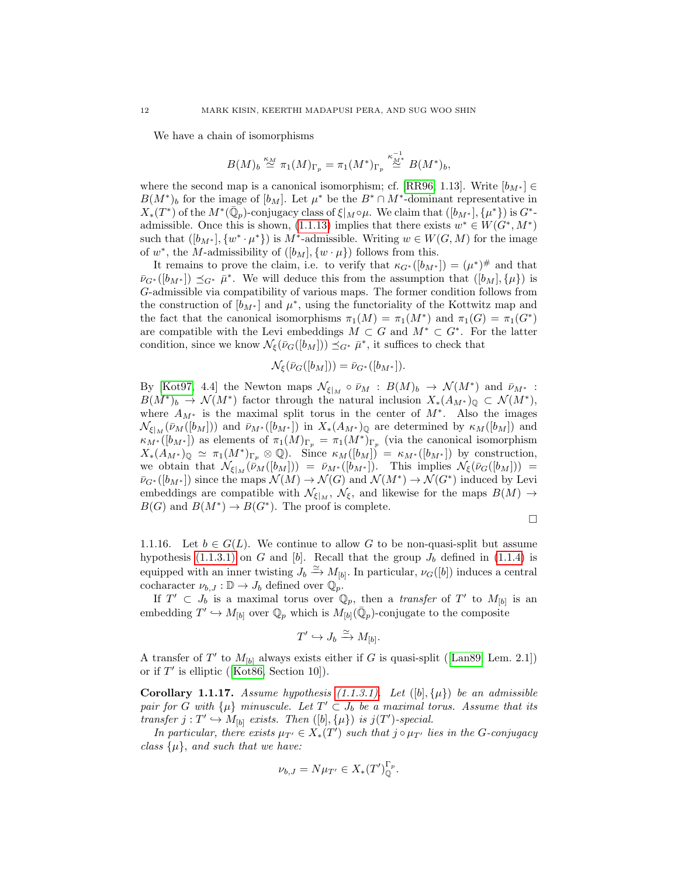We have a chain of isomorphisms

$$B(M)_b \overset{\kappa_M}{\simeq} \pi_1(M)_{\Gamma_p} = \pi_1(M^*)_{\Gamma_p} \overset{\kappa_{M^*}^{-1}}{\simeq} B(M^*)_b,$$

where the second map is a canonical isomorphism; cf. [RR96, 1.13]. Write $[b_{M^*}] \in B(M^*)_b$ for the image of $[b_M]$. Let $\mu^*$ be the $B^* \cap M^*$-dominant representative in $X_*(T^*)$ of the $M^*(\bar{\mathbb{Q}}_p)$-conjugacy class of $\xi|_M \circ \mu$. We claim that $([b_{M^*}], \{\mu^*\})$ is $G^*$-admissible. Once this is shown, (1.1.13) implies that there exists $w^* \in W(G^*, M^*)$ such that $([b_{M^*}], \{w^* \cdot \mu^*\})$ is $M^*$-admissible. Writing $w \in W(G, M)$ for the image of $w^*$, the $M$-admissibility of $([b_M], \{w \cdot \mu\})$ follows from this.

It remains to prove the claim, i.e. to verify that $\kappa_{G^*}([b_{M^*}]) = (\mu^*)^\#$ and that $\bar{\nu}_{G^*}([b_{M^*}]) \preceq_{G^*} \bar{\mu}^*$. We will deduce this from the assumption that $([b_M], \{\mu\})$ is $G$-admissible via compatibility of various maps. The former condition follows from the construction of $[b_{M^*}]$ and $\mu^*$, using the functoriality of the Kottwitz map and the fact that the canonical isomorphisms $\pi_1(M) = \pi_1(M^*)$ and $\pi_1(G) = \pi_1(G^*)$ are compatible with the Levi embeddings $M \subset G$ and $M^* \subset G^*$. For the latter condition, since we know $\mathcal{N}_\xi(\bar{\nu}_G([b_M])) \preceq_{G^*} \bar{\mu}^*$, it suffices to check that

$$\mathcal{N}_\xi(\bar{\nu}_G([b_M])) = \bar{\nu}_{G^*}([b_{M^*}]).$$

By [Kot97, 4.4] the Newton maps $\mathcal{N}_{\xi|_M} \circ \bar{\nu}_M : B(M)_b \to \mathcal{N}(M^*)$ and $\bar{\nu}_{M^*} : B(M^*)_b \to \mathcal{N}(M^*)$ factor through the natural inclusion $X_*(A_{M^*})_{\mathbb{Q}} \subset \mathcal{N}(M^*)$, where $A_{M^*}$ is the maximal split torus in the center of $M^*$. Also the images $\mathcal{N}_{\xi|_M}(\bar{\nu}_M([b_M]))$ and $\bar{\nu}_{M^*}([b_{M^*}])$ in $X_*(A_{M^*})_{\mathbb{Q}}$ are determined by $\kappa_M([b_M])$ and $\kappa_{M^*}([b_{M^*}])$ as elements of $\pi_1(M)_{\Gamma_p} = \pi_1(M^*)_{\Gamma_p}$ (via the canonical isomorphism $X_*(A_{M^*})_{\mathbb{Q}} \simeq \pi_1(M^*)_{\Gamma_p} \otimes \mathbb{Q}$). Since $\kappa_M([b_M]) = \kappa_{M^*}([b_{M^*}])$ by construction, we obtain that $\mathcal{N}_{\xi|_M}(\bar{\nu}_M([b_M])) = \bar{\nu}_{M^*}([b_{M^*}])$. This implies $\mathcal{N}_\xi(\bar{\nu}_G([b_M])) = \bar{\nu}_{G^*}([b_{M^*}])$ since the maps $\mathcal{N}(M) \to \mathcal{N}(G)$ and $\mathcal{N}(M^*) \to \mathcal{N}(G^*)$ induced by Levi embeddings are compatible with $\mathcal{N}_{\xi|_M}$, $\mathcal{N}_\xi$, and likewise for the maps $B(M) \to B(G)$ and $B(M^*) \to B(G^*)$. The proof is complete.

∎

1.1.16. Let $b \in G(L)$. We continue to allow $G$ to be non-quasi-split but assume hypothesis (1.1.3.1) on $G$ and $[b]$. Recall that the group $J_b$ defined in (1.1.4) is equipped with an inner twisting $J_b \xrightarrow{\simeq} M_{[b]}$. In particular, $\nu_G([b])$ induces a central cocharacter $\nu_{b,J} : \mathbb{D} \to J_b$ defined over $\mathbb{Q}_p$.

If $T' \subset J_b$ is a maximal torus over $\mathbb{Q}_p$, then a *transfer* of $T'$ to $M_{[b]}$ is an embedding $T' \hookrightarrow M_{[b]}$ over $\mathbb{Q}_p$ which is $M_{[b]}(\bar{\mathbb{Q}}_p)$-conjugate to the composite

$$T' \hookrightarrow J_b \xrightarrow{\simeq} M_{[b]}.$$

A transfer of $T'$ to $M_{[b]}$ always exists either if $G$ is quasi-split ([Lan89, Lem. 2.1]) or if $T'$ is elliptic ([Kot86, Section 10]).

**Corollary 1.1.17.** *Assume hypothesis (1.1.3.1). Let $([b], \{\mu\})$ be an admissible pair for $G$ with $\{\mu\}$ minuscule. Let $T' \subset J_b$ be a maximal torus. Assume that its transfer $j : T' \hookrightarrow M_{[b]}$ exists. Then $([b], \{\mu\})$ is $j(T')$-special.*

*In particular, there exists $\mu_{T'} \in X_*(T')$ such that $j \circ \mu_{T'}$ lies in the $G$-conjugacy class $\{\mu\}$, and such that we have:*

$$\nu_{b,J} = N\mu_{T'} \in X_*(T')_{\mathbb{Q}}^{\Gamma_p}.$$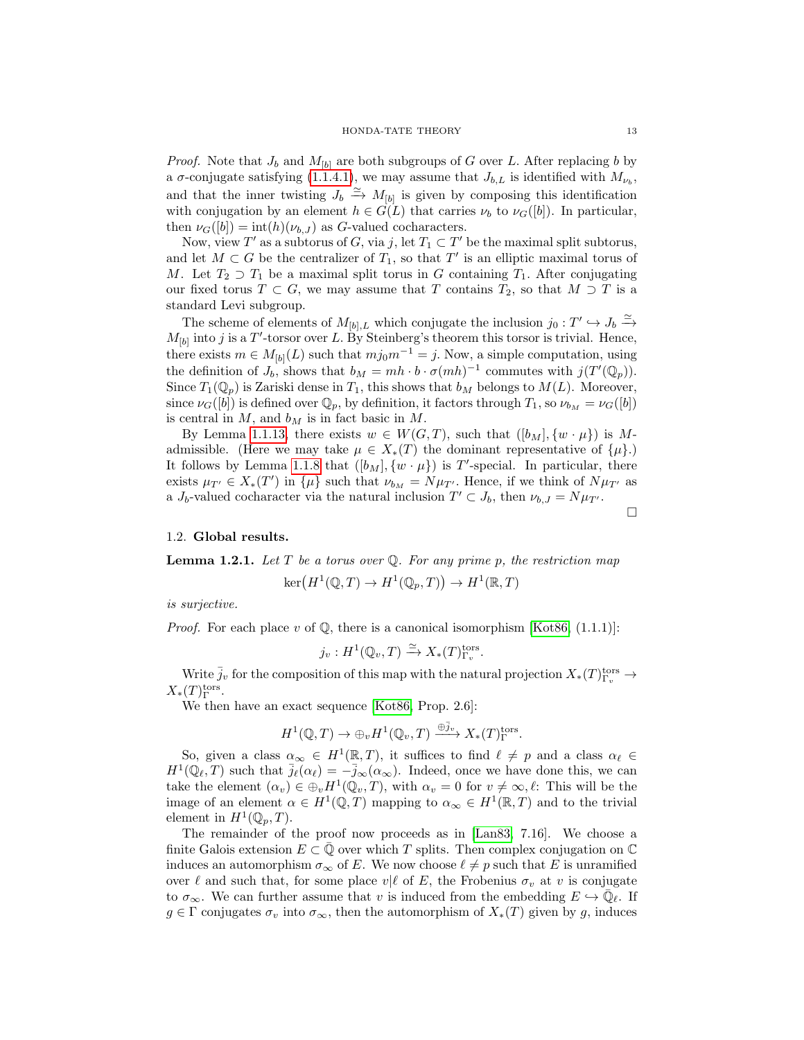*Proof.* Note that $J_b$ and $M_{[b]}$ are both subgroups of $G$ over $L$. After replacing $b$ by a $\sigma$-conjugate satisfying (1.1.4.1), we may assume that $J_{b,L}$ is identified with $M_{\nu_b}$, and that the inner twisting $J_b \xrightarrow{\simeq} M_{[b]}$ is given by composing this identification with conjugation by an element $h \in G(L)$ that carries $\nu_b$ to $\nu_G([b])$. In particular, then $\nu_G([b]) = \mathrm{int}(h)(\nu_{b,J})$ as $G$-valued cocharacters.

Now, view $T'$ as a subtorus of $G$, via $j$, let $T_1 \subset T'$ be the maximal split subtorus, and let $M \subset G$ be the centralizer of $T_1$, so that $T'$ is an elliptic maximal torus of $M$. Let $T_2 \supset T_1$ be a maximal split torus in $G$ containing $T_1$. After conjugating our fixed torus $T \subset G$, we may assume that $T$ contains $T_2$, so that $M \supset T$ is a standard Levi subgroup.

The scheme of elements of $M_{[b],L}$ which conjugate the inclusion $j_0 : T' \hookrightarrow J_b \xrightarrow{\simeq} M_{[b]}$ into $j$ is a $T'$-torsor over $L$. By Steinberg's theorem this torsor is trivial. Hence, there exists $m \in M_{[b]}(L)$ such that $mj_0m^{-1} = j$. Now, a simple computation, using the definition of $J_b$, shows that $b_M = mh \cdot b \cdot \sigma(mh)^{-1}$ commutes with $j(T'(\mathbb{Q}_p))$. Since $T_1(\mathbb{Q}_p)$ is Zariski dense in $T_1$, this shows that $b_M$ belongs to $M(L)$. Moreover, since $\nu_G([b])$ is defined over $\mathbb{Q}_p$, by definition, it factors through $T_1$, so $\nu_{b_M} = \nu_G([b])$ is central in $M$, and $b_M$ is in fact basic in $M$.

By Lemma 1.1.13, there exists $w \in W(G,T)$, such that $([b_M], \{w \cdot \mu\})$ is $M$-admissible. (Here we may take $\mu \in X_*(T)$ the dominant representative of $\{\mu\}$.) It follows by Lemma 1.1.8 that $([b_M], \{w \cdot \mu\})$ is $T'$-special. In particular, there exists $\mu_{T'} \in X_*(T')$ in $\{\mu\}$ such that $\nu_{b_M} = N\mu_{T'}$. Hence, if we think of $N\mu_{T'}$ as a $J_b$-valued cocharacter via the natural inclusion $T' \subset J_b$, then $\nu_{b,J} = N\mu_{T'}$. ∎

### 1.2. Global results.

**Lemma 1.2.1.** *Let $T$ be a torus over $\mathbb{Q}$. For any prime $p$, the restriction map*
$$\ker\bigl(H^1(\mathbb{Q},T) \to H^1(\mathbb{Q}_p,T)\bigr) \to H^1(\mathbb{R},T)$$
*is surjective.*

*Proof.* For each place $v$ of $\mathbb{Q}$, there is a canonical isomorphism [Kot86, (1.1.1)]:
$$j_v : H^1(\mathbb{Q}_v,T) \xrightarrow{\simeq} X_*(T)^{\mathrm{tors}}_{\Gamma_v}.$$

Write $\bar{j}_v$ for the composition of this map with the natural projection $X_*(T)^{\mathrm{tors}}_{\Gamma_v} \to X_*(T)^{\mathrm{tors}}_{\Gamma}$.

We then have an exact sequence [Kot86, Prop. 2.6]:
$$H^1(\mathbb{Q},T) \to \oplus_v H^1(\mathbb{Q}_v,T) \xrightarrow{\oplus \bar{j}_v} X_*(T)^{\mathrm{tors}}_{\Gamma}.$$

So, given a class $\alpha_\infty \in H^1(\mathbb{R},T)$, it suffices to find $\ell \neq p$ and a class $\alpha_\ell \in H^1(\mathbb{Q}_\ell,T)$ such that $\bar{j}_\ell(\alpha_\ell) = -\bar{j}_\infty(\alpha_\infty)$. Indeed, once we have done this, we can take the element $(\alpha_v) \in \oplus_v H^1(\mathbb{Q}_v,T)$, with $\alpha_v = 0$ for $v \neq \infty, \ell$: This will be the image of an element $\alpha \in H^1(\mathbb{Q},T)$ mapping to $\alpha_\infty \in H^1(\mathbb{R},T)$ and to the trivial element in $H^1(\mathbb{Q}_p,T)$.

The remainder of the proof now proceeds as in [Lan83, 7.16]. We choose a finite Galois extension $E \subset \bar{\mathbb{Q}}$ over which $T$ splits. Then complex conjugation on $\mathbb{C}$ induces an automorphism $\sigma_\infty$ of $E$. We now choose $\ell \neq p$ such that $E$ is unramified over $\ell$ and such that, for some place $v|\ell$ of $E$, the Frobenius $\sigma_v$ at $v$ is conjugate to $\sigma_\infty$. We can further assume that $v$ is induced from the embedding $E \hookrightarrow \bar{\mathbb{Q}}_\ell$. If $g \in \Gamma$ conjugates $\sigma_v$ into $\sigma_\infty$, then the automorphism of $X_*(T)$ given by $g$, induces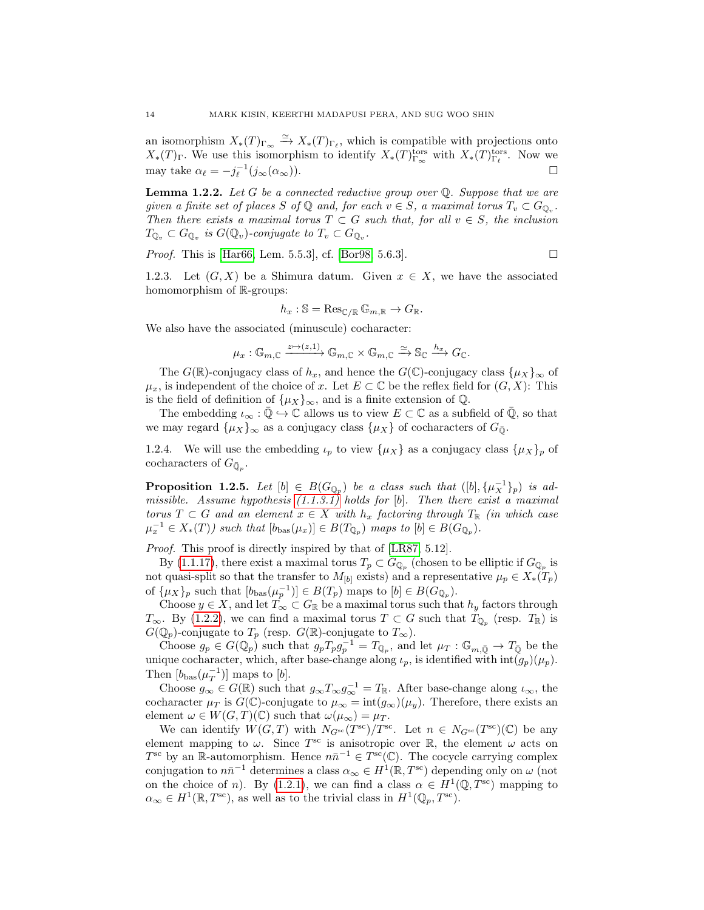an isomorphism $X_*(T)_{\Gamma_\infty} \xrightarrow{\simeq} X_*(T)_{\Gamma_\ell}$, which is compatible with projections onto $X_*(T)_\Gamma$. We use this isomorphism to identify $X_*(T)^{\text{tors}}_{\Gamma_\infty}$ with $X_*(T)^{\text{tors}}_{\Gamma_\ell}$. Now we may take $\alpha_\ell = -j_\ell^{-1}(j_\infty(\alpha_\infty))$. □

**Lemma 1.2.2.** *Let $G$ be a connected reductive group over $\mathbb{Q}$. Suppose that we are given a finite set of places $S$ of $\mathbb{Q}$ and, for each $v \in S$, a maximal torus $T_v \subset G_{\mathbb{Q}_v}$. Then there exists a maximal torus $T \subset G$ such that, for all $v \in S$, the inclusion $T_{\mathbb{Q}_v} \subset G_{\mathbb{Q}_v}$ is $G(\mathbb{Q}_v)$-conjugate to $T_v \subset G_{\mathbb{Q}_v}$.*

*Proof.* This is [Har66, Lem. 5.5.3], cf. [Bor98, 5.6.3]. □

1.2.3. Let $(G, X)$ be a Shimura datum. Given $x \in X$, we have the associated homomorphism of $\mathbb{R}$-groups:

$$h_x : \mathbb{S} = \operatorname{Res}_{\mathbb{C}/\mathbb{R}} \mathbb{G}_{m,\mathbb{R}} \to G_\mathbb{R}.$$

We also have the associated (minuscule) cocharacter:

$$\mu_x : \mathbb{G}_{m,\mathbb{C}} \xrightarrow{z \mapsto (z,1)} \mathbb{G}_{m,\mathbb{C}} \times \mathbb{G}_{m,\mathbb{C}} \xrightarrow{\simeq} \mathbb{S}_\mathbb{C} \xrightarrow{h_x} G_\mathbb{C}.$$

The $G(\mathbb{R})$-conjugacy class of $h_x$, and hence the $G(\mathbb{C})$-conjugacy class $\{\mu_X\}_\infty$ of $\mu_x$, is independent of the choice of $x$. Let $E \subset \mathbb{C}$ be the reflex field for $(G, X)$: This is the field of definition of $\{\mu_X\}_\infty$, and is a finite extension of $\mathbb{Q}$.

The embedding $\iota_\infty : \bar{\mathbb{Q}} \hookrightarrow \mathbb{C}$ allows us to view $E \subset \mathbb{C}$ as a subfield of $\bar{\mathbb{Q}}$, so that we may regard $\{\mu_X\}_\infty$ as a conjugacy class $\{\mu_X\}$ of cocharacters of $G_{\bar{\mathbb{Q}}}$.

1.2.4. We will use the embedding $\iota_p$ to view $\{\mu_X\}$ as a conjugacy class $\{\mu_X\}_p$ of cocharacters of $G_{\bar{\mathbb{Q}}_p}$.

**Proposition 1.2.5.** *Let $[b] \in B(G_{\mathbb{Q}_p})$ be a class such that $([b], \{\mu_X^{-1}\}_p)$ is admissible. Assume hypothesis (1.1.3.1) holds for $[b]$. Then there exist a maximal torus $T \subset G$ and an element $x \in X$ with $h_x$ factoring through $T_\mathbb{R}$ (in which case $\mu_x^{-1} \in X_*(T)$) such that $[b_{\text{bas}}(\mu_x)] \in B(T_{\mathbb{Q}_p})$ maps to $[b] \in B(G_{\mathbb{Q}_p})$.*

*Proof.* This proof is directly inspired by that of [LR87, 5.12].

By (1.1.17), there exist a maximal torus $T_p \subset G_{\mathbb{Q}_p}$ (chosen to be elliptic if $G_{\mathbb{Q}_p}$ is not quasi-split so that the transfer to $M_{[b]}$ exists) and a representative $\mu_p \in X_*(T_p)$ of $\{\mu_X\}_p$ such that $[b_{\text{bas}}(\mu_p^{-1})] \in B(T_p)$ maps to $[b] \in B(G_{\mathbb{Q}_p})$.

Choose $y \in X$, and let $T_\infty \subset G_\mathbb{R}$ be a maximal torus such that $h_y$ factors through $T_\infty$. By (1.2.2), we can find a maximal torus $T \subset G$ such that $T_{\mathbb{Q}_p}$ (resp. $T_\mathbb{R}$) is $G(\mathbb{Q}_p)$-conjugate to $T_p$ (resp. $G(\mathbb{R})$-conjugate to $T_\infty$).

Choose $g_p \in G(\mathbb{Q}_p)$ such that $g_p T_p g_p^{-1} = T_{\mathbb{Q}_p}$, and let $\mu_T : \mathbb{G}_{m,\bar{\mathbb{Q}}} \to T_{\bar{\mathbb{Q}}}$ be the unique cocharacter, which, after base-change along $\iota_p$, is identified with $\operatorname{int}(g_p)(\mu_p)$. Then $[b_{\text{bas}}(\mu_T^{-1})]$ maps to $[b]$.

Choose $g_\infty \in G(\mathbb{R})$ such that $g_\infty T_\infty g_\infty^{-1} = T_\mathbb{R}$. After base-change along $\iota_\infty$, the cocharacter $\mu_T$ is $G(\mathbb{C})$-conjugate to $\mu_\infty = \operatorname{int}(g_\infty)(\mu_y)$. Therefore, there exists an element $\omega \in W(G, T)(\mathbb{C})$ such that $\omega(\mu_\infty) = \mu_T$.

We can identify $W(G, T)$ with $N_{G^{\text{sc}}}(T^{\text{sc}})/T^{\text{sc}}$. Let $n \in N_{G^{\text{sc}}}(T^{\text{sc}})(\mathbb{C})$ be any element mapping to $\omega$. Since $T^{\text{sc}}$ is anisotropic over $\mathbb{R}$, the element $\omega$ acts on $T^{\text{sc}}$ by an $\mathbb{R}$-automorphism. Hence $n\bar{n}^{-1} \in T^{\text{sc}}(\mathbb{C})$. The cocycle carrying complex conjugation to $n\bar{n}^{-1}$ determines a class $\alpha_\infty \in H^1(\mathbb{R}, T^{\text{sc}})$ depending only on $\omega$ (not on the choice of $n$). By (1.2.1), we can find a class $\alpha \in H^1(\mathbb{Q}, T^{\text{sc}})$ mapping to $\alpha_\infty \in H^1(\mathbb{R}, T^{\text{sc}})$, as well as to the trivial class in $H^1(\mathbb{Q}_p, T^{\text{sc}})$.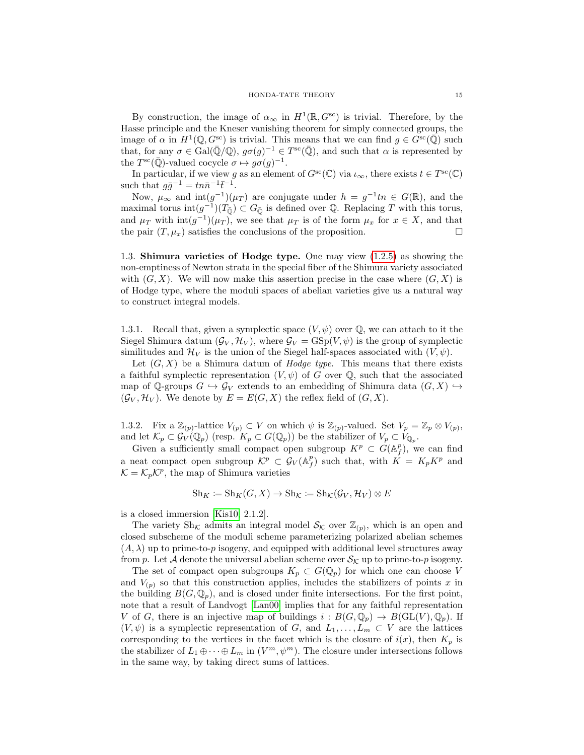By construction, the image of $\alpha_\infty$ in $H^1(\mathbb{R}, G^{\mathrm{sc}})$ is trivial. Therefore, by the Hasse principle and the Kneser vanishing theorem for simply connected groups, the image of $\alpha$ in $H^1(\mathbb{Q}, G^{\mathrm{sc}})$ is trivial. This means that we can find $g \in G^{\mathrm{sc}}(\bar{\mathbb{Q}})$ such that, for any $\sigma \in \mathrm{Gal}(\bar{\mathbb{Q}}/\mathbb{Q})$, $g\sigma(g)^{-1} \in T^{\mathrm{sc}}(\bar{\mathbb{Q}})$, and such that $\alpha$ is represented by the $T^{\mathrm{sc}}(\bar{\mathbb{Q}})$-valued cocycle $\sigma \mapsto g\sigma(g)^{-1}$.

In particular, if we view $g$ as an element of $G^{\mathrm{sc}}(\mathbb{C})$ via $\iota_\infty$, there exists $t \in T^{\mathrm{sc}}(\mathbb{C})$ such that $g\bar{g}^{-1} = tn\bar{n}^{-1}\bar{t}^{-1}$.

Now, $\mu_\infty$ and $\mathrm{int}(g^{-1})(\mu_T)$ are conjugate under $h = g^{-1}tn \in G(\mathbb{R})$, and the maximal torus $\mathrm{int}(g^{-1})(T_{\bar{\mathbb{Q}}}) \subset G_{\bar{\mathbb{Q}}}$ is defined over $\mathbb{Q}$. Replacing $T$ with this torus, and $\mu_T$ with $\mathrm{int}(g^{-1})(\mu_T)$, we see that $\mu_T$ is of the form $\mu_x$ for $x \in X$, and that the pair $(T, \mu_x)$ satisfies the conclusions of the proposition. $\square$

## 1.3. Shimura varieties of Hodge type.

One may view (1.2.5) as showing the non-emptiness of Newton strata in the special fiber of the Shimura variety associated with $(G, X)$. We will now make this assertion precise in the case where $(G, X)$ is of Hodge type, where the moduli spaces of abelian varieties give us a natural way to construct integral models.

1.3.1. Recall that, given a symplectic space $(V, \psi)$ over $\mathbb{Q}$, we can attach to it the Siegel Shimura datum $(\mathcal{G}_V, \mathcal{H}_V)$, where $\mathcal{G}_V = \mathrm{GSp}(V, \psi)$ is the group of symplectic similitudes and $\mathcal{H}_V$ is the union of the Siegel half-spaces associated with $(V, \psi)$.

Let $(G, X)$ be a Shimura datum of *Hodge type*. This means that there exists a faithful symplectic representation $(V, \psi)$ of $G$ over $\mathbb{Q}$, such that the associated map of $\mathbb{Q}$-groups $G \hookrightarrow \mathcal{G}_V$ extends to an embedding of Shimura data $(G, X) \hookrightarrow (\mathcal{G}_V, \mathcal{H}_V)$. We denote by $E = E(G, X)$ the reflex field of $(G, X)$.

1.3.2. Fix a $\mathbb{Z}_{(p)}$-lattice $V_{(p)} \subset V$ on which $\psi$ is $\mathbb{Z}_{(p)}$-valued. Set $V_p = \mathbb{Z}_p \otimes V_{(p)}$, and let $\mathcal{K}_p \subset \mathcal{G}_V(\mathbb{Q}_p)$ (resp. $K_p \subset G(\mathbb{Q}_p)$) be the stabilizer of $V_p \subset V_{\mathbb{Q}_p}$.

Given a sufficiently small compact open subgroup $K^p \subset G(\mathbb{A}_f^p)$, we can find a neat compact open subgroup $\mathcal{K}^p \subset \mathcal{G}_V(\mathbb{A}_f^p)$ such that, with $K = K_pK^p$ and $\mathcal{K} = \mathcal{K}_p\mathcal{K}^p$, the map of Shimura varieties

$$\mathrm{Sh}_K \coloneqq \mathrm{Sh}_K(G, X) \to \mathrm{Sh}_{\mathcal{K}} \coloneqq \mathrm{Sh}_{\mathcal{K}}(\mathcal{G}_V, \mathcal{H}_V) \otimes E$$

is a closed immersion [Kis10, 2.1.2].

The variety $\mathrm{Sh}_{\mathcal{K}}$ admits an integral model $\mathcal{S}_{\mathcal{K}}$ over $\mathbb{Z}_{(p)}$, which is an open and closed subscheme of the moduli scheme parameterizing polarized abelian schemes $(A, \lambda)$ up to prime-to-$p$ isogeny, and equipped with additional level structures away from $p$. Let $\mathcal{A}$ denote the universal abelian scheme over $\mathcal{S}_{\mathcal{K}}$ up to prime-to-$p$ isogeny.

The set of compact open subgroups $K_p \subset G(\mathbb{Q}_p)$ for which one can choose $V$ and $V_{(p)}$ so that this construction applies, includes the stabilizers of points $x$ in the building $B(G, \mathbb{Q}_p)$, and is closed under finite intersections. For the first point, note that a result of Landvogt [Lan00] implies that for any faithful representation $V$ of $G$, there is an injective map of buildings $i : B(G, \mathbb{Q}_p) \to B(\mathrm{GL}(V), \mathbb{Q}_p)$. If $(V, \psi)$ is a symplectic representation of $G$, and $L_1, \ldots, L_m \subset V$ are the lattices corresponding to the vertices in the facet which is the closure of $i(x)$, then $K_p$ is the stabilizer of $L_1 \oplus \cdots \oplus L_m$ in $(V^m, \psi^m)$. The closure under intersections follows in the same way, by taking direct sums of lattices.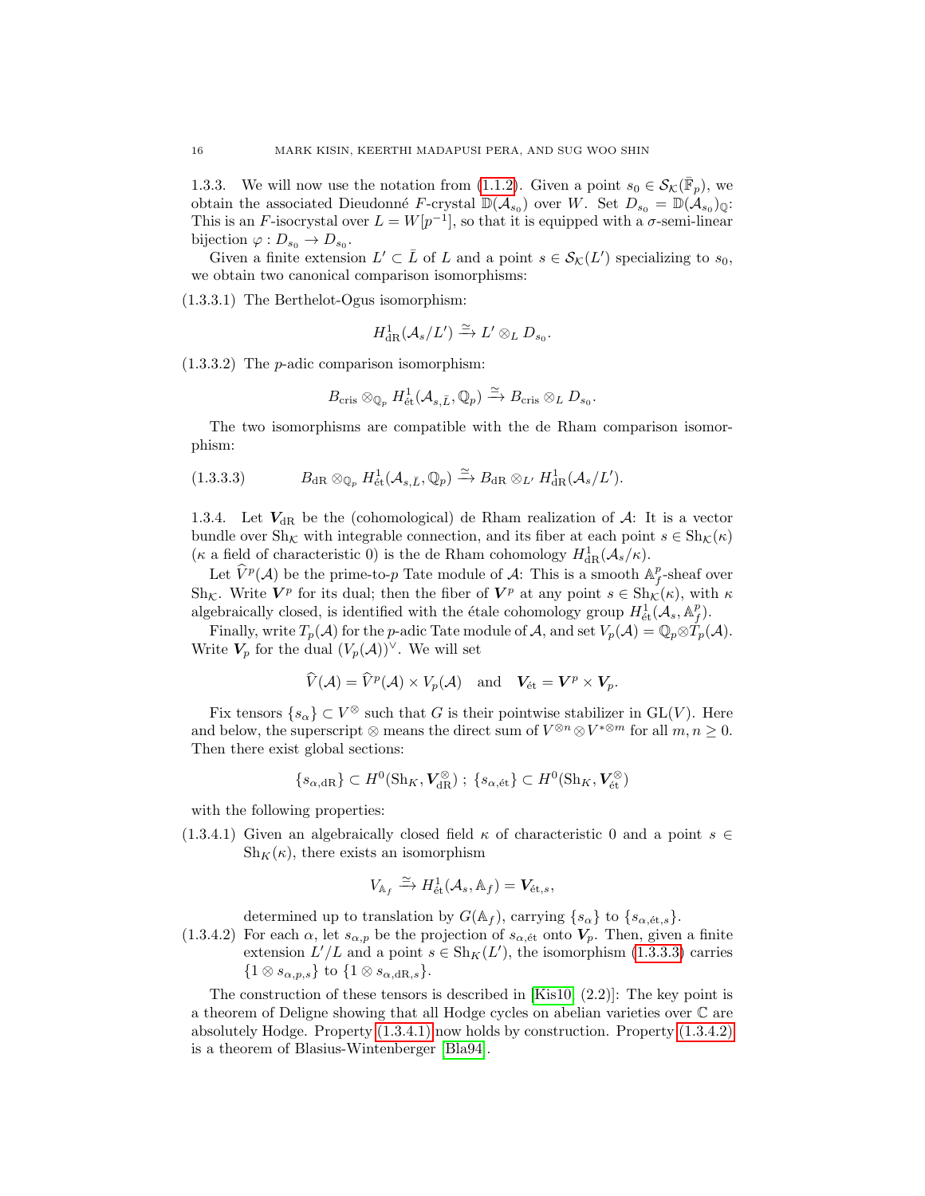1.3.3. We will now use the notation from (1.1.2). Given a point $s_0 \in \mathcal{S}_{\mathcal{K}}(\bar{\mathbb{F}}_p)$, we obtain the associated Dieudonné $F$-crystal $\mathbb{D}(\mathcal{A}_{s_0})$ over $W$. Set $D_{s_0} = \mathbb{D}(\mathcal{A}_{s_0})_{\mathbb{Q}}$: This is an $F$-isocrystal over $L = W[p^{-1}]$, so that it is equipped with a $\sigma$-semi-linear bijection $\varphi : D_{s_0} \to D_{s_0}$.

Given a finite extension $L' \subset \bar{L}$ of $L$ and a point $s \in \mathcal{S}_{\mathcal{K}}(L')$ specializing to $s_0$, we obtain two canonical comparison isomorphisms:

(1.3.3.1) The Berthelot-Ogus isomorphism:

$$H^1_{\mathrm{dR}}(\mathcal{A}_s/L') \xrightarrow{\simeq} L' \otimes_L D_{s_0}.$$

(1.3.3.2) The $p$-adic comparison isomorphism:

$$B_{\mathrm{cris}} \otimes_{\mathbb{Q}_p} H^1_{\mathrm{\acute{e}t}}(\mathcal{A}_{s,\bar{L}}, \mathbb{Q}_p) \xrightarrow{\simeq} B_{\mathrm{cris}} \otimes_L D_{s_0}.$$

The two isomorphisms are compatible with the de Rham comparison isomorphism:

$$B_{\mathrm{dR}} \otimes_{\mathbb{Q}_p} H^1_{\mathrm{\acute{e}t}}(\mathcal{A}_{s,\bar{L}}, \mathbb{Q}_p) \xrightarrow{\simeq} B_{\mathrm{dR}} \otimes_{L'} H^1_{\mathrm{dR}}(\mathcal{A}_s/L'). \tag{1.3.3.3}$$

1.3.4. Let $\boldsymbol{V}_{\mathrm{dR}}$ be the (cohomological) de Rham realization of $\mathcal{A}$: It is a vector bundle over $\mathrm{Sh}_{\mathcal{K}}$ with integrable connection, and its fiber at each point $s \in \mathrm{Sh}_{\mathcal{K}}(\kappa)$ ($\kappa$ a field of characteristic 0) is the de Rham cohomology $H^1_{\mathrm{dR}}(\mathcal{A}_s/\kappa)$.

Let $\widehat{V}^p(\mathcal{A})$ be the prime-to-$p$ Tate module of $\mathcal{A}$: This is a smooth $\mathbb{A}_f^p$-sheaf over $\mathrm{Sh}_{\mathcal{K}}$. Write $\boldsymbol{V}^p$ for its dual; then the fiber of $\boldsymbol{V}^p$ at any point $s \in \mathrm{Sh}_{\mathcal{K}}(\kappa)$, with $\kappa$ algebraically closed, is identified with the étale cohomology group $H^1_{\mathrm{\acute{e}t}}(\mathcal{A}_s, \mathbb{A}_f^p)$.

Finally, write $T_p(\mathcal{A})$ for the $p$-adic Tate module of $\mathcal{A}$, and set $V_p(\mathcal{A}) = \mathbb{Q}_p \otimes T_p(\mathcal{A})$. Write $\boldsymbol{V}_p$ for the dual $(V_p(\mathcal{A}))^\vee$. We will set

$$\widehat{V}(\mathcal{A}) = \widehat{V}^p(\mathcal{A}) \times V_p(\mathcal{A}) \quad \text{and} \quad \boldsymbol{V}_{\mathrm{\acute{e}t}} = \boldsymbol{V}^p \times \boldsymbol{V}_p.$$

Fix tensors $\{s_\alpha\} \subset V^{\otimes}$ such that $G$ is their pointwise stabilizer in $\mathrm{GL}(V)$. Here and below, the superscript $\otimes$ means the direct sum of $V^{\otimes n} \otimes V^{*\otimes m}$ for all $m, n \geq 0$. Then there exist global sections:

$$\{s_{\alpha,\mathrm{dR}}\} \subset H^0(\mathrm{Sh}_K, \boldsymbol{V}_{\mathrm{dR}}^{\otimes}) \ ; \ \{s_{\alpha,\mathrm{\acute{e}t}}\} \subset H^0(\mathrm{Sh}_K, \boldsymbol{V}_{\mathrm{\acute{e}t}}^{\otimes})$$

with the following properties:

(1.3.4.1) Given an algebraically closed field $\kappa$ of characteristic 0 and a point $s \in \mathrm{Sh}_K(\kappa)$, there exists an isomorphism

$$V_{\mathbb{A}_f} \xrightarrow{\simeq} H^1_{\mathrm{\acute{e}t}}(\mathcal{A}_s, \mathbb{A}_f) = \boldsymbol{V}_{\mathrm{\acute{e}t},s},$$

determined up to translation by $G(\mathbb{A}_f)$, carrying $\{s_\alpha\}$ to $\{s_{\alpha,\mathrm{\acute{e}t},s}\}$.

(1.3.4.2) For each $\alpha$, let $s_{\alpha,p}$ be the projection of $s_{\alpha,\mathrm{\acute{e}t}}$ onto $\boldsymbol{V}_p$. Then, given a finite extension $L'/L$ and a point $s \in \mathrm{Sh}_K(L')$, the isomorphism (1.3.3.3) carries $\{1 \otimes s_{\alpha,p,s}\}$ to $\{1 \otimes s_{\alpha,\mathrm{dR},s}\}$.

The construction of these tensors is described in [Kis10, (2.2)]: The key point is a theorem of Deligne showing that all Hodge cycles on abelian varieties over $\mathbb{C}$ are absolutely Hodge. Property (1.3.4.1) now holds by construction. Property (1.3.4.2) is a theorem of Blasius-Wintenberger [Bla94].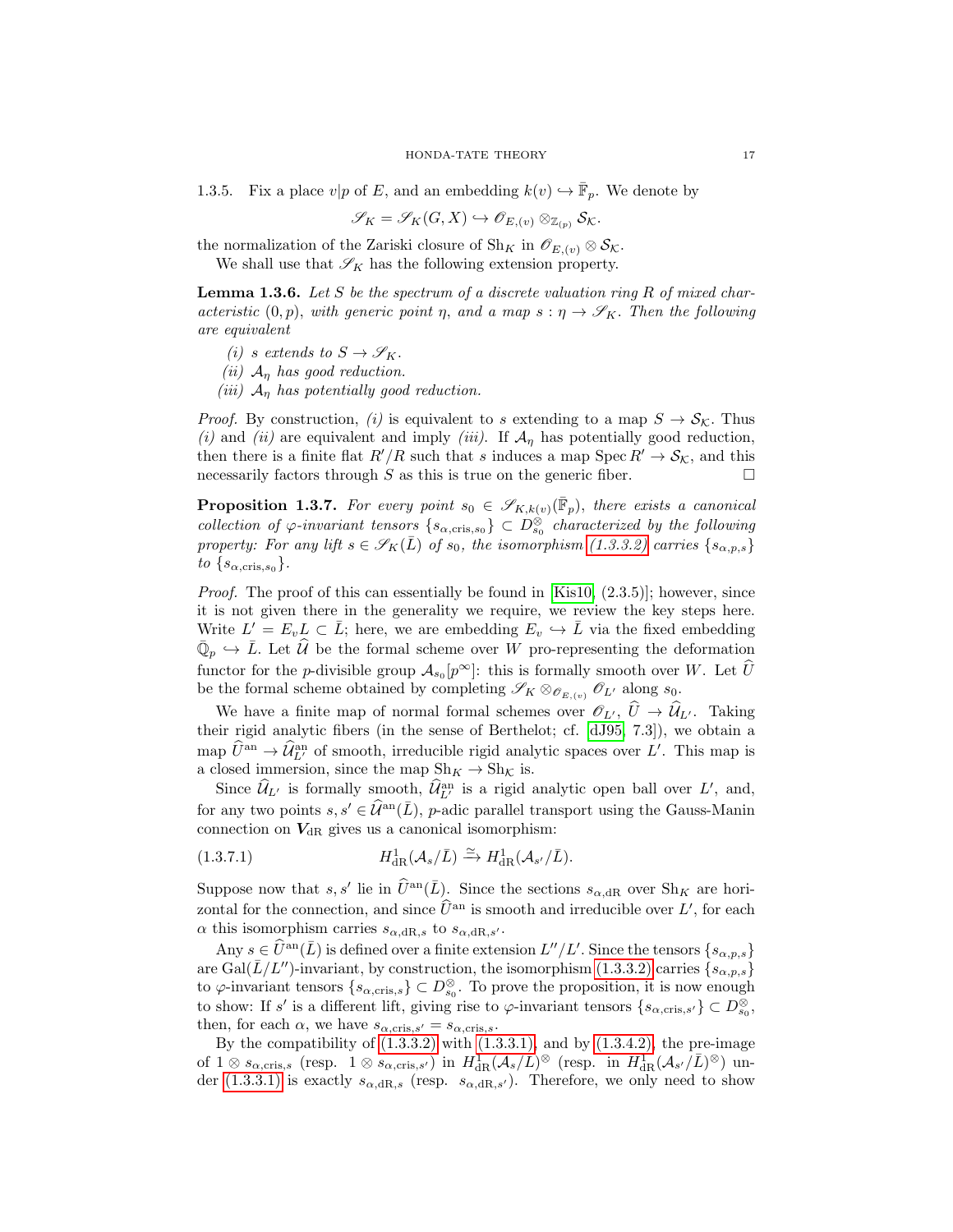1.3.5. Fix a place $v|p$ of $E$, and an embedding $k(v) \hookrightarrow \bar{\mathbb{F}}_p$. We denote by

$$\mathscr{S}_K = \mathscr{S}_K(G,X) \hookrightarrow \mathscr{O}_{E,(v)} \otimes_{\mathbb{Z}_{(p)}} \mathcal{S}_{\mathcal{K}}.$$

the normalization of the Zariski closure of $\mathrm{Sh}_K$ in $\mathscr{O}_{E,(v)} \otimes \mathcal{S}_{\mathcal{K}}$.

We shall use that $\mathscr{S}_K$ has the following extension property.

**Lemma 1.3.6.** *Let $S$ be the spectrum of a discrete valuation ring $R$ of mixed characteristic $(0,p)$, with generic point $\eta$, and a map $s : \eta \to \mathscr{S}_K$. Then the following are equivalent*

- *(i) $s$ extends to $S \to \mathscr{S}_K$.*
- *(ii) $\mathcal{A}_\eta$ has good reduction.*
- *(iii) $\mathcal{A}_\eta$ has potentially good reduction.*

*Proof.* By construction, *(i)* is equivalent to $s$ extending to a map $S \to \mathcal{S}_{\mathcal{K}}$. Thus *(i)* and *(ii)* are equivalent and imply *(iii)*. If $\mathcal{A}_\eta$ has potentially good reduction, then there is a finite flat $R'/R$ such that $s$ induces a map $\operatorname{Spec} R' \to \mathcal{S}_{\mathcal{K}}$, and this necessarily factors through $S$ as this is true on the generic fiber. □

**Proposition 1.3.7.** *For every point $s_0 \in \mathscr{S}_{K,k(v)}(\bar{\mathbb{F}}_p)$, there exists a canonical collection of $\varphi$-invariant tensors $\{s_{\alpha,\mathrm{cris},s_0}\} \subset D_{s_0}^{\otimes}$ characterized by the following property: For any lift $s \in \mathscr{S}_K(\bar{L})$ of $s_0$, the isomorphism (1.3.3.2) carries $\{s_{\alpha,p,s}\}$ to $\{s_{\alpha,\mathrm{cris},s_0}\}$.*

*Proof.* The proof of this can essentially be found in [Kis10, (2.3.5)]; however, since it is not given there in the generality we require, we review the key steps here. Write $L' = E_v L \subset \bar{L}$; here, we are embedding $E_v \hookrightarrow \bar{L}$ via the fixed embedding $\bar{\mathbb{Q}}_p \hookrightarrow \bar{L}$. Let $\widehat{\mathcal{U}}$ be the formal scheme over $W$ pro-representing the deformation functor for the $p$-divisible group $\mathcal{A}_{s_0}[p^\infty]$: this is formally smooth over $W$. Let $\widehat{U}$ be the formal scheme obtained by completing $\mathscr{S}_K \otimes_{\mathscr{O}_{E,(v)}} \mathscr{O}_{L'}$ along $s_0$.

We have a finite map of normal formal schemes over $\mathscr{O}_{L'}$, $\widehat{U} \to \widehat{\mathcal{U}}_{L'}$. Taking their rigid analytic fibers (in the sense of Berthelot; cf. [dJ95, 7.3]), we obtain a map $\widehat{U}^{\mathrm{an}} \to \widehat{\mathcal{U}}^{\mathrm{an}}_{L'}$ of smooth, irreducible rigid analytic spaces over $L'$. This map is a closed immersion, since the map $\mathrm{Sh}_K \to \mathrm{Sh}_{\mathcal{K}}$ is.

Since $\widehat{\mathcal{U}}_{L'}$ is formally smooth, $\widehat{\mathcal{U}}^{\mathrm{an}}_{L'}$ is a rigid analytic open ball over $L'$, and, for any two points $s, s' \in \widehat{\mathcal{U}}^{\mathrm{an}}(\bar{L})$, $p$-adic parallel transport using the Gauss-Manin connection on $\boldsymbol{V}_{\mathrm{dR}}$ gives us a canonical isomorphism:

$$H^1_{\mathrm{dR}}(\mathcal{A}_s/\bar{L}) \xrightarrow{\simeq} H^1_{\mathrm{dR}}(\mathcal{A}_{s'}/\bar{L}). \tag{1.3.7.1}$$

Suppose now that $s, s'$ lie in $\widehat{U}^{\mathrm{an}}(\bar{L})$. Since the sections $s_{\alpha,\mathrm{dR}}$ over $\mathrm{Sh}_K$ are horizontal for the connection, and since $\widehat{U}^{\mathrm{an}}$ is smooth and irreducible over $L'$, for each $\alpha$ this isomorphism carries $s_{\alpha,\mathrm{dR},s}$ to $s_{\alpha,\mathrm{dR},s'}$.

Any $s \in \widehat{U}^{\mathrm{an}}(\bar{L})$ is defined over a finite extension $L''/L'$. Since the tensors $\{s_{\alpha,p,s}\}$ are $\mathrm{Gal}(\bar{L}/L'')$-invariant, by construction, the isomorphism (1.3.3.2) carries $\{s_{\alpha,p,s}\}$ to $\varphi$-invariant tensors $\{s_{\alpha,\mathrm{cris},s}\} \subset D_{s_0}^{\otimes}$. To prove the proposition, it is now enough to show: If $s'$ is a different lift, giving rise to $\varphi$-invariant tensors $\{s_{\alpha,\mathrm{cris},s'}\} \subset D_{s_0}^{\otimes}$, then, for each $\alpha$, we have $s_{\alpha,\mathrm{cris},s'} = s_{\alpha,\mathrm{cris},s}$.

By the compatibility of (1.3.3.2) with (1.3.3.1), and by (1.3.4.2), the pre-image of $1 \otimes s_{\alpha,\mathrm{cris},s}$ (resp. $1 \otimes s_{\alpha,\mathrm{cris},s'}$) in $H^1_{\mathrm{dR}}(\mathcal{A}_s/\bar{L})^{\otimes}$ (resp. in $H^1_{\mathrm{dR}}(\mathcal{A}_{s'}/\bar{L})^{\otimes}$) under (1.3.3.1) is exactly $s_{\alpha,\mathrm{dR},s}$ (resp. $s_{\alpha,\mathrm{dR},s'}$). Therefore, we only need to show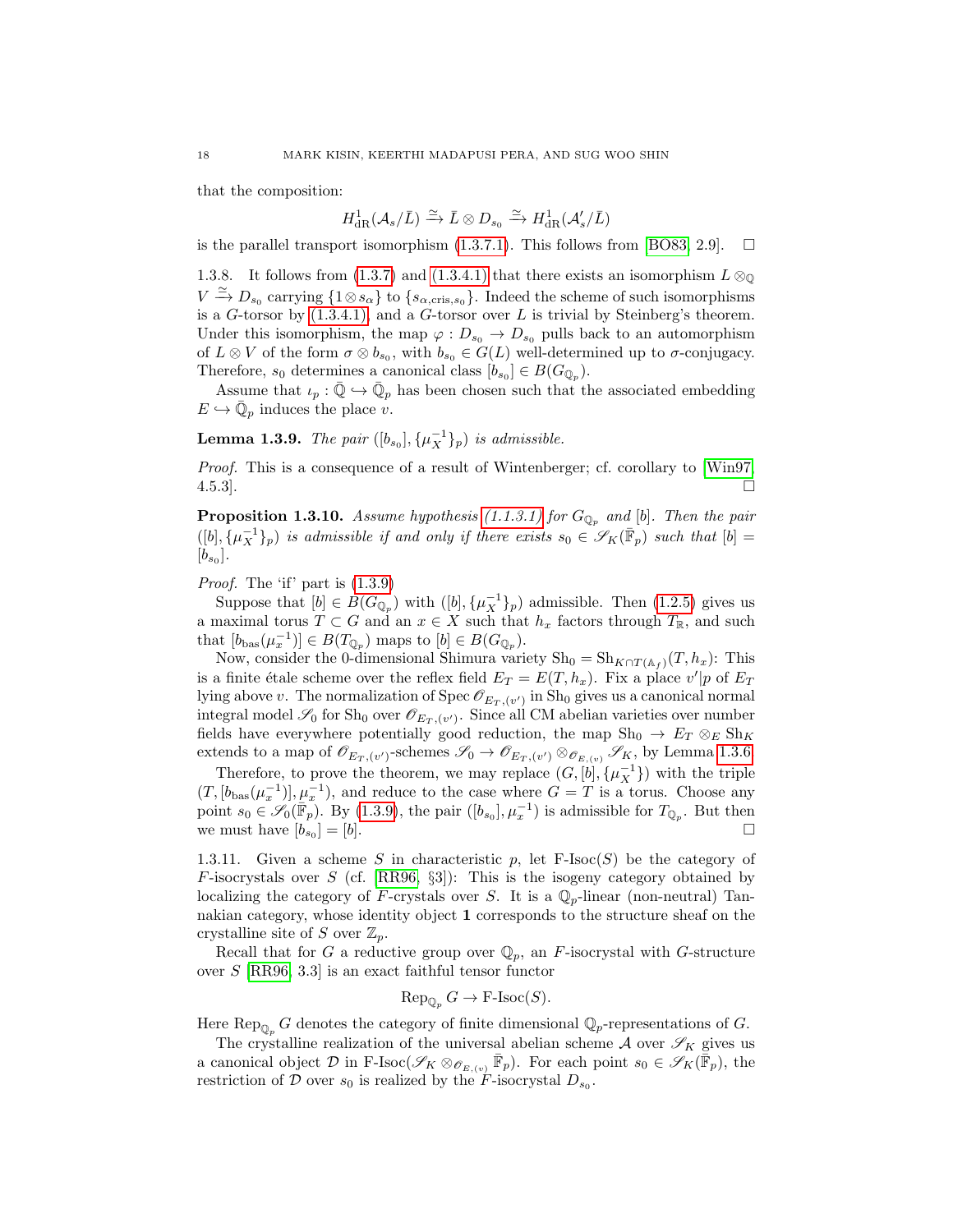that the composition:

$$H^1_{\mathrm{dR}}(\mathcal{A}_s/\bar{L}) \xrightarrow{\simeq} \bar{L} \otimes D_{s_0} \xrightarrow{\simeq} H^1_{\mathrm{dR}}(\mathcal{A}'_s/\bar{L})$$

is the parallel transport isomorphism (1.3.7.1). This follows from [BO83, 2.9]. $\square$

1.3.8. It follows from (1.3.7) and (1.3.4.1) that there exists an isomorphism $L \otimes_{\mathbb{Q}} V \xrightarrow{\simeq} D_{s_0}$ carrying $\{1 \otimes s_\alpha\}$ to $\{s_{\alpha,\mathrm{cris},s_0}\}$. Indeed the scheme of such isomorphisms is a $G$-torsor by (1.3.4.1), and a $G$-torsor over $L$ is trivial by Steinberg's theorem. Under this isomorphism, the map $\varphi : D_{s_0} \to D_{s_0}$ pulls back to an automorphism of $L \otimes V$ of the form $\sigma \otimes b_{s_0}$, with $b_{s_0} \in G(L)$ well-determined up to $\sigma$-conjugacy. Therefore, $s_0$ determines a canonical class $[b_{s_0}] \in B(G_{\mathbb{Q}_p})$.

Assume that $\iota_p : \bar{\mathbb{Q}} \hookrightarrow \bar{\mathbb{Q}}_p$ has been chosen such that the associated embedding $E \hookrightarrow \bar{\mathbb{Q}}_p$ induces the place $v$.

**Lemma 1.3.9.** *The pair $([b_{s_0}], \{\mu_X^{-1}\}_p)$ is admissible.*

*Proof.* This is a consequence of a result of Wintenberger; cf. corollary to [Win97, 4.5.3]. $\square$

**Proposition 1.3.10.** *Assume hypothesis (1.1.3.1) for $G_{\mathbb{Q}_p}$ and $[b]$. Then the pair $([b], \{\mu_X^{-1}\}_p)$ is admissible if and only if there exists $s_0 \in \mathscr{S}_K(\bar{\mathbb{F}}_p)$ such that $[b] = [b_{s_0}]$.*

*Proof.* The 'if' part is (1.3.9).

Suppose that $[b] \in B(G_{\mathbb{Q}_p})$ with $([b], \{\mu_X^{-1}\}_p)$ admissible. Then (1.2.5) gives us a maximal torus $T \subset G$ and an $x \in X$ such that $h_x$ factors through $T_{\mathbb{R}}$, and such that $[b_{\mathrm{bas}}(\mu_x^{-1})] \in B(T_{\mathbb{Q}_p})$ maps to $[b] \in B(G_{\mathbb{Q}_p})$.

Now, consider the 0-dimensional Shimura variety $\mathrm{Sh}_0 = \mathrm{Sh}_{K \cap T(\mathbb{A}_f)}(T, h_x)$: This is a finite étale scheme over the reflex field $E_T = E(T, h_x)$. Fix a place $v'|p$ of $E_T$ lying above $v$. The normalization of $\mathrm{Spec}\, \mathscr{O}_{E_T,(v')}$ in $\mathrm{Sh}_0$ gives us a canonical normal integral model $\mathscr{S}_0$ for $\mathrm{Sh}_0$ over $\mathscr{O}_{E_T,(v')}$. Since all CM abelian varieties over number fields have everywhere potentially good reduction, the map $\mathrm{Sh}_0 \to E_T \otimes_E \mathrm{Sh}_K$ extends to a map of $\mathscr{O}_{E_T,(v')}$-schemes $\mathscr{S}_0 \to \mathscr{O}_{E_T,(v')} \otimes_{\mathscr{O}_{E,(v)}} \mathscr{S}_K$, by Lemma 1.3.6.

Therefore, to prove the theorem, we may replace $(G, [b], \{\mu_X^{-1}\})$ with the triple $(T, [b_{\mathrm{bas}}(\mu_x^{-1})], \mu_x^{-1})$, and reduce to the case where $G = T$ is a torus. Choose any point $s_0 \in \mathscr{S}_0(\bar{\mathbb{F}}_p)$. By (1.3.9), the pair $([b_{s_0}], \mu_x^{-1})$ is admissible for $T_{\mathbb{Q}_p}$. But then we must have $[b_{s_0}] = [b]$. $\square$

1.3.11. Given a scheme $S$ in characteristic $p$, let F-Isoc$(S)$ be the category of $F$-isocrystals over $S$ (cf. [RR96, §3]): This is the isogeny category obtained by localizing the category of $F$-crystals over $S$. It is a $\mathbb{Q}_p$-linear (non-neutral) Tannakian category, whose identity object $\mathbf{1}$ corresponds to the structure sheaf on the crystalline site of $S$ over $\mathbb{Z}_p$.

Recall that for $G$ a reductive group over $\mathbb{Q}_p$, an $F$-isocrystal with $G$-structure over $S$ [RR96, 3.3] is an exact faithful tensor functor

$$\mathrm{Rep}_{\mathbb{Q}_p} G \to \text{F-Isoc}(S).$$

Here $\mathrm{Rep}_{\mathbb{Q}_p} G$ denotes the category of finite dimensional $\mathbb{Q}_p$-representations of $G$.

The crystalline realization of the universal abelian scheme $\mathcal{A}$ over $\mathscr{S}_K$ gives us a canonical object $\mathcal{D}$ in F-Isoc$(\mathscr{S}_K \otimes_{\mathscr{O}_{E,(v)}} \bar{\mathbb{F}}_p)$. For each point $s_0 \in \mathscr{S}_K(\bar{\mathbb{F}}_p)$, the restriction of $\mathcal{D}$ over $s_0$ is realized by the $F$-isocrystal $D_{s_0}$.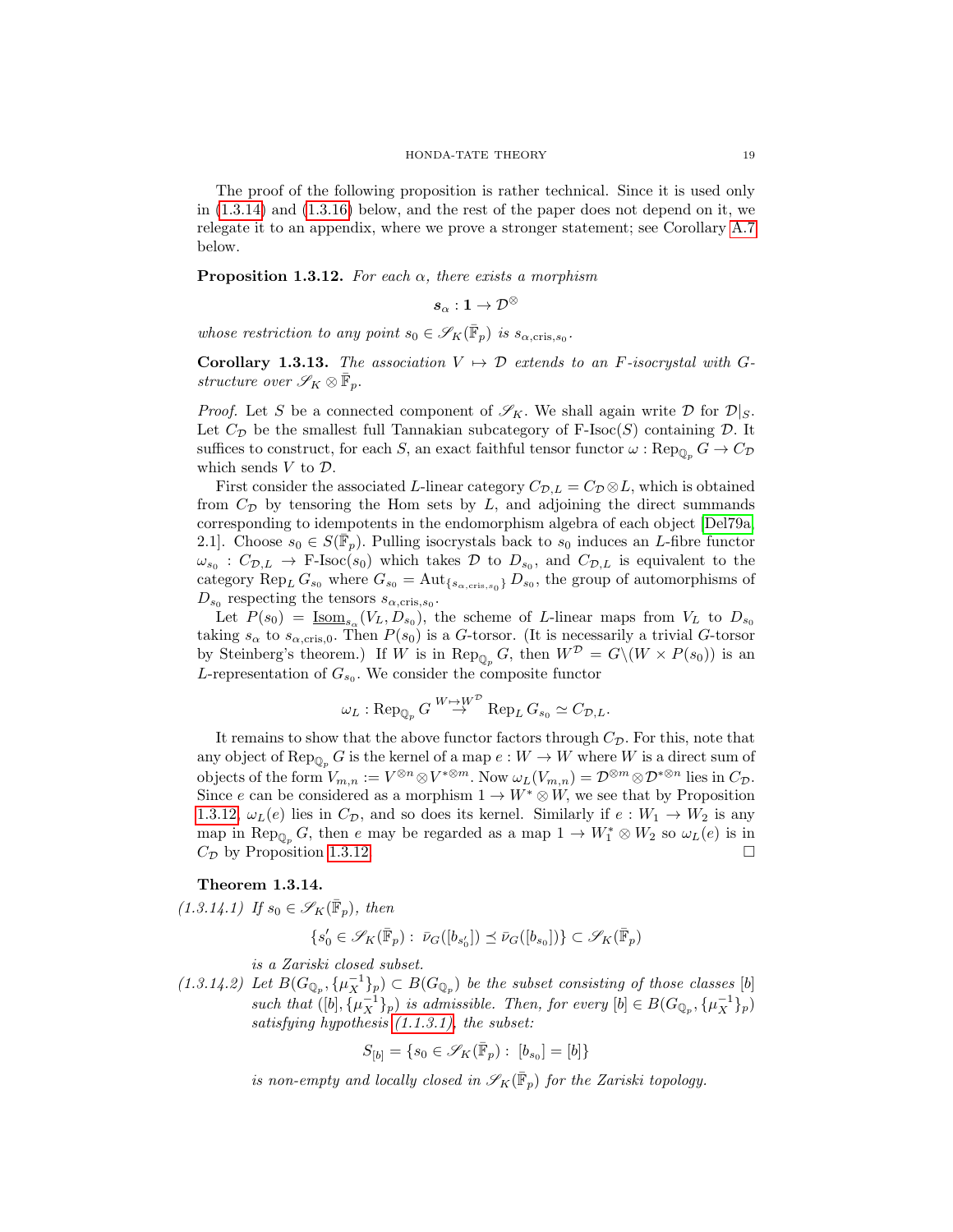The proof of the following proposition is rather technical. Since it is used only in (1.3.14) and (1.3.16) below, and the rest of the paper does not depend on it, we relegate it to an appendix, where we prove a stronger statement; see Corollary A.7 below.

**Proposition 1.3.12.** *For each $\alpha$, there exists a morphism*

$$\boldsymbol{s}_\alpha : \mathbf{1} \to \mathcal{D}^{\otimes}$$

*whose restriction to any point $s_0 \in \mathscr{S}_K(\bar{\mathbb{F}}_p)$ is $s_{\alpha,\mathrm{cris},s_0}$.*

**Corollary 1.3.13.** *The association $V \mapsto \mathcal{D}$ extends to an F-isocrystal with $G$-structure over $\mathscr{S}_K \otimes \bar{\mathbb{F}}_p$.*

*Proof.* Let $S$ be a connected component of $\mathscr{S}_K$. We shall again write $\mathcal{D}$ for $\mathcal{D}|_S$. Let $C_{\mathcal{D}}$ be the smallest full Tannakian subcategory of F-Isoc$(S)$ containing $\mathcal{D}$. It suffices to construct, for each $S$, an exact faithful tensor functor $\omega : \mathrm{Rep}_{\mathbb{Q}_p} G \to C_{\mathcal{D}}$ which sends $V$ to $\mathcal{D}$.

First consider the associated $L$-linear category $C_{\mathcal{D},L} = C_{\mathcal{D}} \otimes L$, which is obtained from $C_{\mathcal{D}}$ by tensoring the Hom sets by $L$, and adjoining the direct summands corresponding to idempotents in the endomorphism algebra of each object [Del79a, 2.1]. Choose $s_0 \in S(\bar{\mathbb{F}}_p)$. Pulling isocrystals back to $s_0$ induces an $L$-fibre functor $\omega_{s_0} : C_{\mathcal{D},L} \to \text{F-Isoc}(s_0)$ which takes $\mathcal{D}$ to $D_{s_0}$, and $C_{\mathcal{D},L}$ is equivalent to the category $\mathrm{Rep}_L G_{s_0}$ where $G_{s_0} = \mathrm{Aut}_{\{s_{\alpha,\mathrm{cris},s_0}\}} D_{s_0}$, the group of automorphisms of $D_{s_0}$ respecting the tensors $s_{\alpha,\mathrm{cris},s_0}$.

Let $P(s_0) = \underline{\mathrm{Isom}}_{s_\alpha}(V_L, D_{s_0})$, the scheme of $L$-linear maps from $V_L$ to $D_{s_0}$ taking $s_\alpha$ to $s_{\alpha,\mathrm{cris},0}$. Then $P(s_0)$ is a $G$-torsor. (It is necessarily a trivial $G$-torsor by Steinberg's theorem.) If $W$ is in $\mathrm{Rep}_{\mathbb{Q}_p} G$, then $W^{\mathcal{D}} = G\backslash(W \times P(s_0))$ is an $L$-representation of $G_{s_0}$. We consider the composite functor

$$\omega_L : \mathrm{Rep}_{\mathbb{Q}_p} G \overset{W \mapsto W^{\mathcal{D}}}{\to} \mathrm{Rep}_L G_{s_0} \simeq C_{\mathcal{D},L}.$$

It remains to show that the above functor factors through $C_{\mathcal{D}}$. For this, note that any object of $\mathrm{Rep}_{\mathbb{Q}_p} G$ is the kernel of a map $e : W \to W$ where $W$ is a direct sum of objects of the form $V_{m,n} := V^{\otimes n} \otimes V^{*\otimes m}$. Now $\omega_L(V_{m,n}) = \mathcal{D}^{\otimes m} \otimes \mathcal{D}^{*\otimes n}$ lies in $C_{\mathcal{D}}$. Since $e$ can be considered as a morphism $1 \to W^* \otimes W$, we see that by Proposition 1.3.12, $\omega_L(e)$ lies in $C_{\mathcal{D}}$, and so does its kernel. Similarly if $e : W_1 \to W_2$ is any map in $\mathrm{Rep}_{\mathbb{Q}_p} G$, then $e$ may be regarded as a map $1 \to W_1^* \otimes W_2$ so $\omega_L(e)$ is in $C_{\mathcal{D}}$ by Proposition 1.3.12. $\square$

**Theorem 1.3.14.**

*(1.3.14.1) If $s_0 \in \mathscr{S}_K(\bar{\mathbb{F}}_p)$, then*

$$\{s_0' \in \mathscr{S}_K(\bar{\mathbb{F}}_p) : \bar{\nu}_G([b_{s_0'}]) \preceq \bar{\nu}_G([b_{s_0}])\} \subset \mathscr{S}_K(\bar{\mathbb{F}}_p)$$

*is a Zariski closed subset.*

*(1.3.14.2) Let $B(G_{\mathbb{Q}_p}, \{\mu_X^{-1}\}_p) \subset B(G_{\mathbb{Q}_p})$ be the subset consisting of those classes $[b]$ such that $([b], \{\mu_X^{-1}\}_p)$ is admissible. Then, for every $[b] \in B(G_{\mathbb{Q}_p}, \{\mu_X^{-1}\}_p)$ satisfying hypothesis (1.1.3.1), the subset:*

$$S_{[b]} = \{s_0 \in \mathscr{S}_K(\bar{\mathbb{F}}_p) : [b_{s_0}] = [b]\}$$

*is non-empty and locally closed in $\mathscr{S}_K(\bar{\mathbb{F}}_p)$ for the Zariski topology.*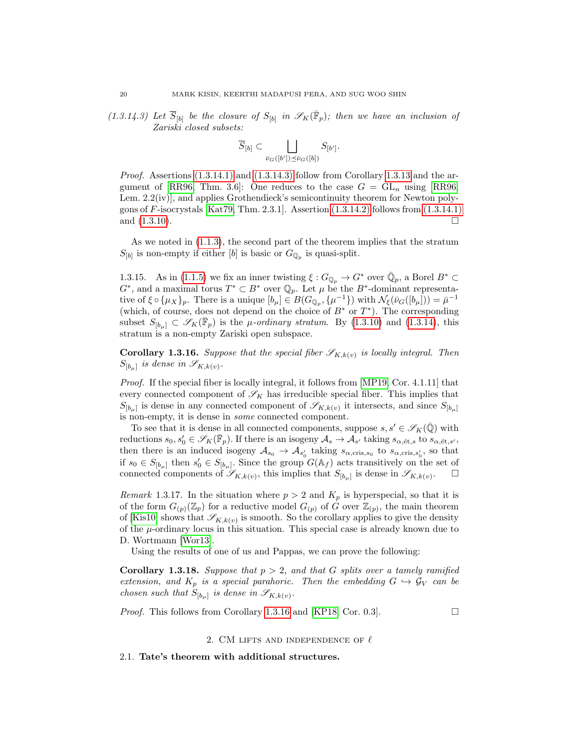*(1.3.14.3) Let $\overline{S}_{[b]}$ be the closure of $S_{[b]}$ in $\mathscr{S}_K(\bar{\mathbb{F}}_p)$; then we have an inclusion of Zariski closed subsets:*

$$\overline{S}_{[b]} \subset \bigsqcup_{\bar{\nu}_G([b']) \preceq \bar{\nu}_G([b])} S_{[b']}.$$

*Proof.* Assertions (1.3.14.1) and (1.3.14.3) follow from Corollary 1.3.13 and the argument of [RR96, Thm. 3.6]: One reduces to the case $G = \mathrm{GL}_n$ using [RR96, Lem. 2.2(iv)], and applies Grothendieck's semicontinuity theorem for Newton polygons of $F$-isocrystals [Kat79, Thm. 2.3.1]. Assertion (1.3.14.2) follows from (1.3.14.1) and (1.3.10). $\square$

As we noted in (1.1.3), the second part of the theorem implies that the stratum $S_{[b]}$ is non-empty if either $[b]$ is basic or $G_{\mathbb{Q}_p}$ is quasi-split.

1.3.15. As in (1.1.5) we fix an inner twisting $\xi : G_{\mathbb{Q}_p} \to G^*$ over $\bar{\mathbb{Q}}_p$, a Borel $B^* \subset G^*$, and a maximal torus $T^* \subset B^*$ over $\mathbb{Q}_p$. Let $\mu$ be the $B^*$-dominant representative of $\xi \circ \{\mu_X\}_p$. There is a unique $[b_\mu] \in B(G_{\mathbb{Q}_p}, \{\mu^{-1}\})$ with $\mathcal{N}_\xi(\bar{\nu}_G([b_\mu])) = \bar{\mu}^{-1}$ (which, of course, does not depend on the choice of $B^*$ or $T^*$). The corresponding subset $S_{[b_\mu]} \subset \mathscr{S}_K(\bar{\mathbb{F}}_p)$ is the *$\mu$-ordinary stratum*. By (1.3.10) and (1.3.14), this stratum is a non-empty Zariski open subspace.

**Corollary 1.3.16.** *Suppose that the special fiber $\mathscr{S}_{K,k(v)}$ is locally integral. Then $S_{[b_\mu]}$ is dense in $\mathscr{S}_{K,k(v)}$.*

*Proof.* If the special fiber is locally integral, it follows from [MP19, Cor. 4.1.11] that every connected component of $\mathscr{S}_K$ has irreducible special fiber. This implies that $S_{[b_\mu]}$ is dense in any connected component of $\mathscr{S}_{K,k(v)}$ it intersects, and since $S_{[b_\mu]}$ is non-empty, it is dense in *some* connected component.

To see that it is dense in all connected components, suppose $s, s' \in \mathscr{S}_K(\bar{\mathbb{Q}})$ with reductions $s_0, s_0' \in \mathscr{S}_K(\bar{\mathbb{F}}_p)$. If there is an isogeny $\mathcal{A}_s \to \mathcal{A}_{s'}$ taking $s_{\alpha,\text{ét},s}$ to $s_{\alpha,\text{ét},s'}$, then there is an induced isogeny $\mathcal{A}_{s_0} \to \mathcal{A}_{s_0'}$ taking $s_{\alpha,\text{cris},s_0}$ to $s_{\alpha,\text{cris},s_0'}$, so that if $s_0 \in S_{[b_\mu]}$ then $s_0' \in S_{[b_\mu]}$. Since the group $G(\mathbb{A}_f)$ acts transitively on the set of connected components of $\mathscr{S}_{K,k(v)}$, this implies that $S_{[b_\mu]}$ is dense in $\mathscr{S}_{K,k(v)}$. $\square$

*Remark* 1.3.17. In the situation where $p > 2$ and $K_p$ is hyperspecial, so that it is of the form $G_{(p)}(\mathbb{Z}_p)$ for a reductive model $G_{(p)}$ of $G$ over $\mathbb{Z}_{(p)}$, the main theorem of [Kis10] shows that $\mathscr{S}_{K,k(v)}$ is smooth. So the corollary applies to give the density of the $\mu$-ordinary locus in this situation. This special case is already known due to D. Wortmann [Wor13].

Using the results of one of us and Pappas, we can prove the following:

**Corollary 1.3.18.** *Suppose that $p > 2$, and that $G$ splits over a tamely ramified extension, and $K_p$ is a special parahoric. Then the embedding $G \hookrightarrow \mathcal{G}_V$ can be chosen such that $S_{[b_\mu]}$ is dense in $\mathscr{S}_{K,k(v)}$.*

*Proof.* This follows from Corollary 1.3.16 and [KP18, Cor. 0.3]. $\square$

## 2. CM lifts and independence of $\ell$

### 2.1. **Tate's theorem with additional structures.**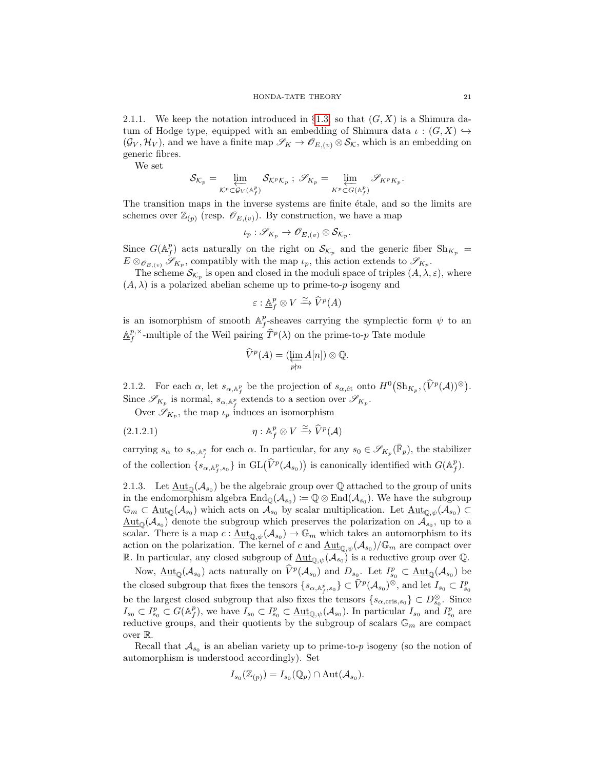2.1.1. We keep the notation introduced in §1.3, so that $(G, X)$ is a Shimura datum of Hodge type, equipped with an embedding of Shimura data $\iota : (G, X) \hookrightarrow (\mathcal{G}_V, \mathcal{H}_V)$, and we have a finite map $\mathscr{S}_K \to \mathscr{O}_{E,(v)} \otimes \mathcal{S}_{\mathcal{K}}$, which is an embedding on generic fibres.

We set

$$\mathcal{S}_{\mathcal{K}_p} = \varprojlim_{\mathcal{K}^p \subset \mathcal{G}_V(\mathbb{A}_f^p)} \mathcal{S}_{\mathcal{K}^p\mathcal{K}_p} \; ; \; \mathscr{S}_{K_p} = \varprojlim_{K^p \subset G(\mathbb{A}_f^p)} \mathscr{S}_{K^pK_p}.$$

The transition maps in the inverse systems are finite étale, and so the limits are schemes over $\mathbb{Z}_{(p)}$ (resp. $\mathscr{O}_{E,(v)}$). By construction, we have a map

$$\iota_p : \mathscr{S}_{K_p} \to \mathscr{O}_{E,(v)} \otimes \mathcal{S}_{\mathcal{K}_p}.$$

Since $G(\mathbb{A}_f^p)$ acts naturally on the right on $\mathcal{S}_{\mathcal{K}_p}$ and the generic fiber $\mathrm{Sh}_{K_p} = E \otimes_{\mathscr{O}_{E,(v)}} \mathscr{S}_{K_p}$, compatibly with the map $\iota_p$, this action extends to $\mathscr{S}_{K_p}$.

The scheme $\mathcal{S}_{\mathcal{K}_p}$ is open and closed in the moduli space of triples $(A, \lambda, \varepsilon)$, where $(A, \lambda)$ is a polarized abelian scheme up to prime-to-$p$ isogeny and

$$\varepsilon : \underline{\mathbb{A}}_f^p \otimes V \xrightarrow{\simeq} \widehat{V}^p(A)$$

is an isomorphism of smooth $\mathbb{A}_f^p$-sheaves carrying the symplectic form $\psi$ to an $\underline{\mathbb{A}}_f^{p,\times}$-multiple of the Weil pairing $\widehat{T}^p(\lambda)$ on the prime-to-$p$ Tate module

$$\widehat{V}^p(A) = (\varprojlim_{p \nmid n} A[n]) \otimes \mathbb{Q}.$$

2.1.2. For each $\alpha$, let $s_{\alpha,\mathbb{A}_f^p}$ be the projection of $s_{\alpha,\text{ét}}$ onto $H^0\big(\mathrm{Sh}_{K_p}, (\widehat{V}^p(\mathcal{A}))^{\otimes}\big)$. Since $\mathscr{S}_{K_p}$ is normal, $s_{\alpha,\mathbb{A}_f^p}$ extends to a section over $\mathscr{S}_{K_p}$.

Over $\mathscr{S}_{K_p}$, the map $\iota_p$ induces an isomorphism

$$\eta : \mathbb{A}_f^p \otimes V \xrightarrow{\simeq} \widehat{V}^p(\mathcal{A}) \tag{2.1.2.1}$$

carrying $s_\alpha$ to $s_{\alpha,\mathbb{A}_f^p}$ for each $\alpha$. In particular, for any $s_0 \in \mathscr{S}_{K_p}(\bar{\mathbb{F}}_p)$, the stabilizer of the collection $\{s_{\alpha,\mathbb{A}_f^p,s_0}\}$ in $\mathrm{GL}\big(\widehat{V}^p(\mathcal{A}_{s_0})\big)$ is canonically identified with $G(\mathbb{A}_f^p)$.

2.1.3. Let $\underline{\mathrm{Aut}}_{\mathbb{Q}}(\mathcal{A}_{s_0})$ be the algebraic group over $\mathbb{Q}$ attached to the group of units in the endomorphism algebra $\mathrm{End}_{\mathbb{Q}}(\mathcal{A}_{s_0}) \coloneqq \mathbb{Q} \otimes \mathrm{End}(\mathcal{A}_{s_0})$. We have the subgroup $\mathbb{G}_m \subset \underline{\mathrm{Aut}}_{\mathbb{Q}}(\mathcal{A}_{s_0})$ which acts on $\mathcal{A}_{s_0}$ by scalar multiplication. Let $\underline{\mathrm{Aut}}_{\mathbb{Q},\psi}(\mathcal{A}_{s_0}) \subset \underline{\mathrm{Aut}}_{\mathbb{Q}}(\mathcal{A}_{s_0})$ denote the subgroup which preserves the polarization on $\mathcal{A}_{s_0}$, up to a scalar. There is a map $c : \underline{\mathrm{Aut}}_{\mathbb{Q},\psi}(\mathcal{A}_{s_0}) \to \mathbb{G}_m$ which takes an automorphism to its action on the polarization. The kernel of $c$ and $\underline{\mathrm{Aut}}_{\mathbb{Q},\psi}(\mathcal{A}_{s_0})/\mathbb{G}_m$ are compact over $\mathbb{R}$. In particular, any closed subgroup of $\underline{\mathrm{Aut}}_{\mathbb{Q},\psi}(\mathcal{A}_{s_0})$ is a reductive group over $\mathbb{Q}$.

Now, $\underline{\mathrm{Aut}}_{\mathbb{Q}}(\mathcal{A}_{s_0})$ acts naturally on $\widehat{V}^p(\mathcal{A}_{s_0})$ and $D_{s_0}$. Let $I_{s_0}^p \subset \underline{\mathrm{Aut}}_{\mathbb{Q}}(\mathcal{A}_{s_0})$ be the closed subgroup that fixes the tensors $\{s_{\alpha,\mathbb{A}_f^p,s_0}\} \subset \widehat{V}^p(\mathcal{A}_{s_0})^{\otimes}$, and let $I_{s_0} \subset I_{s_0}^p$ be the largest closed subgroup that also fixes the tensors $\{s_{\alpha,\mathrm{cris},s_0}\} \subset D_{s_0}^{\otimes}$. Since $I_{s_0} \subset I_{s_0}^p \subset G(\mathbb{A}_f^p)$, we have $I_{s_0} \subset I_{s_0}^p \subset \underline{\mathrm{Aut}}_{\mathbb{Q},\psi}(\mathcal{A}_{s_0})$. In particular $I_{s_0}$ and $I_{s_0}^p$ are reductive groups, and their quotients by the subgroup of scalars $\mathbb{G}_m$ are compact over $\mathbb{R}$.

Recall that $\mathcal{A}_{s_0}$ is an abelian variety up to prime-to-$p$ isogeny (so the notion of automorphism is understood accordingly). Set

$$I_{s_0}(\mathbb{Z}_{(p)}) = I_{s_0}(\mathbb{Q}_p) \cap \mathrm{Aut}(\mathcal{A}_{s_0}).$$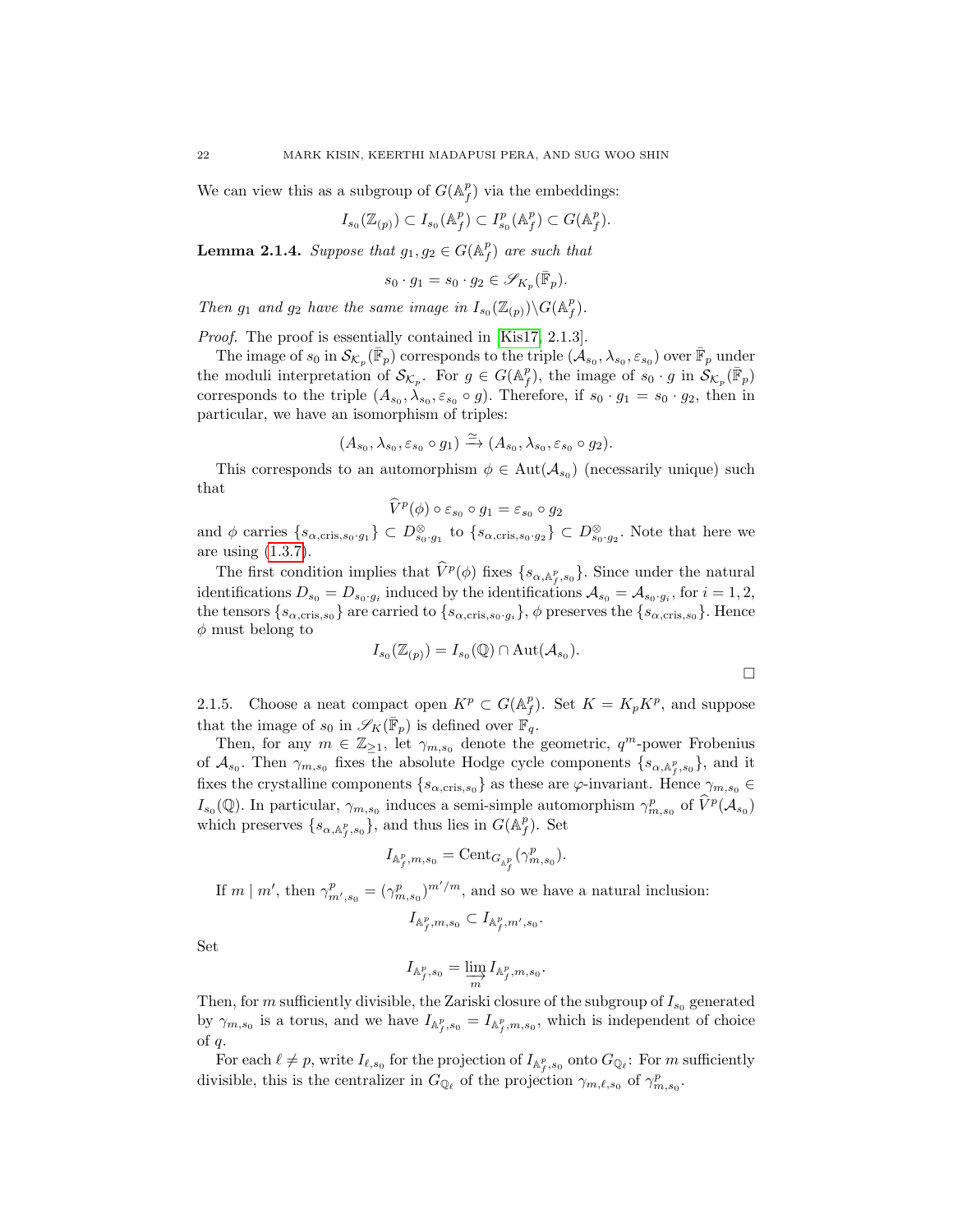We can view this as a subgroup of $G(\mathbb{A}_f^p)$ via the embeddings:

$$I_{s_0}(\mathbb{Z}_{(p)}) \subset I_{s_0}(\mathbb{A}_f^p) \subset I_{s_0}^p(\mathbb{A}_f^p) \subset G(\mathbb{A}_f^p).$$

**Lemma 2.1.4.** *Suppose that $g_1, g_2 \in G(\mathbb{A}_f^p)$ are such that*

$$s_0 \cdot g_1 = s_0 \cdot g_2 \in \mathscr{S}_{K_p}(\bar{\mathbb{F}}_p).$$

*Then $g_1$ and $g_2$ have the same image in $I_{s_0}(\mathbb{Z}_{(p)})\backslash G(\mathbb{A}_f^p)$.*

*Proof.* The proof is essentially contained in [Kis17, 2.1.3].

The image of $s_0$ in $\mathcal{S}_{\mathcal{K}_p}(\bar{\mathbb{F}}_p)$ corresponds to the triple $(\mathcal{A}_{s_0}, \lambda_{s_0}, \varepsilon_{s_0})$ over $\bar{\mathbb{F}}_p$ under the moduli interpretation of $\mathcal{S}_{\mathcal{K}_p}$. For $g \in G(\mathbb{A}_f^p)$, the image of $s_0 \cdot g$ in $\mathcal{S}_{\mathcal{K}_p}(\bar{\mathbb{F}}_p)$ corresponds to the triple $(\mathcal{A}_{s_0}, \lambda_{s_0}, \varepsilon_{s_0} \circ g)$. Therefore, if $s_0 \cdot g_1 = s_0 \cdot g_2$, then in particular, we have an isomorphism of triples:

$$(A_{s_0}, \lambda_{s_0}, \varepsilon_{s_0} \circ g_1) \xrightarrow{\simeq} (A_{s_0}, \lambda_{s_0}, \varepsilon_{s_0} \circ g_2).$$

This corresponds to an automorphism $\phi \in \mathrm{Aut}(\mathcal{A}_{s_0})$ (necessarily unique) such that

$$\widehat{V}^p(\phi) \circ \varepsilon_{s_0} \circ g_1 = \varepsilon_{s_0} \circ g_2$$

and $\phi$ carries $\{s_{\alpha,\mathrm{cris},s_0 \cdot g_1}\} \subset D^{\otimes}_{s_0 \cdot g_1}$ to $\{s_{\alpha,\mathrm{cris},s_0 \cdot g_2}\} \subset D^{\otimes}_{s_0 \cdot g_2}$. Note that here we are using (1.3.7).

The first condition implies that $\widehat{V}^p(\phi)$ fixes $\{s_{\alpha,\mathbb{A}_f^p,s_0}\}$. Since under the natural identifications $D_{s_0} = D_{s_0 \cdot g_i}$ induced by the identifications $\mathcal{A}_{s_0} = \mathcal{A}_{s_0 \cdot g_i}$, for $i = 1, 2$, the tensors $\{s_{\alpha,\mathrm{cris},s_0}\}$ are carried to $\{s_{\alpha,\mathrm{cris},s_0 \cdot g_i}\}$, $\phi$ preserves the $\{s_{\alpha,\mathrm{cris},s_0}\}$. Hence $\phi$ must belong to

$$I_{s_0}(\mathbb{Z}_{(p)}) = I_{s_0}(\mathbb{Q}) \cap \mathrm{Aut}(\mathcal{A}_{s_0}).$$

$\square$

2.1.5. Choose a neat compact open $K^p \subset G(\mathbb{A}_f^p)$. Set $K = K_p K^p$, and suppose that the image of $s_0$ in $\mathscr{S}_K(\bar{\mathbb{F}}_p)$ is defined over $\mathbb{F}_q$.

Then, for any $m \in \mathbb{Z}_{\geq 1}$, let $\gamma_{m,s_0}$ denote the geometric, $q^m$-power Frobenius of $\mathcal{A}_{s_0}$. Then $\gamma_{m,s_0}$ fixes the absolute Hodge cycle components $\{s_{\alpha,\mathbb{A}_f^p,s_0}\}$, and it fixes the crystalline components $\{s_{\alpha,\mathrm{cris},s_0}\}$ as these are $\varphi$-invariant. Hence $\gamma_{m,s_0} \in I_{s_0}(\mathbb{Q})$. In particular, $\gamma_{m,s_0}$ induces a semi-simple automorphism $\gamma^p_{m,s_0}$ of $\widehat{V}^p(\mathcal{A}_{s_0})$ which preserves $\{s_{\alpha,\mathbb{A}_f^p,s_0}\}$, and thus lies in $G(\mathbb{A}_f^p)$. Set

$$I_{\mathbb{A}_f^p,m,s_0} = \mathrm{Cent}_{G_{\mathbb{A}_f^p}}(\gamma^p_{m,s_0}).$$

If $m \mid m'$, then $\gamma^p_{m',s_0} = (\gamma^p_{m,s_0})^{m'/m}$, and so we have a natural inclusion:

$$I_{\mathbb{A}_f^p,m,s_0} \subset I_{\mathbb{A}_f^p,m',s_0}.$$

Set

$$I_{\mathbb{A}_f^p,s_0} = \varinjlim_m I_{\mathbb{A}_f^p,m,s_0}.$$

Then, for $m$ sufficiently divisible, the Zariski closure of the subgroup of $I_{s_0}$ generated by $\gamma_{m,s_0}$ is a torus, and we have $I_{\mathbb{A}_f^p,s_0} = I_{\mathbb{A}_f^p,m,s_0}$, which is independent of choice of $q$.

For each $\ell \neq p$, write $I_{\ell,s_0}$ for the projection of $I_{\mathbb{A}_f^p,s_0}$ onto $G_{\mathbb{Q}_\ell}$: For $m$ sufficiently divisible, this is the centralizer in $G_{\mathbb{Q}_\ell}$ of the projection $\gamma_{m,\ell,s_0}$ of $\gamma^p_{m,s_0}$.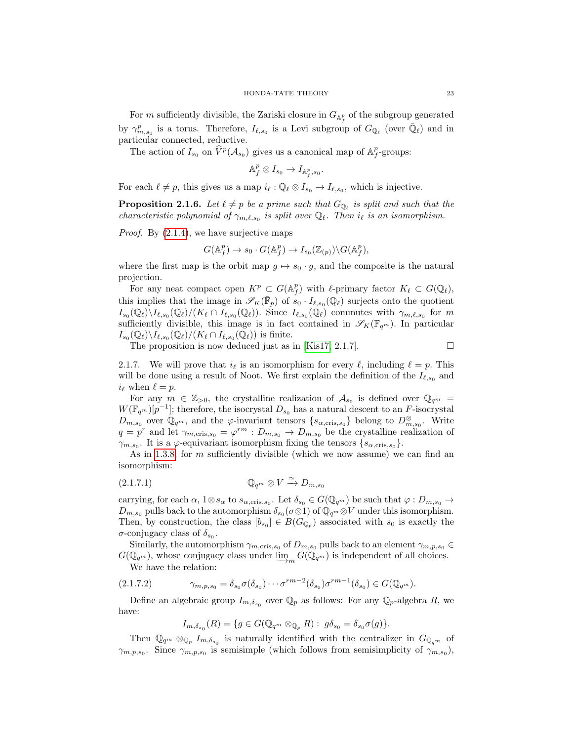For $m$ sufficiently divisible, the Zariski closure in $G_{\mathbb{A}_f^p}$ of the subgroup generated by $\gamma_{m,s_0}^p$ is a torus. Therefore, $I_{\ell,s_0}$ is a Levi subgroup of $G_{\mathbb{Q}_\ell}$ (over $\bar{\mathbb{Q}}_\ell$) and in particular connected, reductive.

The action of $I_{s_0}$ on $\widehat{V}^p(\mathcal{A}_{s_0})$ gives us a canonical map of $\mathbb{A}_f^p$-groups:

$$\mathbb{A}_f^p \otimes I_{s_0} \to I_{\mathbb{A}_f^p,s_0}.$$

For each $\ell \neq p$, this gives us a map $i_\ell : \mathbb{Q}_\ell \otimes I_{s_0} \to I_{\ell,s_0}$, which is injective.

**Proposition 2.1.6.** *Let $\ell \neq p$ be a prime such that $G_{\mathbb{Q}_\ell}$ is split and such that the characteristic polynomial of $\gamma_{m,\ell,s_0}$ is split over $\mathbb{Q}_\ell$. Then $i_\ell$ is an isomorphism.*

*Proof.* By (2.1.4), we have surjective maps

$$G(\mathbb{A}_f^p) \to s_0 \cdot G(\mathbb{A}_f^p) \to I_{s_0}(\mathbb{Z}_{(p)})\backslash G(\mathbb{A}_f^p),$$

where the first map is the orbit map $g \mapsto s_0 \cdot g$, and the composite is the natural projection.

For any neat compact open $K^p \subset G(\mathbb{A}_f^p)$ with $\ell$-primary factor $K_\ell \subset G(\mathbb{Q}_\ell)$, this implies that the image in $\mathscr{S}_K(\bar{\mathbb{F}}_p)$ of $s_0 \cdot I_{\ell,s_0}(\mathbb{Q}_\ell)$ surjects onto the quotient $I_{s_0}(\mathbb{Q}_\ell)\backslash I_{\ell,s_0}(\mathbb{Q}_\ell)/(K_\ell \cap I_{\ell,s_0}(\mathbb{Q}_\ell))$. Since $I_{\ell,s_0}(\mathbb{Q}_\ell)$ commutes with $\gamma_{m,\ell,s_0}$ for $m$ sufficiently divisible, this image is in fact contained in $\mathscr{S}_K(\mathbb{F}_{q^m})$. In particular $I_{s_0}(\mathbb{Q}_\ell)\backslash I_{\ell,s_0}(\mathbb{Q}_\ell)/(K_\ell \cap I_{\ell,s_0}(\mathbb{Q}_\ell))$ is finite.

The proposition is now deduced just as in [Kis17, 2.1.7]. $\square$

2.1.7. We will prove that $i_\ell$ is an isomorphism for every $\ell$, including $\ell = p$. This will be done using a result of Noot. We first explain the definition of the $I_{\ell,s_0}$ and $i_\ell$ when $\ell = p$.

For any $m \in \mathbb{Z}_{>0}$, the crystalline realization of $\mathcal{A}_{s_0}$ is defined over $\mathbb{Q}_{q^m} = W(\mathbb{F}_{q^m})[p^{-1}]$; therefore, the isocrystal $D_{s_0}$ has a natural descent to an $F$-isocrystal $D_{m,s_0}$ over $\mathbb{Q}_{q^m}$, and the $\varphi$-invariant tensors $\{s_{\alpha,\mathrm{cris},s_0}\}$ belong to $D_{m,s_0}^{\otimes}$. Write $q = p^r$ and let $\gamma_{m,\mathrm{cris},s_0} = \varphi^{rm} : D_{m,s_0} \to D_{m,s_0}$ be the crystalline realization of $\gamma_{m,s_0}$. It is a $\varphi$-equivariant isomorphism fixing the tensors $\{s_{\alpha,\mathrm{cris},s_0}\}$.

As in 1.3.8, for $m$ sufficiently divisible (which we now assume) we can find an isomorphism:

$$\mathbb{Q}_{q^m} \otimes V \xrightarrow{\simeq} D_{m,s_0} \tag{2.1.7.1}$$

carrying, for each $\alpha$, $1 \otimes s_\alpha$ to $s_{\alpha,\mathrm{cris},s_0}$. Let $\delta_{s_0} \in G(\mathbb{Q}_{q^m})$ be such that $\varphi : D_{m,s_0} \to D_{m,s_0}$ pulls back to the automorphism $\delta_{s_0}(\sigma \otimes 1)$ of $\mathbb{Q}_{q^m} \otimes V$ under this isomorphism. Then, by construction, the class $[b_{s_0}] \in B(G_{\mathbb{Q}_p})$ associated with $s_0$ is exactly the $\sigma$-conjugacy class of $\delta_{s_0}$.

Similarly, the automorphism $\gamma_{m,\mathrm{cris},s_0}$ of $D_{m,s_0}$ pulls back to an element $\gamma_{m,p,s_0} \in G(\mathbb{Q}_{q^m})$, whose conjugacy class under $\varinjlim_m G(\mathbb{Q}_{q^m})$ is independent of all choices.

We have the relation:

$$\gamma_{m,p,s_0} = \delta_{s_0}\sigma(\delta_{s_0}) \cdots \sigma^{rm-2}(\delta_{s_0})\sigma^{rm-1}(\delta_{s_0}) \in G(\mathbb{Q}_{q^m}). \tag{2.1.7.2}$$

Define an algebraic group $I_{m,\delta_{s_0}}$ over $\mathbb{Q}_p$ as follows: For any $\mathbb{Q}_p$-algebra $R$, we have:

$$I_{m,\delta_{s_0}}(R) = \{g \in G(\mathbb{Q}_{q^m} \otimes_{\mathbb{Q}_p} R) : \ g\delta_{s_0} = \delta_{s_0}\sigma(g)\}.$$

Then $\mathbb{Q}_{q^m} \otimes_{\mathbb{Q}_p} I_{m,\delta_{s_0}}$ is naturally identified with the centralizer in $G_{\mathbb{Q}_{q^m}}$ of $\gamma_{m,p,s_0}$. Since $\gamma_{m,p,s_0}$ is semisimple (which follows from semisimplicity of $\gamma_{m,s_0}$),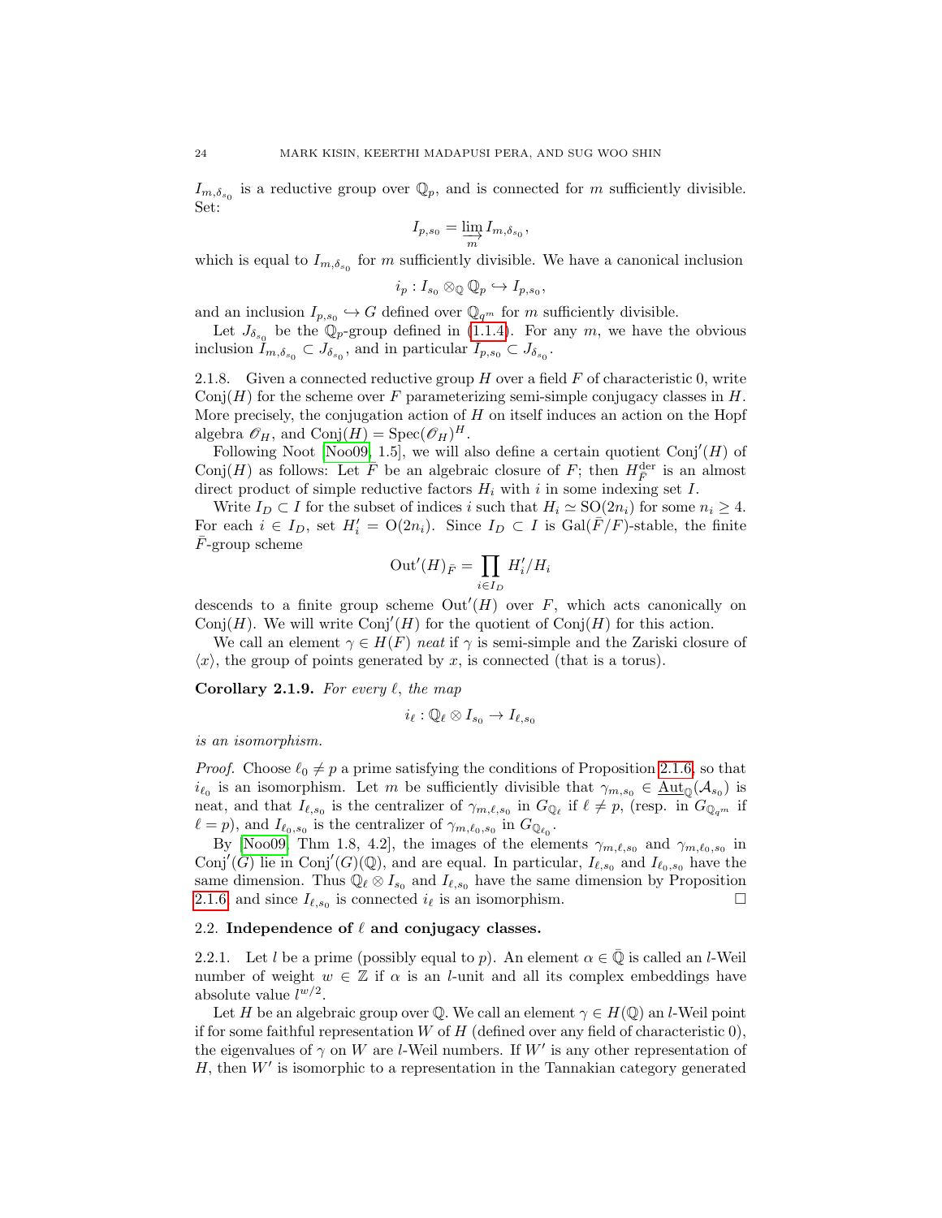$I_{m,\delta_{s_0}}$ is a reductive group over $\mathbb{Q}_p$, and is connected for $m$ sufficiently divisible. Set:

$$I_{p,s_0} = \varinjlim_m I_{m,\delta_{s_0}},$$

which is equal to $I_{m,\delta_{s_0}}$ for $m$ sufficiently divisible. We have a canonical inclusion

$$i_p : I_{s_0} \otimes_{\mathbb{Q}} \mathbb{Q}_p \hookrightarrow I_{p,s_0},$$

and an inclusion $I_{p,s_0} \hookrightarrow G$ defined over $\mathbb{Q}_{q^m}$ for $m$ sufficiently divisible.

Let $J_{\delta_{s_0}}$ be the $\mathbb{Q}_p$-group defined in (1.1.4). For any $m$, we have the obvious inclusion $I_{m,\delta_{s_0}} \subset J_{\delta_{s_0}}$, and in particular $I_{p,s_0} \subset J_{\delta_{s_0}}$.

2.1.8. Given a connected reductive group $H$ over a field $F$ of characteristic 0, write $\mathrm{Conj}(H)$ for the scheme over $F$ parameterizing semi-simple conjugacy classes in $H$. More precisely, the conjugation action of $H$ on itself induces an action on the Hopf algebra $\mathscr{O}_H$, and $\mathrm{Conj}(H) = \mathrm{Spec}(\mathscr{O}_H)^H$.

Following Noot [Noo09, 1.5], we will also define a certain quotient $\mathrm{Conj}'(H)$ of $\mathrm{Conj}(H)$ as follows: Let $\bar{F}$ be an algebraic closure of $F$; then $H^{\mathrm{der}}_{\bar{F}}$ is an almost direct product of simple reductive factors $H_i$ with $i$ in some indexing set $I$.

Write $I_D \subset I$ for the subset of indices $i$ such that $H_i \simeq \mathrm{SO}(2n_i)$ for some $n_i \geq 4$. For each $i \in I_D$, set $H'_i = \mathrm{O}(2n_i)$. Since $I_D \subset I$ is $\mathrm{Gal}(\bar{F}/F)$-stable, the finite $\bar{F}$-group scheme

$$\mathrm{Out}'(H)_{\bar{F}} = \prod_{i \in I_D} H'_i/H_i$$

descends to a finite group scheme $\mathrm{Out}'(H)$ over $F$, which acts canonically on $\mathrm{Conj}(H)$. We will write $\mathrm{Conj}'(H)$ for the quotient of $\mathrm{Conj}(H)$ for this action.

We call an element $\gamma \in H(F)$ *neat* if $\gamma$ is semi-simple and the Zariski closure of $\langle x \rangle$, the group of points generated by $x$, is connected (that is a torus).

**Corollary 2.1.9.** *For every $\ell$, the map*

$$i_\ell : \mathbb{Q}_\ell \otimes I_{s_0} \to I_{\ell,s_0}$$

*is an isomorphism.*

*Proof.* Choose $\ell_0 \neq p$ a prime satisfying the conditions of Proposition 2.1.6, so that $i_{\ell_0}$ is an isomorphism. Let $m$ be sufficiently divisible that $\gamma_{m,s_0} \in \underline{\mathrm{Aut}}_{\mathbb{Q}}(\mathcal{A}_{s_0})$ is neat, and that $I_{\ell,s_0}$ is the centralizer of $\gamma_{m,\ell,s_0}$ in $G_{\mathbb{Q}_\ell}$ if $\ell \neq p$, (resp. in $G_{\mathbb{Q}_{q^m}}$ if $\ell = p$), and $I_{\ell_0,s_0}$ is the centralizer of $\gamma_{m,\ell_0,s_0}$ in $G_{\mathbb{Q}_{\ell_0}}$.

By [Noo09, Thm 1.8, 4.2], the images of the elements $\gamma_{m,\ell,s_0}$ and $\gamma_{m,\ell_0,s_0}$ in $\mathrm{Conj}'(G)$ lie in $\mathrm{Conj}'(G)(\mathbb{Q})$, and are equal. In particular, $I_{\ell,s_0}$ and $I_{\ell_0,s_0}$ have the same dimension. Thus $\mathbb{Q}_\ell \otimes I_{s_0}$ and $I_{\ell,s_0}$ have the same dimension by Proposition 2.1.6, and since $I_{\ell,s_0}$ is connected $i_\ell$ is an isomorphism. $\square$

## 2.2. Independence of $\ell$ and conjugacy classes.

2.2.1. Let $l$ be a prime (possibly equal to $p$). An element $\alpha \in \bar{\mathbb{Q}}$ is called an $l$-Weil number of weight $w \in \mathbb{Z}$ if $\alpha$ is an $l$-unit and all its complex embeddings have absolute value $l^{w/2}$.

Let $H$ be an algebraic group over $\mathbb{Q}$. We call an element $\gamma \in H(\mathbb{Q})$ an $l$-Weil point if for some faithful representation $W$ of $H$ (defined over any field of characteristic 0), the eigenvalues of $\gamma$ on $W$ are $l$-Weil numbers. If $W'$ is any other representation of $H$, then $W'$ is isomorphic to a representation in the Tannakian category generated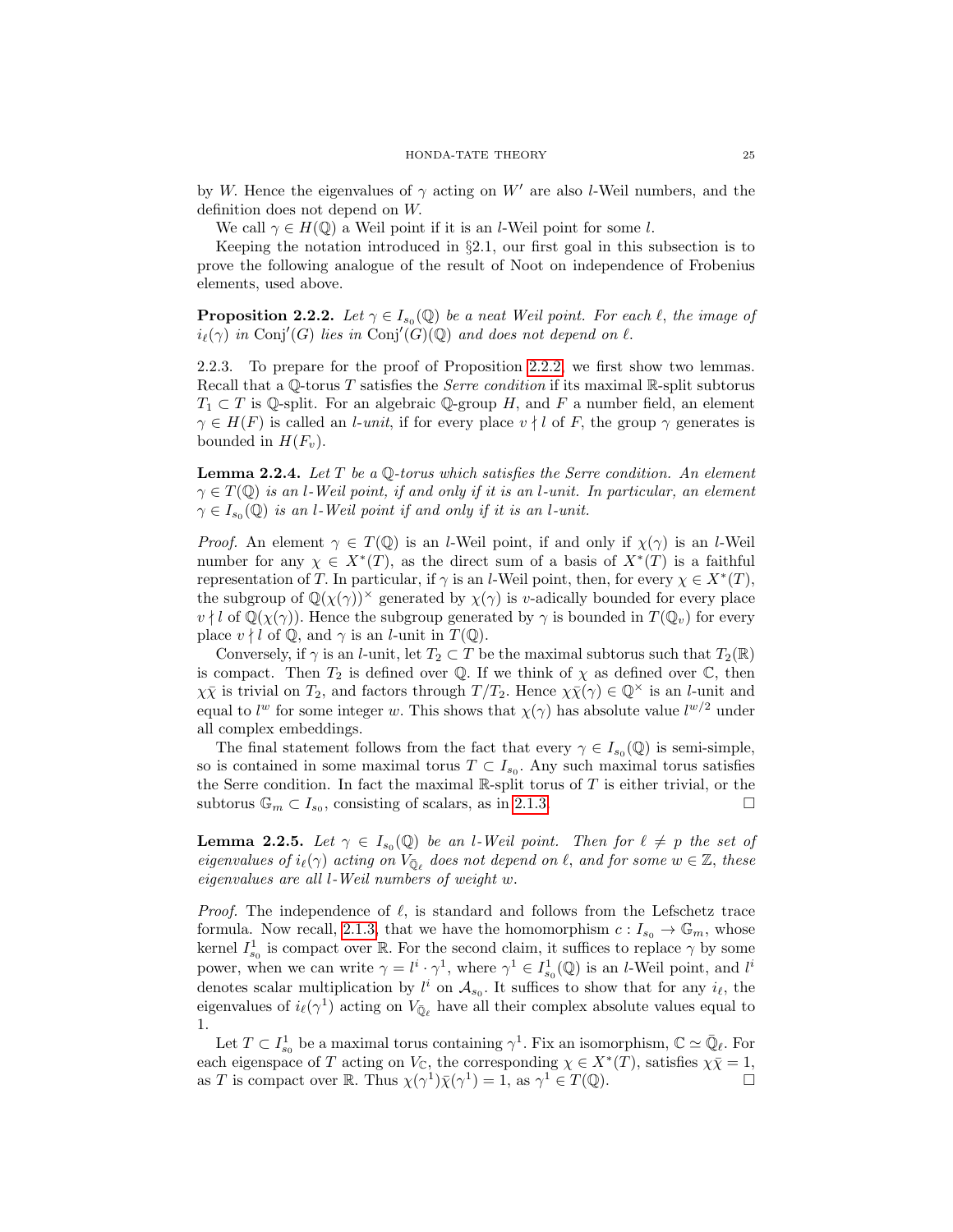by $W$. Hence the eigenvalues of $\gamma$ acting on $W'$ are also $l$-Weil numbers, and the definition does not depend on $W$.

We call $\gamma \in H(\mathbb{Q})$ a Weil point if it is an $l$-Weil point for some $l$.

Keeping the notation introduced in §2.1, our first goal in this subsection is to prove the following analogue of the result of Noot on independence of Frobenius elements, used above.

**Proposition 2.2.2.** *Let $\gamma \in I_{s_0}(\mathbb{Q})$ be a neat Weil point. For each $\ell$, the image of $i_\ell(\gamma)$ in $\mathrm{Conj}'(G)$ lies in $\mathrm{Conj}'(G)(\mathbb{Q})$ and does not depend on $\ell$.*

2.2.3. To prepare for the proof of Proposition 2.2.2, we first show two lemmas. Recall that a $\mathbb{Q}$-torus $T$ satisfies the *Serre condition* if its maximal $\mathbb{R}$-split subtorus $T_1 \subset T$ is $\mathbb{Q}$-split. For an algebraic $\mathbb{Q}$-group $H$, and $F$ a number field, an element $\gamma \in H(F)$ is called an *$l$-unit*, if for every place $v \nmid l$ of $F$, the group $\gamma$ generates is bounded in $H(F_v)$.

**Lemma 2.2.4.** *Let $T$ be a $\mathbb{Q}$-torus which satisfies the Serre condition. An element $\gamma \in T(\mathbb{Q})$ is an $l$-Weil point, if and only if it is an $l$-unit. In particular, an element $\gamma \in I_{s_0}(\mathbb{Q})$ is an $l$-Weil point if and only if it is an $l$-unit.*

*Proof.* An element $\gamma \in T(\mathbb{Q})$ is an $l$-Weil point, if and only if $\chi(\gamma)$ is an $l$-Weil number for any $\chi \in X^*(T)$, as the direct sum of a basis of $X^*(T)$ is a faithful representation of $T$. In particular, if $\gamma$ is an $l$-Weil point, then, for every $\chi \in X^*(T)$, the subgroup of $\mathbb{Q}(\chi(\gamma))^\times$ generated by $\chi(\gamma)$ is $v$-adically bounded for every place $v \nmid l$ of $\mathbb{Q}(\chi(\gamma))$. Hence the subgroup generated by $\gamma$ is bounded in $T(\mathbb{Q}_v)$ for every place $v \nmid l$ of $\mathbb{Q}$, and $\gamma$ is an $l$-unit in $T(\mathbb{Q})$.

Conversely, if $\gamma$ is an $l$-unit, let $T_2 \subset T$ be the maximal subtorus such that $T_2(\mathbb{R})$ is compact. Then $T_2$ is defined over $\mathbb{Q}$. If we think of $\chi$ as defined over $\mathbb{C}$, then $\chi\bar{\chi}$ is trivial on $T_2$, and factors through $T/T_2$. Hence $\chi\bar{\chi}(\gamma) \in \mathbb{Q}^\times$ is an $l$-unit and equal to $l^w$ for some integer $w$. This shows that $\chi(\gamma)$ has absolute value $l^{w/2}$ under all complex embeddings.

The final statement follows from the fact that every $\gamma \in I_{s_0}(\mathbb{Q})$ is semi-simple, so is contained in some maximal torus $T \subset I_{s_0}$. Any such maximal torus satisfies the Serre condition. In fact the maximal $\mathbb{R}$-split torus of $T$ is either trivial, or the subtorus $\mathbb{G}_m \subset I_{s_0}$, consisting of scalars, as in 2.1.3. □

**Lemma 2.2.5.** *Let $\gamma \in I_{s_0}(\mathbb{Q})$ be an $l$-Weil point. Then for $\ell \neq p$ the set of eigenvalues of $i_\ell(\gamma)$ acting on $V_{\bar{\mathbb{Q}}_\ell}$ does not depend on $\ell$, and for some $w \in \mathbb{Z}$, these eigenvalues are all $l$-Weil numbers of weight $w$.*

*Proof.* The independence of $\ell$, is standard and follows from the Lefschetz trace formula. Now recall, 2.1.3, that we have the homomorphism $c : I_{s_0} \to \mathbb{G}_m$, whose kernel $I^1_{s_0}$ is compact over $\mathbb{R}$. For the second claim, it suffices to replace $\gamma$ by some power, when we can write $\gamma = l^i \cdot \gamma^1$, where $\gamma^1 \in I^1_{s_0}(\mathbb{Q})$ is an $l$-Weil point, and $l^i$ denotes scalar multiplication by $l^i$ on $\mathcal{A}_{s_0}$. It suffices to show that for any $i_\ell$, the eigenvalues of $i_\ell(\gamma^1)$ acting on $V_{\bar{\mathbb{Q}}_\ell}$ have all their complex absolute values equal to 1.

Let $T \subset I^1_{s_0}$ be a maximal torus containing $\gamma^1$. Fix an isomorphism, $\mathbb{C} \simeq \bar{\mathbb{Q}}_\ell$. For each eigenspace of $T$ acting on $V_\mathbb{C}$, the corresponding $\chi \in X^*(T)$, satisfies $\chi\bar{\chi} = 1$, as $T$ is compact over $\mathbb{R}$. Thus $\chi(\gamma^1)\bar{\chi}(\gamma^1) = 1$, as $\gamma^1 \in T(\mathbb{Q})$. □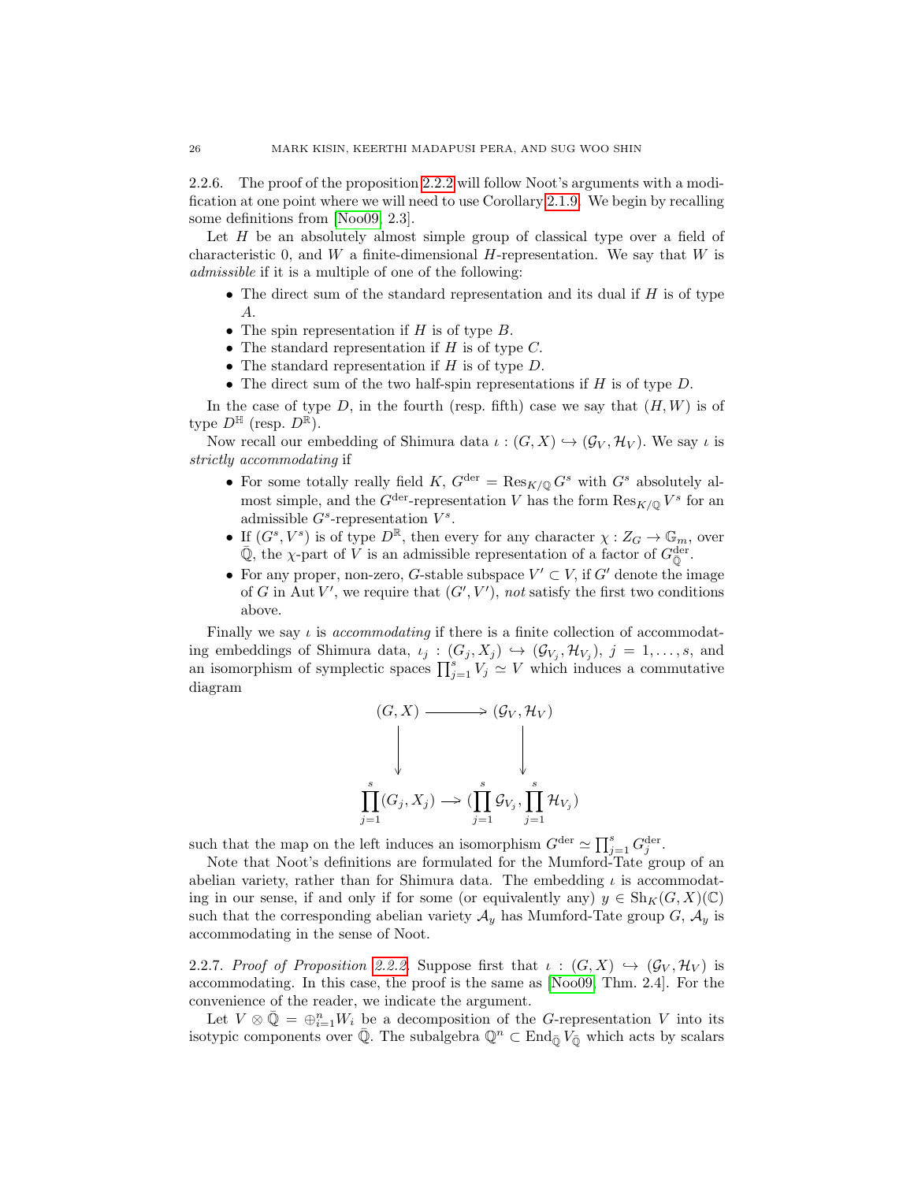2.2.6. The proof of the proposition 2.2.2 will follow Noot's arguments with a modification at one point where we will need to use Corollary 2.1.9. We begin by recalling some definitions from [Noo09, 2.3].

Let $H$ be an absolutely almost simple group of classical type over a field of characteristic 0, and $W$ a finite-dimensional $H$-representation. We say that $W$ is *admissible* if it is a multiple of one of the following:

- The direct sum of the standard representation and its dual if $H$ is of type $A$.
- The spin representation if $H$ is of type $B$.
- The standard representation if $H$ is of type $C$.
- The standard representation if $H$ is of type $D$.
- The direct sum of the two half-spin representations if $H$ is of type $D$.

In the case of type $D$, in the fourth (resp. fifth) case we say that $(H, W)$ is of type $D^{\mathbb{H}}$ (resp. $D^{\mathbb{R}}$).

Now recall our embedding of Shimura data $\iota : (G, X) \hookrightarrow (\mathcal{G}_V, \mathcal{H}_V)$. We say $\iota$ is *strictly accommodating* if

- For some totally really field $K$, $G^{\mathrm{der}} = \mathrm{Res}_{K/\mathbb{Q}} G^s$ with $G^s$ absolutely almost simple, and the $G^{\mathrm{der}}$-representation $V$ has the form $\mathrm{Res}_{K/\mathbb{Q}} V^s$ for an admissible $G^s$-representation $V^s$.
- If $(G^s, V^s)$ is of type $D^{\mathbb{R}}$, then every for any character $\chi : Z_G \to \mathbb{G}_m$, over $\bar{\mathbb{Q}}$, the $\chi$-part of $V$ is an admissible representation of a factor of $G^{\mathrm{der}}_{\bar{\mathbb{Q}}}$.
- For any proper, non-zero, $G$-stable subspace $V' \subset V$, if $G'$ denote the image of $G$ in $\mathrm{Aut}\, V'$, we require that $(G', V')$, *not* satisfy the first two conditions above.

Finally we say $\iota$ is *accommodating* if there is a finite collection of accommodating embeddings of Shimura data, $\iota_j : (G_j, X_j) \hookrightarrow (\mathcal{G}_{V_j}, \mathcal{H}_{V_j})$, $j = 1, \dots, s$, and an isomorphism of symplectic spaces $\prod_{j=1}^s V_j \simeq V$ which induces a commutative diagram

$$\begin{array}{ccc} (G, X) & \longrightarrow & (\mathcal{G}_V, \mathcal{H}_V) \\ \downarrow & & \downarrow \\ \prod_{j=1}^{s} (G_j, X_j) & \longrightarrow & (\prod_{j=1}^{s} \mathcal{G}_{V_j}, \prod_{j=1}^{s} \mathcal{H}_{V_j}) \end{array}$$

such that the map on the left induces an isomorphism $G^{\mathrm{der}} \simeq \prod_{j=1}^s G_j^{\mathrm{der}}$.

Note that Noot's definitions are formulated for the Mumford-Tate group of an abelian variety, rather than for Shimura data. The embedding $\iota$ is accommodating in our sense, if and only if for some (or equivalently any) $y \in \mathrm{Sh}_K(G, X)(\mathbb{C})$ such that the corresponding abelian variety $\mathcal{A}_y$ has Mumford-Tate group $G$, $\mathcal{A}_y$ is accommodating in the sense of Noot.

2.2.7. *Proof of Proposition 2.2.2.* Suppose first that $\iota : (G, X) \hookrightarrow (\mathcal{G}_V, \mathcal{H}_V)$ is accommodating. In this case, the proof is the same as [Noo09, Thm. 2.4]. For the convenience of the reader, we indicate the argument.

Let $V \otimes \bar{\mathbb{Q}} = \oplus_{i=1}^n W_i$ be a decomposition of the $G$-representation $V$ into its isotypic components over $\bar{\mathbb{Q}}$. The subalgebra $\mathbb{Q}^n \subset \mathrm{End}_{\bar{\mathbb{Q}}} V_{\bar{\mathbb{Q}}}$ which acts by scalars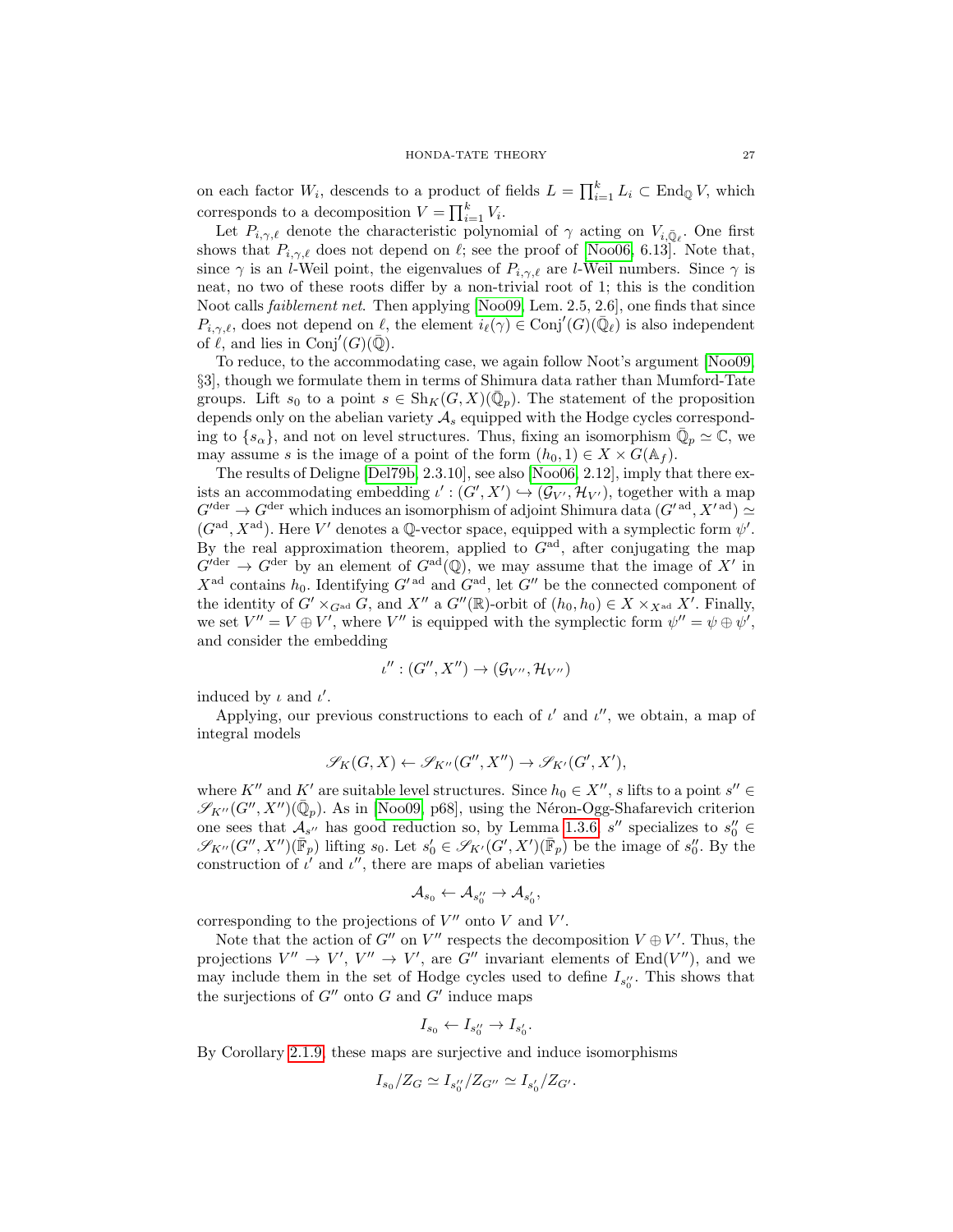on each factor $W_i$, descends to a product of fields $L = \prod_{i=1}^k L_i \subset \mathrm{End}_{\mathbb{Q}} V$, which corresponds to a decomposition $V = \prod_{i=1}^k V_i$.

Let $P_{i,\gamma,\ell}$ denote the characteristic polynomial of $\gamma$ acting on $V_{i,\bar{\mathbb{Q}}_\ell}$. One first shows that $P_{i,\gamma,\ell}$ does not depend on $\ell$; see the proof of [Noo06, 6.13]. Note that, since $\gamma$ is an $l$-Weil point, the eigenvalues of $P_{i,\gamma,\ell}$ are $l$-Weil numbers. Since $\gamma$ is neat, no two of these roots differ by a non-trivial root of 1; this is the condition Noot calls *faiblement net*. Then applying [Noo09, Lem. 2.5, 2.6], one finds that since $P_{i,\gamma,\ell}$, does not depend on $\ell$, the element $i_\ell(\gamma) \in \mathrm{Conj}'(G)(\bar{\mathbb{Q}}_\ell)$ is also independent of $\ell$, and lies in $\mathrm{Conj}'(G)(\bar{\mathbb{Q}})$.

To reduce, to the accommodating case, we again follow Noot's argument [Noo09, §3], though we formulate them in terms of Shimura data rather than Mumford-Tate groups. Lift $s_0$ to a point $s \in \mathrm{Sh}_K(G,X)(\bar{\mathbb{Q}}_p)$. The statement of the proposition depends only on the abelian variety $\mathcal{A}_s$ equipped with the Hodge cycles corresponding to $\{s_\alpha\}$, and not on level structures. Thus, fixing an isomorphism $\bar{\mathbb{Q}}_p \simeq \mathbb{C}$, we may assume $s$ is the image of a point of the form $(h_0, 1) \in X \times G(\mathbb{A}_f)$.

The results of Deligne [Del79b, 2.3.10], see also [Noo06, 2.12], imply that there exists an accommodating embedding $\iota' : (G', X') \hookrightarrow (\mathcal{G}_{V'}, \mathcal{H}_{V'})$, together with a map $G'^{\mathrm{der}} \to G^{\mathrm{der}}$ which induces an isomorphism of adjoint Shimura data $(G'^{\mathrm{ad}}, X'^{\mathrm{ad}}) \simeq (G^{\mathrm{ad}}, X^{\mathrm{ad}})$. Here $V'$ denotes a $\mathbb{Q}$-vector space, equipped with a symplectic form $\psi'$. By the real approximation theorem, applied to $G^{\mathrm{ad}}$, after conjugating the map $G'^{\mathrm{der}} \to G^{\mathrm{der}}$ by an element of $G^{\mathrm{ad}}(\mathbb{Q})$, we may assume that the image of $X'$ in $X^{\mathrm{ad}}$ contains $h_0$. Identifying $G'^{\mathrm{ad}}$ and $G^{\mathrm{ad}}$, let $G''$ be the connected component of the identity of $G' \times_{G^{\mathrm{ad}}} G$, and $X''$ a $G''(\mathbb{R})$-orbit of $(h_0, h_0) \in X \times_{X^{\mathrm{ad}}} X'$. Finally, we set $V'' = V \oplus V'$, where $V''$ is equipped with the symplectic form $\psi'' = \psi \oplus \psi'$, and consider the embedding

$$\iota'' : (G'', X'') \to (\mathcal{G}_{V''}, \mathcal{H}_{V''})$$

induced by $\iota$ and $\iota'$.

Applying, our previous constructions to each of $\iota'$ and $\iota''$, we obtain, a map of integral models

$$\mathscr{S}_K(G,X) \leftarrow \mathscr{S}_{K''}(G'',X'') \to \mathscr{S}_{K'}(G',X'),$$

where $K''$ and $K'$ are suitable level structures. Since $h_0 \in X''$, $s$ lifts to a point $s'' \in \mathscr{S}_{K''}(G'',X'')(\bar{\mathbb{Q}}_p)$. As in [Noo09, p68], using the Néron-Ogg-Shafarevich criterion one sees that $\mathcal{A}_{s''}$ has good reduction so, by Lemma 1.3.6, $s''$ specializes to $s''_0 \in \mathscr{S}_{K''}(G'',X'')(\bar{\mathbb{F}}_p)$ lifting $s_0$. Let $s'_0 \in \mathscr{S}_{K'}(G',X')(\bar{\mathbb{F}}_p)$ be the image of $s''_0$. By the construction of $\iota'$ and $\iota''$, there are maps of abelian varieties

$$\mathcal{A}_{s_0} \leftarrow \mathcal{A}_{s''_0} \to \mathcal{A}_{s'_0},$$

corresponding to the projections of $V''$ onto $V$ and $V'$.

Note that the action of $G''$ on $V''$ respects the decomposition $V \oplus V'$. Thus, the projections $V'' \to V'$, $V'' \to V'$, are $G''$ invariant elements of $\mathrm{End}(V'')$, and we may include them in the set of Hodge cycles used to define $I_{s''_0}$. This shows that the surjections of $G''$ onto $G$ and $G'$ induce maps

$$I_{s_0} \leftarrow I_{s''_0} \to I_{s'_0}.$$

By Corollary 2.1.9, these maps are surjective and induce isomorphisms

$$I_{s_0}/Z_G \simeq I_{s''_0}/Z_{G''} \simeq I_{s'_0}/Z_{G'}.$$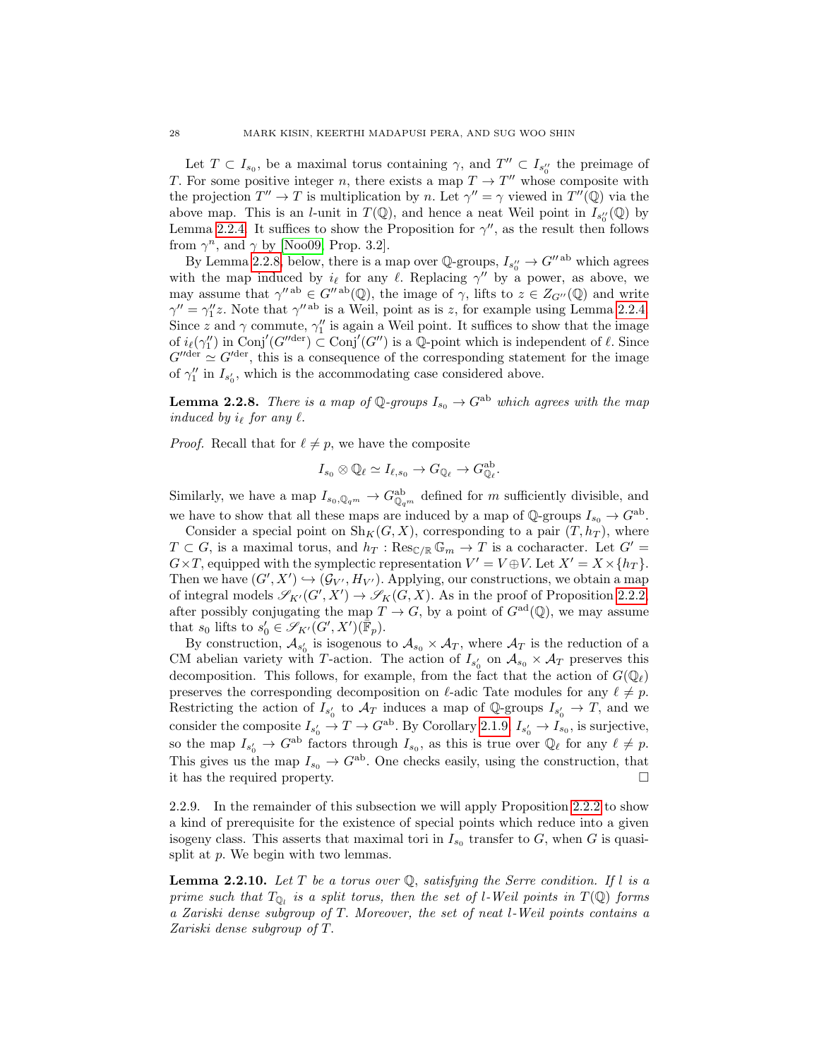Let $T \subset I_{s_0}$, be a maximal torus containing $\gamma$, and $T'' \subset I_{s''_0}$ the preimage of $T$. For some positive integer $n$, there exists a map $T \to T''$ whose composite with the projection $T'' \to T$ is multiplication by $n$. Let $\gamma'' = \gamma$ viewed in $T''(\mathbb{Q})$ via the above map. This is an $l$-unit in $T(\mathbb{Q})$, and hence a neat Weil point in $I_{s''_0}(\mathbb{Q})$ by Lemma 2.2.4. It suffices to show the Proposition for $\gamma''$, as the result then follows from $\gamma^n$, and $\gamma$ by [Noo09, Prop. 3.2].

By Lemma 2.2.8, below, there is a map over $\mathbb{Q}$-groups, $I_{s''_0} \to G''^{\text{ab}}$ which agrees with the map induced by $i_\ell$ for any $\ell$. Replacing $\gamma''$ by a power, as above, we may assume that $\gamma''^{\text{ab}} \in G''^{\text{ab}}(\mathbb{Q})$, the image of $\gamma$, lifts to $z \in Z_{G''}(\mathbb{Q})$ and write $\gamma'' = \gamma''_1 z$. Note that $\gamma''^{\text{ab}}$ is a Weil, point as is $z$, for example using Lemma 2.2.4. Since $z$ and $\gamma$ commute, $\gamma''_1$ is again a Weil point. It suffices to show that the image of $i_\ell(\gamma''_1)$ in $\text{Conj}'(G''^{\text{der}}) \subset \text{Conj}'(G'')$ is a $\mathbb{Q}$-point which is independent of $\ell$. Since $G''^{\text{der}} \simeq G'^{\text{der}}$, this is a consequence of the corresponding statement for the image of $\gamma''_1$ in $I_{s'_0}$, which is the accommodating case considered above.

**Lemma 2.2.8.** *There is a map of $\mathbb{Q}$-groups $I_{s_0} \to G^{\text{ab}}$ which agrees with the map induced by $i_\ell$ for any $\ell$.*

*Proof.* Recall that for $\ell \neq p$, we have the composite

$$I_{s_0} \otimes \mathbb{Q}_\ell \simeq I_{\ell, s_0} \to G_{\mathbb{Q}_\ell} \to G^{\text{ab}}_{\mathbb{Q}_\ell}.$$

Similarly, we have a map $I_{s_0, \mathbb{Q}_{q^m}} \to G^{\text{ab}}_{\mathbb{Q}_{q^m}}$ defined for $m$ sufficiently divisible, and we have to show that all these maps are induced by a map of $\mathbb{Q}$-groups $I_{s_0} \to G^{\text{ab}}$.

Consider a special point on $\text{Sh}_K(G, X)$, corresponding to a pair $(T, h_T)$, where $T \subset G$, is a maximal torus, and $h_T : \text{Res}_{\mathbb{C}/\mathbb{R}} \mathbb{G}_m \to T$ is a cocharacter. Let $G' = G \times T$, equipped with the symplectic representation $V' = V \oplus V$. Let $X' = X \times \{h_T\}$. Then we have $(G', X') \hookrightarrow (\mathcal{G}_{V'}, H_{V'})$. Applying, our constructions, we obtain a map of integral models $\mathscr{S}_{K'}(G', X') \to \mathscr{S}_K(G, X)$. As in the proof of Proposition 2.2.2, after possibly conjugating the map $T \to G$, by a point of $G^{\text{ad}}(\mathbb{Q})$, we may assume that $s_0$ lifts to $s'_0 \in \mathscr{S}_{K'}(G', X')(\bar{\mathbb{F}}_p)$.

By construction, $\mathcal{A}_{s'_0}$ is isogenous to $\mathcal{A}_{s_0} \times \mathcal{A}_T$, where $\mathcal{A}_T$ is the reduction of a CM abelian variety with $T$-action. The action of $I_{s'_0}$ on $\mathcal{A}_{s_0} \times \mathcal{A}_T$ preserves this decomposition. This follows, for example, from the fact that the action of $G(\mathbb{Q}_\ell)$ preserves the corresponding decomposition on $\ell$-adic Tate modules for any $\ell \neq p$. Restricting the action of $I_{s'_0}$ to $\mathcal{A}_T$ induces a map of $\mathbb{Q}$-groups $I_{s'_0} \to T$, and we consider the composite $I_{s'_0} \to T \to G^{\text{ab}}$. By Corollary 2.1.9, $I_{s'_0} \to I_{s_0}$, is surjective, so the map $I_{s'_0} \to G^{\text{ab}}$ factors through $I_{s_0}$, as this is true over $\mathbb{Q}_\ell$ for any $\ell \neq p$. This gives us the map $I_{s_0} \to G^{\text{ab}}$. One checks easily, using the construction, that it has the required property. $\square$

2.2.9. In the remainder of this subsection we will apply Proposition 2.2.2 to show a kind of prerequisite for the existence of special points which reduce into a given isogeny class. This asserts that maximal tori in $I_{s_0}$ transfer to $G$, when $G$ is quasi-split at $p$. We begin with two lemmas.

**Lemma 2.2.10.** *Let $T$ be a torus over $\mathbb{Q}$, satisfying the Serre condition. If $l$ is a prime such that $T_{\mathbb{Q}_l}$ is a split torus, then the set of $l$-Weil points in $T(\mathbb{Q})$ forms a Zariski dense subgroup of $T$. Moreover, the set of neat $l$-Weil points contains a Zariski dense subgroup of $T$.*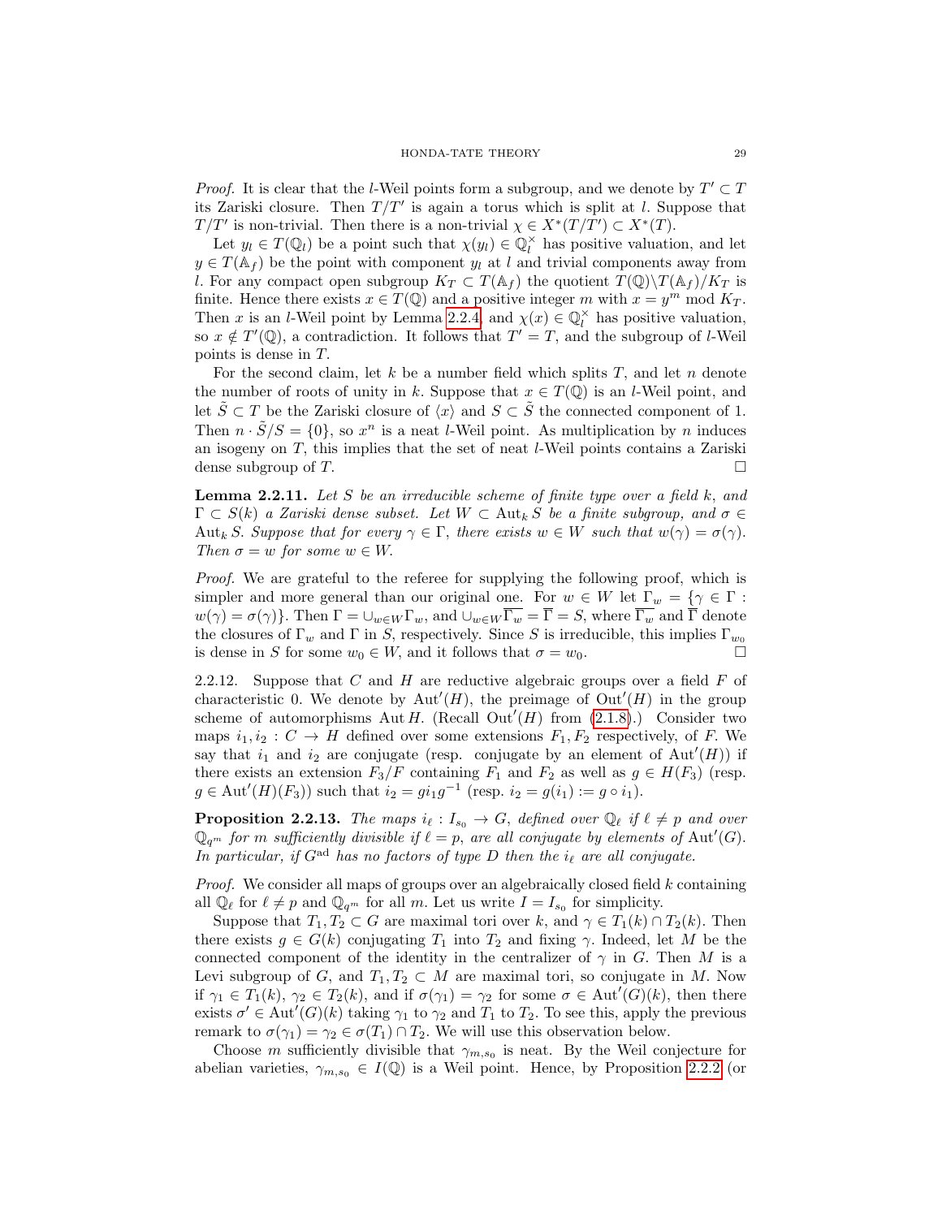*Proof.* It is clear that the $l$-Weil points form a subgroup, and we denote by $T' \subset T$ its Zariski closure. Then $T/T'$ is again a torus which is split at $l$. Suppose that $T/T'$ is non-trivial. Then there is a non-trivial $\chi \in X^*(T/T') \subset X^*(T)$.

Let $y_l \in T(\mathbb{Q}_l)$ be a point such that $\chi(y_l) \in \mathbb{Q}_l^\times$ has positive valuation, and let $y \in T(\mathbb{A}_f)$ be the point with component $y_l$ at $l$ and trivial components away from $l$. For any compact open subgroup $K_T \subset T(\mathbb{A}_f)$ the quotient $T(\mathbb{Q})\backslash T(\mathbb{A}_f)/K_T$ is finite. Hence there exists $x \in T(\mathbb{Q})$ and a positive integer $m$ with $x = y^m \bmod K_T$. Then $x$ is an $l$-Weil point by Lemma 2.2.4, and $\chi(x) \in \mathbb{Q}_l^\times$ has positive valuation, so $x \notin T'(\mathbb{Q})$, a contradiction. It follows that $T' = T$, and the subgroup of $l$-Weil points is dense in $T$.

For the second claim, let $k$ be a number field which splits $T$, and let $n$ denote the number of roots of unity in $k$. Suppose that $x \in T(\mathbb{Q})$ is an $l$-Weil point, and let $\tilde{S} \subset T$ be the Zariski closure of $\langle x \rangle$ and $S \subset \tilde{S}$ the connected component of 1. Then $n \cdot \tilde{S}/S = \{0\}$, so $x^n$ is a neat $l$-Weil point. As multiplication by $n$ induces an isogeny on $T$, this implies that the set of neat $l$-Weil points contains a Zariski dense subgroup of $T$. $\square$

**Lemma 2.2.11.** *Let $S$ be an irreducible scheme of finite type over a field $k$, and $\Gamma \subset S(k)$ a Zariski dense subset. Let $W \subset \mathrm{Aut}_k S$ be a finite subgroup, and $\sigma \in \mathrm{Aut}_k S$. Suppose that for every $\gamma \in \Gamma$, there exists $w \in W$ such that $w(\gamma) = \sigma(\gamma)$. Then $\sigma = w$ for some $w \in W$.*

*Proof.* We are grateful to the referee for supplying the following proof, which is simpler and more general than our original one. For $w \in W$ let $\Gamma_w = \{\gamma \in \Gamma : w(\gamma) = \sigma(\gamma)\}$. Then $\Gamma = \cup_{w \in W} \Gamma_w$, and $\cup_{w \in W} \overline{\Gamma_w} = \overline{\Gamma} = S$, where $\overline{\Gamma_w}$ and $\overline{\Gamma}$ denote the closures of $\Gamma_w$ and $\Gamma$ in $S$, respectively. Since $S$ is irreducible, this implies $\Gamma_{w_0}$ is dense in $S$ for some $w_0 \in W$, and it follows that $\sigma = w_0$. $\square$

2.2.12. Suppose that $C$ and $H$ are reductive algebraic groups over a field $F$ of characteristic 0. We denote by $\mathrm{Aut}'(H)$, the preimage of $\mathrm{Out}'(H)$ in the group scheme of automorphisms $\mathrm{Aut}\, H$. (Recall $\mathrm{Out}'(H)$ from (2.1.8).) Consider two maps $i_1, i_2 : C \to H$ defined over some extensions $F_1, F_2$ respectively, of $F$. We say that $i_1$ and $i_2$ are conjugate (resp. conjugate by an element of $\mathrm{Aut}'(H)$) if there exists an extension $F_3/F$ containing $F_1$ and $F_2$ as well as $g \in H(F_3)$ (resp. $g \in \mathrm{Aut}'(H)(F_3)$) such that $i_2 = g i_1 g^{-1}$ (resp. $i_2 = g(i_1) := g \circ i_1$).

**Proposition 2.2.13.** *The maps $i_\ell : I_{s_0} \to G$, defined over $\mathbb{Q}_\ell$ if $\ell \neq p$ and over $\mathbb{Q}_{q^m}$ for $m$ sufficiently divisible if $\ell = p$, are all conjugate by elements of $\mathrm{Aut}'(G)$. In particular, if $G^{\mathrm{ad}}$ has no factors of type $D$ then the $i_\ell$ are all conjugate.*

*Proof.* We consider all maps of groups over an algebraically closed field $k$ containing all $\mathbb{Q}_\ell$ for $\ell \neq p$ and $\mathbb{Q}_{q^m}$ for all $m$. Let us write $I = I_{s_0}$ for simplicity.

Suppose that $T_1, T_2 \subset G$ are maximal tori over $k$, and $\gamma \in T_1(k) \cap T_2(k)$. Then there exists $g \in G(k)$ conjugating $T_1$ into $T_2$ and fixing $\gamma$. Indeed, let $M$ be the connected component of the identity in the centralizer of $\gamma$ in $G$. Then $M$ is a Levi subgroup of $G$, and $T_1, T_2 \subset M$ are maximal tori, so conjugate in $M$. Now if $\gamma_1 \in T_1(k)$, $\gamma_2 \in T_2(k)$, and if $\sigma(\gamma_1) = \gamma_2$ for some $\sigma \in \mathrm{Aut}'(G)(k)$, then there exists $\sigma' \in \mathrm{Aut}'(G)(k)$ taking $\gamma_1$ to $\gamma_2$ and $T_1$ to $T_2$. To see this, apply the previous remark to $\sigma(\gamma_1) = \gamma_2 \in \sigma(T_1) \cap T_2$. We will use this observation below.

Choose $m$ sufficiently divisible that $\gamma_{m,s_0}$ is neat. By the Weil conjecture for abelian varieties, $\gamma_{m,s_0} \in I(\mathbb{Q})$ is a Weil point. Hence, by Proposition 2.2.2 (or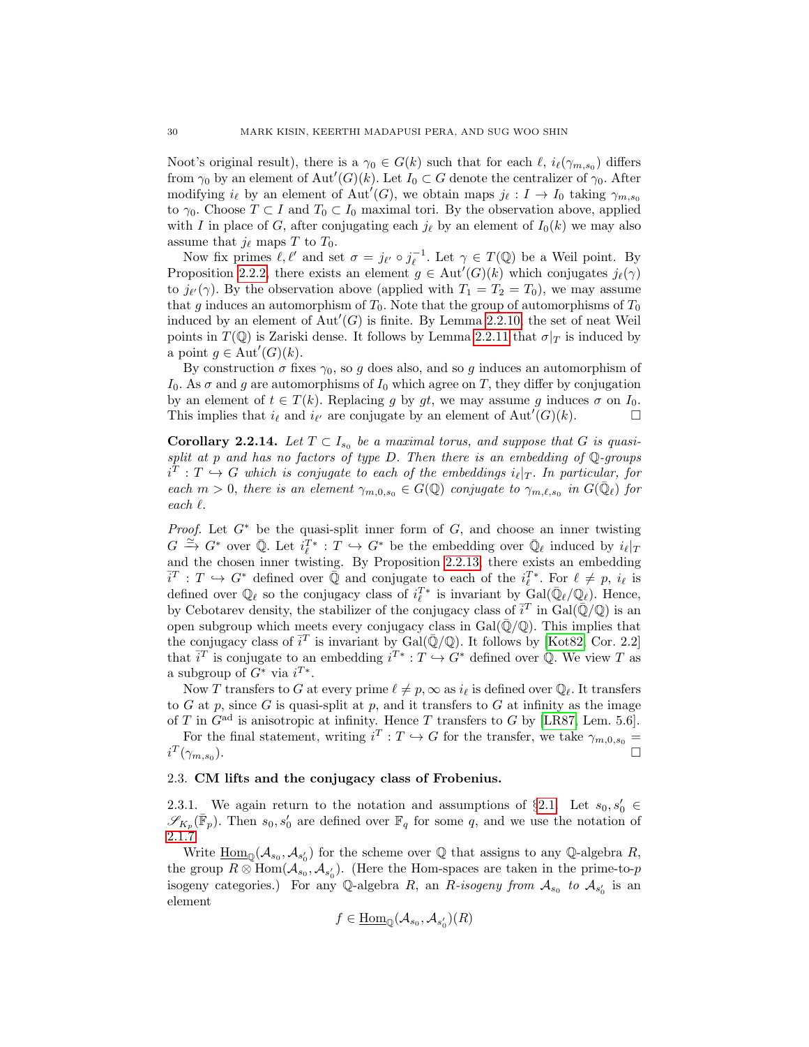Noot's original result), there is a $\gamma_0 \in G(k)$ such that for each $\ell$, $i_\ell(\gamma_{m,s_0})$ differs from $\gamma_0$ by an element of $\mathrm{Aut}'(G)(k)$. Let $I_0 \subset G$ denote the centralizer of $\gamma_0$. After modifying $i_\ell$ by an element of $\mathrm{Aut}'(G)$, we obtain maps $j_\ell : I \to I_0$ taking $\gamma_{m,s_0}$ to $\gamma_0$. Choose $T \subset I$ and $T_0 \subset I_0$ maximal tori. By the observation above, applied with $I$ in place of $G$, after conjugating each $j_\ell$ by an element of $I_0(k)$ we may also assume that $j_\ell$ maps $T$ to $T_0$.

Now fix primes $\ell, \ell'$ and set $\sigma = j_{\ell'} \circ j_\ell^{-1}$. Let $\gamma \in T(\mathbb{Q})$ be a Weil point. By Proposition 2.2.2, there exists an element $g \in \mathrm{Aut}'(G)(k)$ which conjugates $j_\ell(\gamma)$ to $j_{\ell'}(\gamma)$. By the observation above (applied with $T_1 = T_2 = T_0$), we may assume that $g$ induces an automorphism of $T_0$. Note that the group of automorphisms of $T_0$ induced by an element of $\mathrm{Aut}'(G)$ is finite. By Lemma 2.2.10, the set of neat Weil points in $T(\mathbb{Q})$ is Zariski dense. It follows by Lemma 2.2.11 that $\sigma|_T$ is induced by a point $g \in \mathrm{Aut}'(G)(k)$.

By construction $\sigma$ fixes $\gamma_0$, so $g$ does also, and so $g$ induces an automorphism of $I_0$. As $\sigma$ and $g$ are automorphisms of $I_0$ which agree on $T$, they differ by conjugation by an element of $t \in T(k)$. Replacing $g$ by $gt$, we may assume $g$ induces $\sigma$ on $I_0$. This implies that $i_\ell$ and $i_{\ell'}$ are conjugate by an element of $\mathrm{Aut}'(G)(k)$. □

**Corollary 2.2.14.** *Let $T \subset I_{s_0}$ be a maximal torus, and suppose that $G$ is quasi-split at $p$ and has no factors of type $D$. Then there is an embedding of $\mathbb{Q}$-groups $i^T : T \hookrightarrow G$ which is conjugate to each of the embeddings $i_\ell|_T$. In particular, for each $m > 0$, there is an element $\gamma_{m,0,s_0} \in G(\mathbb{Q})$ conjugate to $\gamma_{m,\ell,s_0}$ in $G(\bar{\mathbb{Q}}_\ell)$ for each $\ell$.*

*Proof.* Let $G^*$ be the quasi-split inner form of $G$, and choose an inner twisting $G \xrightarrow{\simeq} G^*$ over $\bar{\mathbb{Q}}$. Let $i_\ell^{T*} : T \hookrightarrow G^*$ be the embedding over $\bar{\mathbb{Q}}_\ell$ induced by $i_\ell|_T$ and the chosen inner twisting. By Proposition 2.2.13, there exists an embedding $\bar{i}^T : T \hookrightarrow G^*$ defined over $\bar{\mathbb{Q}}$ and conjugate to each of the $i_\ell^{T*}$. For $\ell \neq p$, $i_\ell$ is defined over $\mathbb{Q}_\ell$ so the conjugacy class of $i_\ell^{T*}$ is invariant by $\mathrm{Gal}(\bar{\mathbb{Q}}_\ell/\mathbb{Q}_\ell)$. Hence, by Cebotarev density, the stabilizer of the conjugacy class of $\bar{i}^T$ in $\mathrm{Gal}(\bar{\mathbb{Q}}/\mathbb{Q})$ is an open subgroup which meets every conjugacy class in $\mathrm{Gal}(\bar{\mathbb{Q}}/\mathbb{Q})$. This implies that the conjugacy class of $\bar{i}^T$ is invariant by $\mathrm{Gal}(\bar{\mathbb{Q}}/\mathbb{Q})$. It follows by [Kot82, Cor. 2.2] that $\bar{i}^T$ is conjugate to an embedding $i^{T*} : T \hookrightarrow G^*$ defined over $\mathbb{Q}$. We view $T$ as a subgroup of $G^*$ via $i^{T*}$.

Now $T$ transfers to $G$ at every prime $\ell \neq p, \infty$ as $i_\ell$ is defined over $\mathbb{Q}_\ell$. It transfers to $G$ at $p$, since $G$ is quasi-split at $p$, and it transfers to $G$ at infinity as the image of $T$ in $G^{\mathrm{ad}}$ is anisotropic at infinity. Hence $T$ transfers to $G$ by [LR87, Lem. 5.6].

For the final statement, writing $i^T : T \hookrightarrow G$ for the transfer, we take $\gamma_{m,0,s_0} = i^T(\gamma_{m,s_0})$. □

### 2.3. CM lifts and the conjugacy class of Frobenius.

2.3.1. We again return to the notation and assumptions of §2.1. Let $s_0, s_0' \in \mathscr{S}_{K_p}(\bar{\mathbb{F}}_p)$. Then $s_0, s_0'$ are defined over $\mathbb{F}_q$ for some $q$, and we use the notation of 2.1.7.

Write $\underline{\mathrm{Hom}}_{\mathbb{Q}}(\mathcal{A}_{s_0}, \mathcal{A}_{s_0'})$ for the scheme over $\mathbb{Q}$ that assigns to any $\mathbb{Q}$-algebra $R$, the group $R \otimes \mathrm{Hom}(\mathcal{A}_{s_0}, \mathcal{A}_{s_0'})$. (Here the Hom-spaces are taken in the prime-to-$p$ isogeny categories.) For any $\mathbb{Q}$-algebra $R$, an *$R$-isogeny from $\mathcal{A}_{s_0}$ to $\mathcal{A}_{s_0'}$* is an element

$$f \in \underline{\mathrm{Hom}}_{\mathbb{Q}}(\mathcal{A}_{s_0}, \mathcal{A}_{s_0'})(R)$$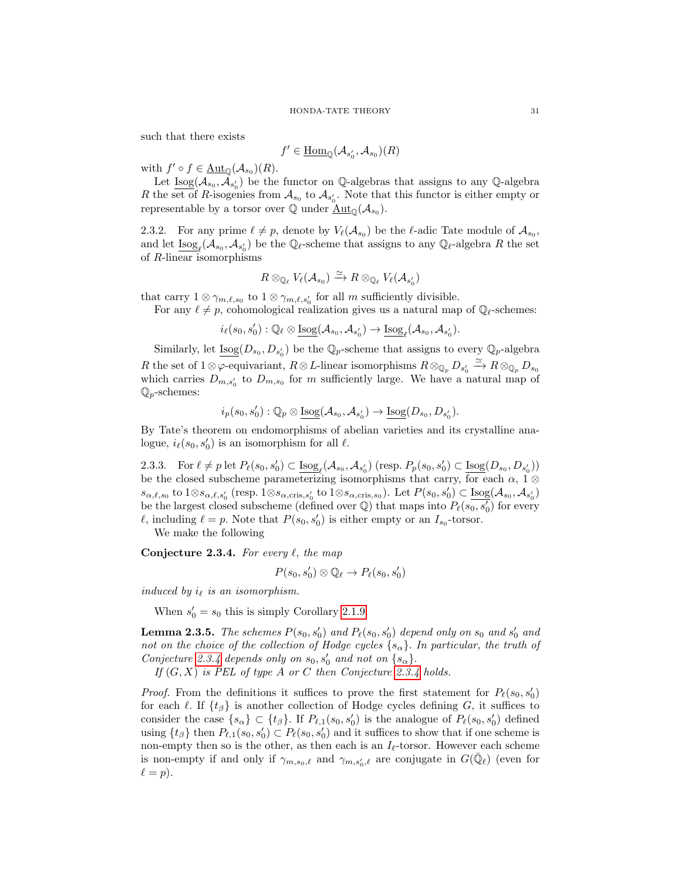such that there exists

$$f' \in \underline{\mathrm{Hom}}_{\mathbb{Q}}(\mathcal{A}_{s_0'}, \mathcal{A}_{s_0})(R)$$

with $f' \circ f \in \underline{\mathrm{Aut}}_{\mathbb{Q}}(\mathcal{A}_{s_0})(R)$.

Let $\underline{\mathrm{Isog}}(\mathcal{A}_{s_0}, \mathcal{A}_{s_0'})$ be the functor on $\mathbb{Q}$-algebras that assigns to any $\mathbb{Q}$-algebra $R$ the set of $R$-isogenies from $\mathcal{A}_{s_0}$ to $\mathcal{A}_{s_0'}$. Note that this functor is either empty or representable by a torsor over $\mathbb{Q}$ under $\underline{\mathrm{Aut}}_{\mathbb{Q}}(\mathcal{A}_{s_0})$.

2.3.2. For any prime $\ell \neq p$, denote by $V_\ell(\mathcal{A}_{s_0})$ be the $\ell$-adic Tate module of $\mathcal{A}_{s_0}$, and let $\underline{\mathrm{Isog}}_\ell(\mathcal{A}_{s_0}, \mathcal{A}_{s_0'})$ be the $\mathbb{Q}_\ell$-scheme that assigns to any $\mathbb{Q}_\ell$-algebra $R$ the set of $R$-linear isomorphisms

$$R \otimes_{\mathbb{Q}_\ell} V_\ell(\mathcal{A}_{s_0}) \xrightarrow{\simeq} R \otimes_{\mathbb{Q}_\ell} V_\ell(\mathcal{A}_{s_0'})$$

that carry $1 \otimes \gamma_{m,\ell,s_0}$ to $1 \otimes \gamma_{m,\ell,s_0'}$ for all $m$ sufficiently divisible.

For any $\ell \neq p$, cohomological realization gives us a natural map of $\mathbb{Q}_\ell$-schemes:

$$i_\ell(s_0, s_0') : \mathbb{Q}_\ell \otimes \underline{\mathrm{Isog}}(\mathcal{A}_{s_0}, \mathcal{A}_{s_0'}) \to \underline{\mathrm{Isog}}_\ell(\mathcal{A}_{s_0}, \mathcal{A}_{s_0'}).$$

Similarly, let $\underline{\mathrm{Isog}}(D_{s_0}, D_{s_0'})$ be the $\mathbb{Q}_p$-scheme that assigns to every $\mathbb{Q}_p$-algebra $R$ the set of $1 \otimes \varphi$-equivariant, $R \otimes L$-linear isomorphisms $R \otimes_{\mathbb{Q}_p} D_{s_0'} \xrightarrow{\simeq} R \otimes_{\mathbb{Q}_p} D_{s_0}$ which carries $D_{m,s_0'}$ to $D_{m,s_0}$ for $m$ sufficiently large. We have a natural map of $\mathbb{Q}_p$-schemes:

$$i_p(s_0, s_0') : \mathbb{Q}_p \otimes \underline{\mathrm{Isog}}(\mathcal{A}_{s_0}, \mathcal{A}_{s_0'}) \to \underline{\mathrm{Isog}}(D_{s_0}, D_{s_0'}).$$

By Tate's theorem on endomorphisms of abelian varieties and its crystalline analogue, $i_\ell(s_0, s_0')$ is an isomorphism for all $\ell$.

2.3.3. For $\ell \neq p$ let $P_\ell(s_0, s_0') \subset \underline{\mathrm{Isog}}_\ell(\mathcal{A}_{s_0}, \mathcal{A}_{s_0'})$ (resp. $P_p(s_0, s_0') \subset \underline{\mathrm{Isog}}(D_{s_0}, D_{s_0'})$) be the closed subscheme parameterizing isomorphisms that carry, for each $\alpha$, $1 \otimes s_{\alpha,\ell,s_0}$ to $1 \otimes s_{\alpha,\ell,s_0'}$ (resp. $1 \otimes s_{\alpha,\mathrm{cris},s_0'}$ to $1 \otimes s_{\alpha,\mathrm{cris},s_0}$). Let $P(s_0, s_0') \subset \underline{\mathrm{Isog}}(\mathcal{A}_{s_0}, \mathcal{A}_{s_0'})$ be the largest closed subscheme (defined over $\mathbb{Q}$) that maps into $P_\ell(s_0, s_0')$ for every $\ell$, including $\ell = p$. Note that $P(s_0, s_0')$ is either empty or an $I_{s_0}$-torsor.

We make the following

**Conjecture 2.3.4.** *For every $\ell$, the map*

$$P(s_0, s_0') \otimes \mathbb{Q}_\ell \to P_\ell(s_0, s_0')$$

*induced by $i_\ell$ is an isomorphism.*

When $s_0' = s_0$ this is simply Corollary 2.1.9.

**Lemma 2.3.5.** *The schemes $P(s_0, s_0')$ and $P_\ell(s_0, s_0')$ depend only on $s_0$ and $s_0'$ and not on the choice of the collection of Hodge cycles $\{s_\alpha\}$. In particular, the truth of Conjecture 2.3.4 depends only on $s_0, s_0'$ and not on $\{s_\alpha\}$.*

*If $(G, X)$ is PEL of type A or C then Conjecture 2.3.4 holds.*

*Proof.* From the definitions it suffices to prove the first statement for $P_\ell(s_0, s_0')$ for each $\ell$. If $\{t_\beta\}$ is another collection of Hodge cycles defining $G$, it suffices to consider the case $\{s_\alpha\} \subset \{t_\beta\}$. If $P_{\ell,1}(s_0, s_0')$ is the analogue of $P_\ell(s_0, s_0')$ defined using $\{t_\beta\}$ then $P_{\ell,1}(s_0, s_0') \subset P_\ell(s_0, s_0')$ and it suffices to show that if one scheme is non-empty then so is the other, as then each is an $I_\ell$-torsor. However each scheme is non-empty if and only if $\gamma_{m,s_0,\ell}$ and $\gamma_{m,s_0',\ell}$ are conjugate in $G(\bar{\mathbb{Q}}_\ell)$ (even for $\ell = p$).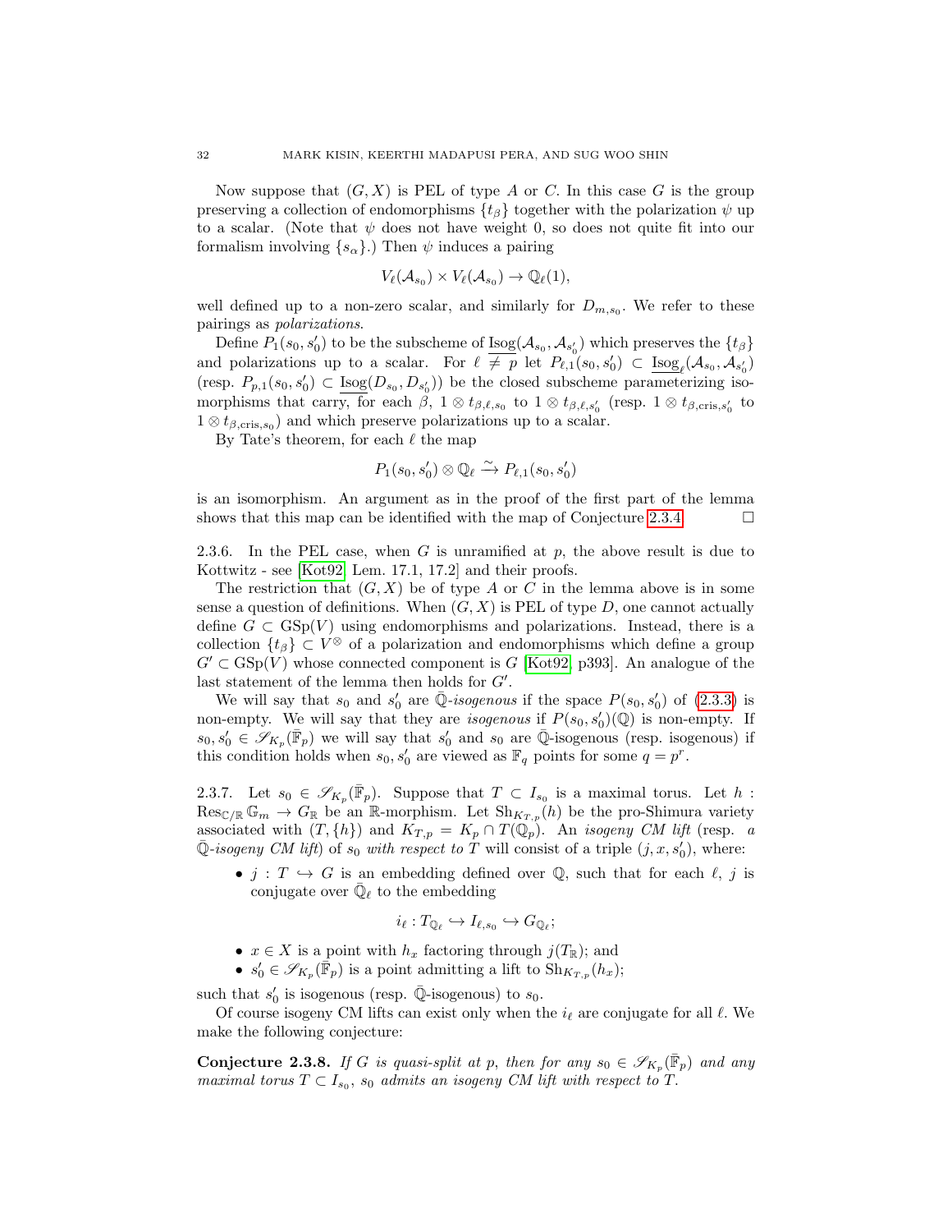Now suppose that $(G, X)$ is PEL of type $A$ or $C$. In this case $G$ is the group preserving a collection of endomorphisms $\{t_\beta\}$ together with the polarization $\psi$ up to a scalar. (Note that $\psi$ does not have weight 0, so does not quite fit into our formalism involving $\{s_\alpha\}$.) Then $\psi$ induces a pairing

$$V_\ell(\mathcal{A}_{s_0}) \times V_\ell(\mathcal{A}_{s_0}) \to \mathbb{Q}_\ell(1),$$

well defined up to a non-zero scalar, and similarly for $D_{m,s_0}$. We refer to these pairings as *polarizations*.

Define $P_1(s_0, s_0')$ to be the subscheme of $\underline{\mathrm{Isog}}(\mathcal{A}_{s_0}, \mathcal{A}_{s_0'})$ which preserves the $\{t_\beta\}$ and polarizations up to a scalar. For $\ell \neq p$ let $P_{\ell,1}(s_0, s_0') \subset \underline{\mathrm{Isog}}_\ell(\mathcal{A}_{s_0}, \mathcal{A}_{s_0'})$ (resp. $P_{p,1}(s_0, s_0') \subset \underline{\mathrm{Isog}}(D_{s_0}, D_{s_0'})$) be the closed subscheme parameterizing isomorphisms that carry, for each $\beta$, $1 \otimes t_{\beta,\ell,s_0}$ to $1 \otimes t_{\beta,\ell,s_0'}$ (resp. $1 \otimes t_{\beta,\mathrm{cris},s_0'}$ to $1 \otimes t_{\beta,\mathrm{cris},s_0}$) and which preserve polarizations up to a scalar.

By Tate's theorem, for each $\ell$ the map

$$P_1(s_0, s_0') \otimes \mathbb{Q}_\ell \xrightarrow{\sim} P_{\ell,1}(s_0, s_0')$$

is an isomorphism. An argument as in the proof of the first part of the lemma shows that this map can be identified with the map of Conjecture 2.3.4. $\square$

2.3.6. In the PEL case, when $G$ is unramified at $p$, the above result is due to Kottwitz - see [Kot92, Lem. 17.1, 17.2] and their proofs.

The restriction that $(G, X)$ be of type $A$ or $C$ in the lemma above is in some sense a question of definitions. When $(G, X)$ is PEL of type $D$, one cannot actually define $G \subset \mathrm{GSp}(V)$ using endomorphisms and polarizations. Instead, there is a collection $\{t_\beta\} \subset V^{\otimes}$ of a polarization and endomorphisms which define a group $G' \subset \mathrm{GSp}(V)$ whose connected component is $G$ [Kot92, p393]. An analogue of the last statement of the lemma then holds for $G'$.

We will say that $s_0$ and $s_0'$ are *$\bar{\mathbb{Q}}$-isogenous* if the space $P(s_0, s_0')$ of (2.3.3) is non-empty. We will say that they are *isogenous* if $P(s_0, s_0')(\mathbb{Q})$ is non-empty. If $s_0, s_0' \in \mathscr{S}_{K_p}(\bar{\mathbb{F}}_p)$ we will say that $s_0'$ and $s_0$ are $\bar{\mathbb{Q}}$-isogenous (resp. isogenous) if this condition holds when $s_0, s_0'$ are viewed as $\mathbb{F}_q$ points for some $q = p^r$.

2.3.7. Let $s_0 \in \mathscr{S}_{K_p}(\bar{\mathbb{F}}_p)$. Suppose that $T \subset I_{s_0}$ is a maximal torus. Let $h : \mathrm{Res}_{\mathbb{C}/\mathbb{R}} \mathbb{G}_m \to G_\mathbb{R}$ be an $\mathbb{R}$-morphism. Let $\mathrm{Sh}_{K_{T,p}}(h)$ be the pro-Shimura variety associated with $(T, \{h\})$ and $K_{T,p} = K_p \cap T(\mathbb{Q}_p)$. An *isogeny CM lift* (resp. *a $\bar{\mathbb{Q}}$-isogeny CM lift*) of $s_0$ *with respect to* $T$ will consist of a triple $(j, x, s_0')$, where:

- $j : T \hookrightarrow G$ is an embedding defined over $\mathbb{Q}$, such that for each $\ell$, $j$ is conjugate over $\bar{\mathbb{Q}}_\ell$ to the embedding

$$i_\ell : T_{\mathbb{Q}_\ell} \hookrightarrow I_{\ell,s_0} \hookrightarrow G_{\mathbb{Q}_\ell};$$

- $x \in X$ is a point with $h_x$ factoring through $j(T_\mathbb{R})$; and
- $s_0' \in \mathscr{S}_{K_p}(\bar{\mathbb{F}}_p)$ is a point admitting a lift to $\mathrm{Sh}_{K_{T,p}}(h_x)$;

such that $s_0'$ is isogenous (resp. $\bar{\mathbb{Q}}$-isogenous) to $s_0$.

Of course isogeny CM lifts can exist only when the $i_\ell$ are conjugate for all $\ell$. We make the following conjecture:

**Conjecture 2.3.8.** *If $G$ is quasi-split at $p$, then for any $s_0 \in \mathscr{S}_{K_p}(\bar{\mathbb{F}}_p)$ and any maximal torus $T \subset I_{s_0}$, $s_0$ admits an isogeny CM lift with respect to $T$.*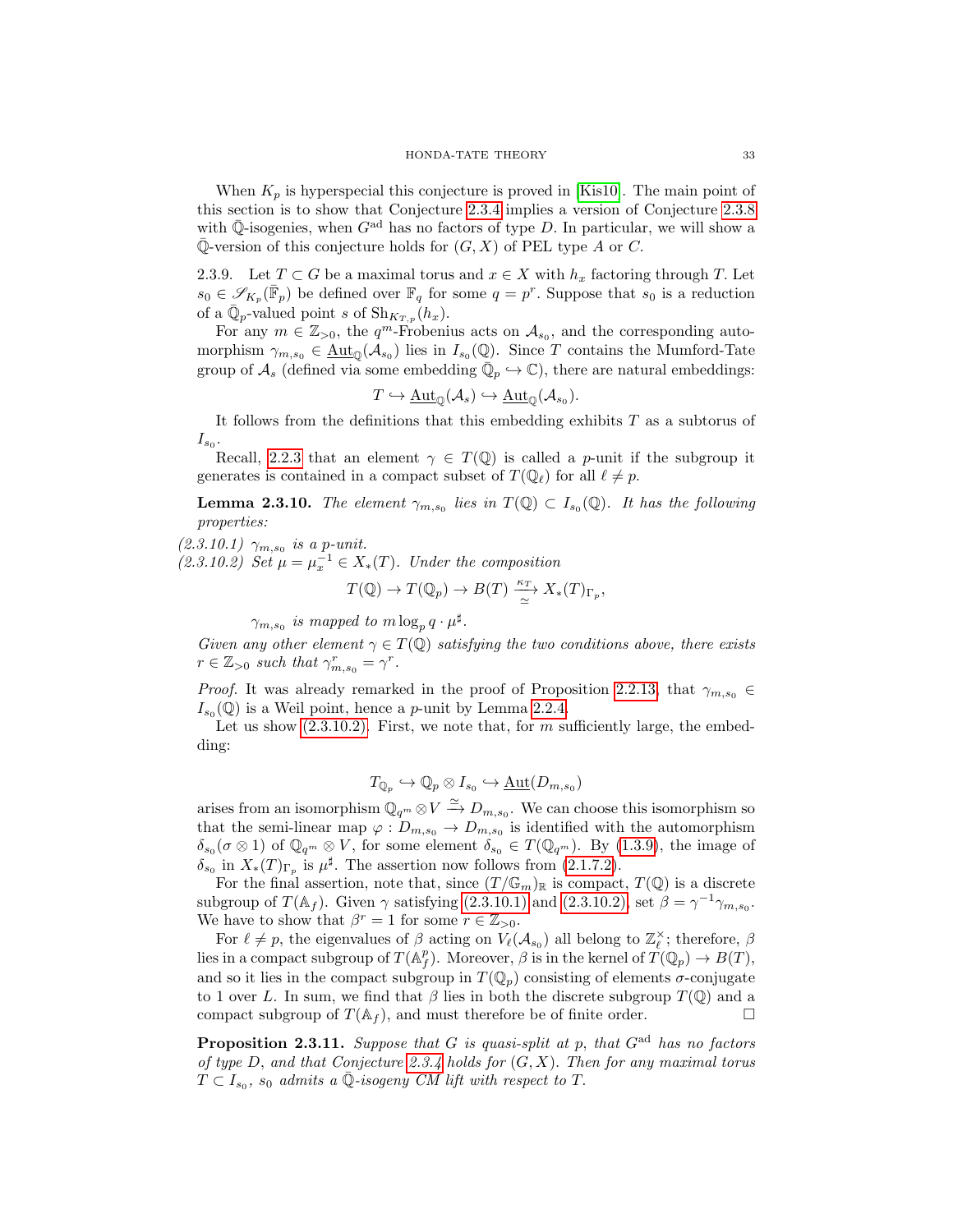When $K_p$ is hyperspecial this conjecture is proved in [Kis10]. The main point of this section is to show that Conjecture 2.3.4 implies a version of Conjecture 2.3.8 with $\bar{\mathbb{Q}}$-isogenies, when $G^{\mathrm{ad}}$ has no factors of type $D$. In particular, we will show a $\bar{\mathbb{Q}}$-version of this conjecture holds for $(G, X)$ of PEL type $A$ or $C$.

2.3.9. Let $T \subset G$ be a maximal torus and $x \in X$ with $h_x$ factoring through $T$. Let $s_0 \in \mathscr{S}_{K_p}(\bar{\mathbb{F}}_p)$ be defined over $\mathbb{F}_q$ for some $q = p^r$. Suppose that $s_0$ is a reduction of a $\bar{\mathbb{Q}}_p$-valued point $s$ of $\mathrm{Sh}_{K_{T,p}}(h_x)$.

For any $m \in \mathbb{Z}_{>0}$, the $q^m$-Frobenius acts on $\mathcal{A}_{s_0}$, and the corresponding automorphism $\gamma_{m,s_0} \in \underline{\mathrm{Aut}}_{\mathbb{Q}}(\mathcal{A}_{s_0})$ lies in $I_{s_0}(\mathbb{Q})$. Since $T$ contains the Mumford-Tate group of $\mathcal{A}_s$ (defined via some embedding $\bar{\mathbb{Q}}_p \hookrightarrow \mathbb{C}$), there are natural embeddings:

$$T \hookrightarrow \underline{\mathrm{Aut}}_{\mathbb{Q}}(\mathcal{A}_s) \hookrightarrow \underline{\mathrm{Aut}}_{\mathbb{Q}}(\mathcal{A}_{s_0}).$$

It follows from the definitions that this embedding exhibits $T$ as a subtorus of $I_{s_0}$.

Recall, 2.2.3 that an element $\gamma \in T(\mathbb{Q})$ is called a $p$-unit if the subgroup it generates is contained in a compact subset of $T(\mathbb{Q}_\ell)$ for all $\ell \neq p$.

**Lemma 2.3.10.** *The element $\gamma_{m,s_0}$ lies in $T(\mathbb{Q}) \subset I_{s_0}(\mathbb{Q})$. It has the following properties:*

*(2.3.10.1) $\gamma_{m,s_0}$ is a $p$-unit.*

*(2.3.10.2) Set $\mu = \mu_x^{-1} \in X_*(T)$. Under the composition*

$$T(\mathbb{Q}) \to T(\mathbb{Q}_p) \to B(T) \xrightarrow[\simeq]{\kappa_T} X_*(T)_{\Gamma_p},$$

*$\gamma_{m,s_0}$ is mapped to $m \log_p q \cdot \mu^\sharp$.*

*Given any other element $\gamma \in T(\mathbb{Q})$ satisfying the two conditions above, there exists $r \in \mathbb{Z}_{>0}$ such that $\gamma_{m,s_0}^r = \gamma^r$.*

*Proof.* It was already remarked in the proof of Proposition 2.2.13, that $\gamma_{m,s_0} \in I_{s_0}(\mathbb{Q})$ is a Weil point, hence a $p$-unit by Lemma 2.2.4.

Let us show (2.3.10.2). First, we note that, for $m$ sufficiently large, the embedding:

$$T_{\mathbb{Q}_p} \hookrightarrow \mathbb{Q}_p \otimes I_{s_0} \hookrightarrow \underline{\mathrm{Aut}}(D_{m,s_0})$$

arises from an isomorphism $\mathbb{Q}_{q^m} \otimes V \xrightarrow{\simeq} D_{m,s_0}$. We can choose this isomorphism so that the semi-linear map $\varphi : D_{m,s_0} \to D_{m,s_0}$ is identified with the automorphism $\delta_{s_0}(\sigma \otimes 1)$ of $\mathbb{Q}_{q^m} \otimes V$, for some element $\delta_{s_0} \in T(\mathbb{Q}_{q^m})$. By (1.3.9), the image of $\delta_{s_0}$ in $X_*(T)_{\Gamma_p}$ is $\mu^\sharp$. The assertion now follows from (2.1.7.2).

For the final assertion, note that, since $(T/\mathbb{G}_m)_{\mathbb{R}}$ is compact, $T(\mathbb{Q})$ is a discrete subgroup of $T(\mathbb{A}_f)$. Given $\gamma$ satisfying (2.3.10.1) and (2.3.10.2), set $\beta = \gamma^{-1}\gamma_{m,s_0}$. We have to show that $\beta^r = 1$ for some $r \in \mathbb{Z}_{>0}$.

For $\ell \neq p$, the eigenvalues of $\beta$ acting on $V_\ell(\mathcal{A}_{s_0})$ all belong to $\mathbb{Z}_\ell^\times$; therefore, $\beta$ lies in a compact subgroup of $T(\mathbb{A}_f^p)$. Moreover, $\beta$ is in the kernel of $T(\mathbb{Q}_p) \to B(T)$, and so it lies in the compact subgroup in $T(\mathbb{Q}_p)$ consisting of elements $\sigma$-conjugate to 1 over $L$. In sum, we find that $\beta$ lies in both the discrete subgroup $T(\mathbb{Q})$ and a compact subgroup of $T(\mathbb{A}_f)$, and must therefore be of finite order. $\square$

**Proposition 2.3.11.** *Suppose that $G$ is quasi-split at $p$, that $G^{\mathrm{ad}}$ has no factors of type $D$, and that Conjecture 2.3.4 holds for $(G, X)$. Then for any maximal torus $T \subset I_{s_0}$, $s_0$ admits a $\bar{\mathbb{Q}}$-isogeny CM lift with respect to $T$.*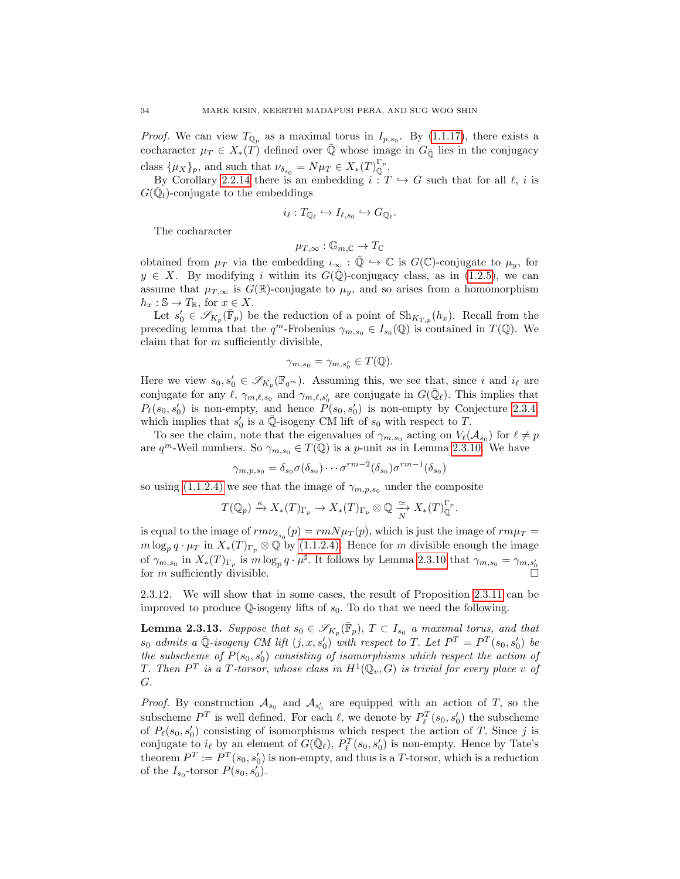*Proof.* We can view $T_{\mathbb{Q}_p}$ as a maximal torus in $I_{p,s_0}$. By (1.1.17), there exists a cocharacter $\mu_T \in X_*(T)$ defined over $\bar{\mathbb{Q}}$ whose image in $G_{\bar{\mathbb{Q}}}$ lies in the conjugacy class $\{\mu_X\}_p$, and such that $\nu_{\delta_{s_0}} = N\mu_T \in X_*(T)^{\Gamma_p}_{\mathbb{Q}}$.

By Corollary 2.2.14 there is an embedding $i : T \hookrightarrow G$ such that for all $\ell$, $i$ is $G(\bar{\mathbb{Q}}_l)$-conjugate to the embeddings

$$i_\ell : T_{\mathbb{Q}_\ell} \hookrightarrow I_{\ell,s_0} \hookrightarrow G_{\mathbb{Q}_\ell}.$$

The cocharacter

$$\mu_{T,\infty} : \mathbb{G}_{m,\mathbb{C}} \to T_{\mathbb{C}}$$

obtained from $\mu_T$ via the embedding $\iota_\infty : \bar{\mathbb{Q}} \hookrightarrow \mathbb{C}$ is $G(\mathbb{C})$-conjugate to $\mu_y$, for $y \in X$. By modifying $i$ within its $G(\bar{\mathbb{Q}})$-conjugacy class, as in (1.2.5), we can assume that $\mu_{T,\infty}$ is $G(\mathbb{R})$-conjugate to $\mu_y$, and so arises from a homomorphism $h_x : \mathbb{S} \to T_{\mathbb{R}}$, for $x \in X$.

Let $s_0' \in \mathscr{S}_{K_p}(\bar{\mathbb{F}}_p)$ be the reduction of a point of $\mathrm{Sh}_{K_{T,p}}(h_x)$. Recall from the preceding lemma that the $q^m$-Frobenius $\gamma_{m,s_0} \in I_{s_0}(\mathbb{Q})$ is contained in $T(\mathbb{Q})$. We claim that for $m$ sufficiently divisible,

$$\gamma_{m,s_0} = \gamma_{m,s_0'} \in T(\mathbb{Q}).$$

Here we view $s_0, s_0' \in \mathscr{S}_{K_p}(\mathbb{F}_{q^m})$. Assuming this, we see that, since $i$ and $i_\ell$ are conjugate for any $\ell$, $\gamma_{m,\ell,s_0}$ and $\gamma_{m,\ell,s_0'}$ are conjugate in $G(\bar{\mathbb{Q}}_\ell)$. This implies that $P_\ell(s_0, s_0')$ is non-empty, and hence $P(s_0, s_0')$ is non-empty by Conjecture 2.3.4, which implies that $s_0'$ is a $\bar{\mathbb{Q}}$-isogeny CM lift of $s_0$ with respect to $T$.

To see the claim, note that the eigenvalues of $\gamma_{m,s_0}$ acting on $V_\ell(\mathcal{A}_{s_0})$ for $\ell \neq p$ are $q^m$-Weil numbers. So $\gamma_{m,s_0} \in T(\mathbb{Q})$ is a $p$-unit as in Lemma 2.3.10. We have

$$\gamma_{m,p,s_0} = \delta_{s_0}\sigma(\delta_{s_0}) \cdots \sigma^{rm-2}(\delta_{s_0})\sigma^{rm-1}(\delta_{s_0})$$

so using (1.1.2.4) we see that the image of $\gamma_{m,p,s_0}$ under the composite

$$T(\mathbb{Q}_p) \xrightarrow{\kappa} X_*(T)_{\Gamma_p} \to X_*(T)_{\Gamma_p} \otimes \mathbb{Q} \xrightarrow[N]{\simeq} X_*(T)^{\Gamma_p}_{\mathbb{Q}}.$$

is equal to the image of $rm\nu_{\delta_{s_0}}(p) = rmN\mu_T(p)$, which is just the image of $rm\mu_T = m\log_p q \cdot \mu_T$ in $X_*(T)_{\Gamma_p} \otimes \mathbb{Q}$ by (1.1.2.4). Hence for $m$ divisible enough the image of $\gamma_{m,s_0}$ in $X_*(T)_{\Gamma_p}$ is $m\log_p q \cdot \mu^\sharp$. It follows by Lemma 2.3.10 that $\gamma_{m,s_0} = \gamma_{m,s_0'}$ for $m$ sufficiently divisible. $\square$

2.3.12. We will show that in some cases, the result of Proposition 2.3.11 can be improved to produce $\mathbb{Q}$-isogeny lifts of $s_0$. To do that we need the following.

**Lemma 2.3.13.** *Suppose that $s_0 \in \mathscr{S}_{K_p}(\bar{\mathbb{F}}_p)$, $T \subset I_{s_0}$ a maximal torus, and that $s_0$ admits a $\bar{\mathbb{Q}}$-isogeny CM lift $(j, x, s_0')$ with respect to $T$. Let $P^T = P^T(s_0, s_0')$ be the subscheme of $P(s_0, s_0')$ consisting of isomorphisms which respect the action of $T$. Then $P^T$ is a $T$-torsor, whose class in $H^1(\mathbb{Q}_v, G)$ is trivial for every place $v$ of $G$.*

*Proof.* By construction $\mathcal{A}_{s_0}$ and $\mathcal{A}_{s_0'}$ are equipped with an action of $T$, so the subscheme $P^T$ is well defined. For each $\ell$, we denote by $P^T_\ell(s_0, s_0')$ the subscheme of $P_\ell(s_0, s_0')$ consisting of isomorphisms which respect the action of $T$. Since $j$ is conjugate to $i_\ell$ by an element of $G(\bar{\mathbb{Q}}_\ell)$, $P^T_\ell(s_0, s_0')$ is non-empty. Hence by Tate's theorem $P^T := P^T(s_0, s_0')$ is non-empty, and thus is a $T$-torsor, which is a reduction of the $I_{s_0}$-torsor $P(s_0, s_0')$.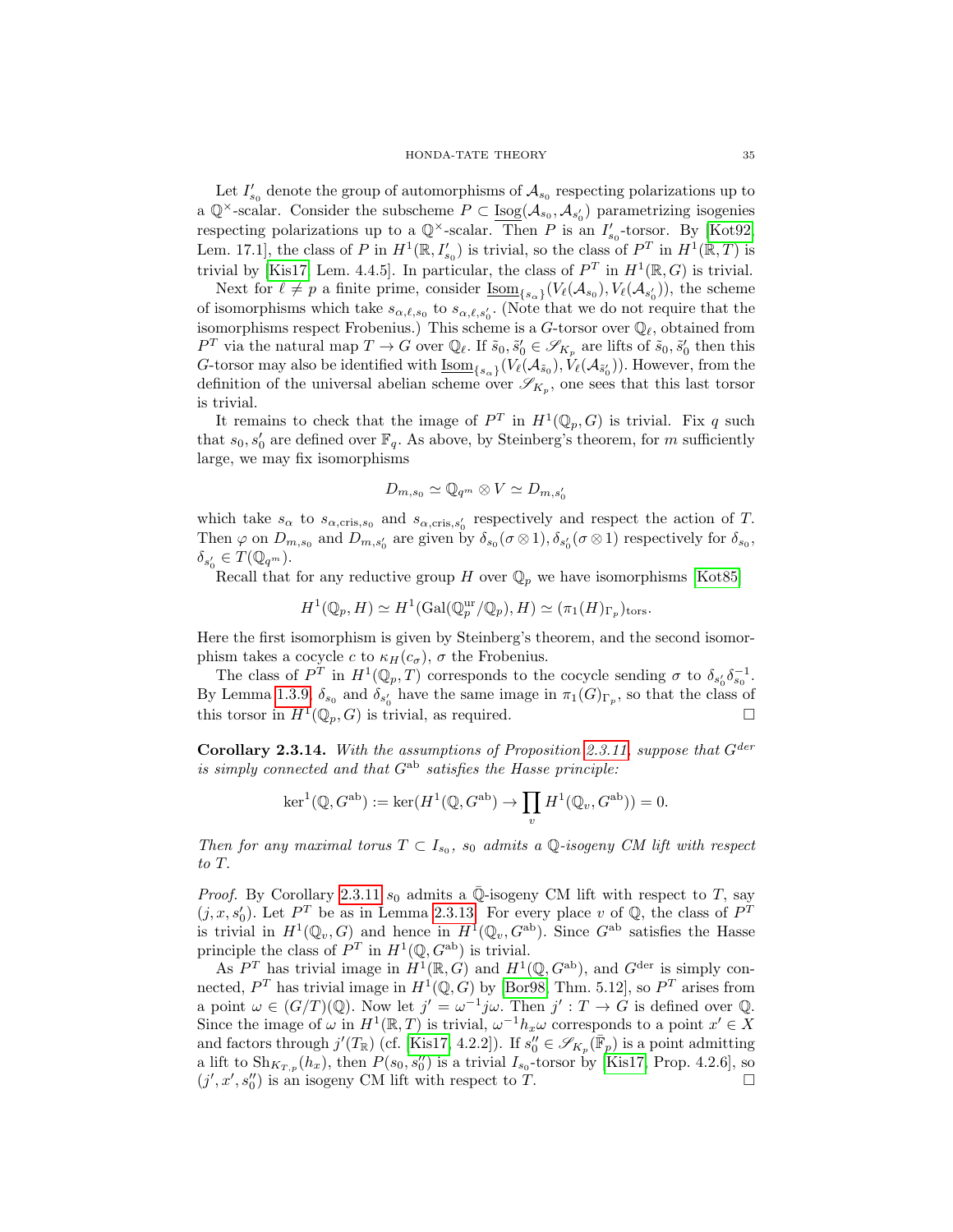Let $I'_{s_0}$ denote the group of automorphisms of $\mathcal{A}_{s_0}$ respecting polarizations up to a $\mathbb{Q}^\times$-scalar. Consider the subscheme $P \subset \underline{\mathrm{Isog}}(\mathcal{A}_{s_0}, \mathcal{A}_{s'_0})$ parametrizing isogenies respecting polarizations up to a $\mathbb{Q}^\times$-scalar. Then $P$ is an $I'_{s_0}$-torsor. By [Kot92, Lem. 17.1], the class of $P$ in $H^1(\mathbb{R}, I'_{s_0})$ is trivial, so the class of $P^T$ in $H^1(\mathbb{R}, T)$ is trivial by [Kis17, Lem. 4.4.5]. In particular, the class of $P^T$ in $H^1(\mathbb{R}, G)$ is trivial.

Next for $\ell \neq p$ a finite prime, consider $\underline{\mathrm{Isom}}_{\{s_\alpha\}}(V_\ell(\mathcal{A}_{s_0}), V_\ell(\mathcal{A}_{s'_0}))$, the scheme of isomorphisms which take $s_{\alpha,\ell,s_0}$ to $s_{\alpha,\ell,s'_0}$. (Note that we do not require that the isomorphisms respect Frobenius.) This scheme is a $G$-torsor over $\mathbb{Q}_\ell$, obtained from $P^T$ via the natural map $T \to G$ over $\mathbb{Q}_\ell$. If $\tilde{s}_0, \tilde{s}'_0 \in \mathscr{S}_{K_p}$ are lifts of $\tilde{s}_0, \tilde{s}'_0$ then this $G$-torsor may also be identified with $\underline{\mathrm{Isom}}_{\{s_\alpha\}}(V_\ell(\mathcal{A}_{\tilde{s}_0}), V_\ell(\mathcal{A}_{\tilde{s}'_0}))$. However, from the definition of the universal abelian scheme over $\mathscr{S}_{K_p}$, one sees that this last torsor is trivial.

It remains to check that the image of $P^T$ in $H^1(\mathbb{Q}_p, G)$ is trivial. Fix $q$ such that $s_0, s'_0$ are defined over $\mathbb{F}_q$. As above, by Steinberg's theorem, for $m$ sufficiently large, we may fix isomorphisms

$$D_{m,s_0} \simeq \mathbb{Q}_{q^m} \otimes V \simeq D_{m,s'_0}$$

which take $s_\alpha$ to $s_{\alpha,\mathrm{cris},s_0}$ and $s_{\alpha,\mathrm{cris},s'_0}$ respectively and respect the action of $T$. Then $\varphi$ on $D_{m,s_0}$ and $D_{m,s'_0}$ are given by $\delta_{s_0}(\sigma\otimes 1), \delta_{s'_0}(\sigma \otimes 1)$ respectively for $\delta_{s_0}$, $\delta_{s'_0} \in T(\mathbb{Q}_{q^m})$.

Recall that for any reductive group $H$ over $\mathbb{Q}_p$ we have isomorphisms [Kot85]

$$H^1(\mathbb{Q}_p, H) \simeq H^1(\mathrm{Gal}(\mathbb{Q}_p^{\mathrm{ur}}/\mathbb{Q}_p), H) \simeq (\pi_1(H)_{\Gamma_p})_{\mathrm{tors}}.$$

Here the first isomorphism is given by Steinberg's theorem, and the second isomorphism takes a cocycle $c$ to $\kappa_H(c_\sigma)$, $\sigma$ the Frobenius.

The class of $P^T$ in $H^1(\mathbb{Q}_p, T)$ corresponds to the cocycle sending $\sigma$ to $\delta_{s'_0}\delta_{s_0}^{-1}$. By Lemma 1.3.9, $\delta_{s_0}$ and $\delta_{s'_0}$ have the same image in $\pi_1(G)_{\Gamma_p}$, so that the class of this torsor in $H^1(\mathbb{Q}_p, G)$ is trivial, as required. ∎

**Corollary 2.3.14.** *With the assumptions of Proposition 2.3.11, suppose that $G^{der}$ is simply connected and that $G^{\mathrm{ab}}$ satisfies the Hasse principle:*

$$\ker^1(\mathbb{Q}, G^{\mathrm{ab}}) := \ker(H^1(\mathbb{Q}, G^{\mathrm{ab}}) \to \prod_v H^1(\mathbb{Q}_v, G^{\mathrm{ab}})) = 0.$$

*Then for any maximal torus $T \subset I_{s_0}$, $s_0$ admits a $\mathbb{Q}$-isogeny CM lift with respect to $T$.*

*Proof.* By Corollary 2.3.11 $s_0$ admits a $\bar{\mathbb{Q}}$-isogeny CM lift with respect to $T$, say $(j, x, s'_0)$. Let $P^T$ be as in Lemma 2.3.13. For every place $v$ of $\mathbb{Q}$, the class of $P^T$ is trivial in $H^1(\mathbb{Q}_v, G)$ and hence in $H^1(\mathbb{Q}_v, G^{\mathrm{ab}})$. Since $G^{\mathrm{ab}}$ satisfies the Hasse principle the class of $P^T$ in $H^1(\mathbb{Q}, G^{\mathrm{ab}})$ is trivial.

As $P^T$ has trivial image in $H^1(\mathbb{R}, G)$ and $H^1(\mathbb{Q}, G^{\mathrm{ab}})$, and $G^{\mathrm{der}}$ is simply connected, $P^T$ has trivial image in $H^1(\mathbb{Q}, G)$ by [Bor98, Thm. 5.12], so $P^T$ arises from a point $\omega \in (G/T)(\mathbb{Q})$. Now let $j' = \omega^{-1} j \omega$. Then $j' : T \to G$ is defined over $\mathbb{Q}$. Since the image of $\omega$ in $H^1(\mathbb{R}, T)$ is trivial, $\omega^{-1} h_x \omega$ corresponds to a point $x' \in X$ and factors through $j'(T_{\mathbb{R}})$ (cf. [Kis17, 4.2.2]). If $s''_0 \in \mathscr{S}_{K_p}(\bar{\mathbb{F}}_p)$ is a point admitting a lift to $\mathrm{Sh}_{K_{T,p}}(h_x)$, then $P(s_0, s''_0)$ is a trivial $I_{s_0}$-torsor by [Kis17, Prop. 4.2.6], so $(j', x', s''_0)$ is an isogeny CM lift with respect to $T$. ∎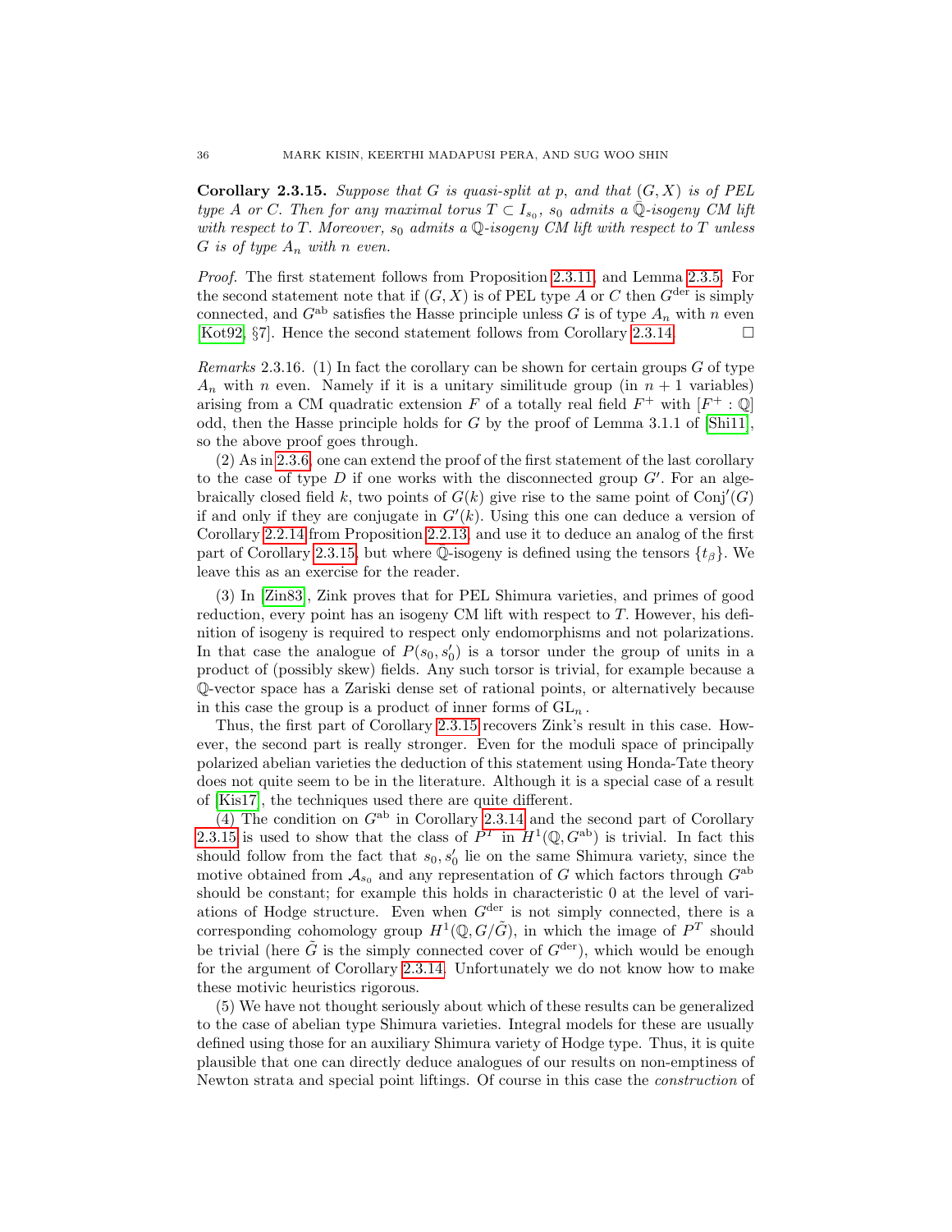**Corollary 2.3.15.** *Suppose that $G$ is quasi-split at $p$, and that $(G, X)$ is of PEL type A or C. Then for any maximal torus $T \subset I_{s_0}$, $s_0$ admits a $\bar{\mathbb{Q}}$-isogeny CM lift with respect to $T$. Moreover, $s_0$ admits a $\mathbb{Q}$-isogeny CM lift with respect to $T$ unless $G$ is of type $A_n$ with $n$ even.*

*Proof.* The first statement follows from Proposition 2.3.11, and Lemma 2.3.5. For the second statement note that if $(G, X)$ is of PEL type $A$ or $C$ then $G^{\mathrm{der}}$ is simply connected, and $G^{\mathrm{ab}}$ satisfies the Hasse principle unless $G$ is of type $A_n$ with $n$ even [Kot92, §7]. Hence the second statement follows from Corollary 2.3.14. □

*Remarks* 2.3.16. (1) In fact the corollary can be shown for certain groups $G$ of type $A_n$ with $n$ even. Namely if it is a unitary similitude group (in $n+1$ variables) arising from a CM quadratic extension $F$ of a totally real field $F^+$ with $[F^+ : \mathbb{Q}]$ odd, then the Hasse principle holds for $G$ by the proof of Lemma 3.1.1 of [Shi11], so the above proof goes through.

(2) As in 2.3.6, one can extend the proof of the first statement of the last corollary to the case of type $D$ if one works with the disconnected group $G'$. For an algebraically closed field $k$, two points of $G(k)$ give rise to the same point of $\mathrm{Conj}'(G)$ if and only if they are conjugate in $G'(k)$. Using this one can deduce a version of Corollary 2.2.14 from Proposition 2.2.13, and use it to deduce an analog of the first part of Corollary 2.3.15, but where $\mathbb{Q}$-isogeny is defined using the tensors $\{t_\beta\}$. We leave this as an exercise for the reader.

(3) In [Zin83], Zink proves that for PEL Shimura varieties, and primes of good reduction, every point has an isogeny CM lift with respect to $T$. However, his definition of isogeny is required to respect only endomorphisms and not polarizations. In that case the analogue of $P(s_0, s_0')$ is a torsor under the group of units in a product of (possibly skew) fields. Any such torsor is trivial, for example because a $\mathbb{Q}$-vector space has a Zariski dense set of rational points, or alternatively because in this case the group is a product of inner forms of $\mathrm{GL}_n$.

Thus, the first part of Corollary 2.3.15 recovers Zink's result in this case. However, the second part is really stronger. Even for the moduli space of principally polarized abelian varieties the deduction of this statement using Honda-Tate theory does not quite seem to be in the literature. Although it is a special case of a result of [Kis17], the techniques used there are quite different.

(4) The condition on $G^{\mathrm{ab}}$ in Corollary 2.3.14 and the second part of Corollary 2.3.15 is used to show that the class of $P^T$ in $H^1(\mathbb{Q}, G^{\mathrm{ab}})$ is trivial. In fact this should follow from the fact that $s_0, s_0'$ lie on the same Shimura variety, since the motive obtained from $\mathcal{A}_{s_0}$ and any representation of $G$ which factors through $G^{\mathrm{ab}}$ should be constant; for example this holds in characteristic 0 at the level of variations of Hodge structure. Even when $G^{\mathrm{der}}$ is not simply connected, there is a corresponding cohomology group $H^1(\mathbb{Q}, G/\tilde{G})$, in which the image of $P^T$ should be trivial (here $\tilde{G}$ is the simply connected cover of $G^{\mathrm{der}}$), which would be enough for the argument of Corollary 2.3.14. Unfortunately we do not know how to make these motivic heuristics rigorous.

(5) We have not thought seriously about which of these results can be generalized to the case of abelian type Shimura varieties. Integral models for these are usually defined using those for an auxiliary Shimura variety of Hodge type. Thus, it is quite plausible that one can directly deduce analogues of our results on non-emptiness of Newton strata and special point liftings. Of course in this case the *construction* of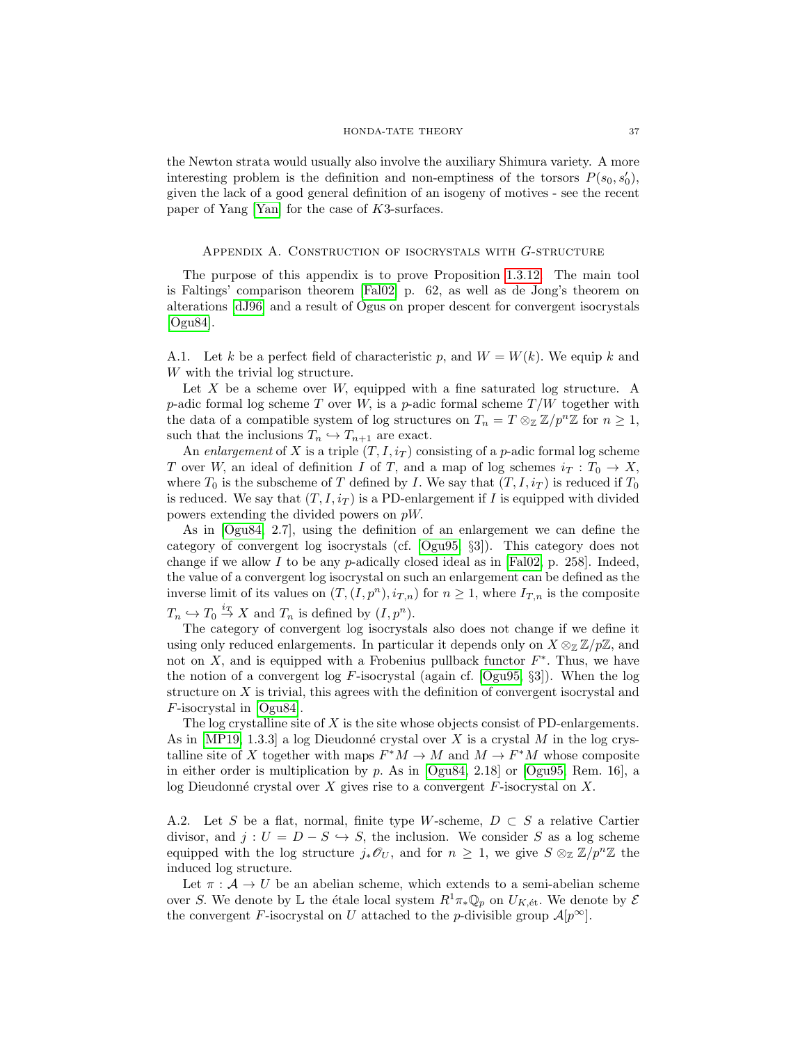the Newton strata would usually also involve the auxiliary Shimura variety. A more interesting problem is the definition and non-emptiness of the torsors $P(s_0, s'_0)$, given the lack of a good general definition of an isogeny of motives - see the recent paper of Yang [Yan] for the case of $K3$-surfaces.

## Appendix A. Construction of isocrystals with $G$-structure

The purpose of this appendix is to prove Proposition 1.3.12. The main tool is Faltings' comparison theorem [Fal02] p. 62, as well as de Jong's theorem on alterations [dJ96] and a result of Ogus on proper descent for convergent isocrystals [Ogu84].

A.1. Let $k$ be a perfect field of characteristic $p$, and $W = W(k)$. We equip $k$ and $W$ with the trivial log structure.

Let $X$ be a scheme over $W$, equipped with a fine saturated log structure. A $p$-adic formal log scheme $T$ over $W$, is a $p$-adic formal scheme $T/W$ together with the data of a compatible system of log structures on $T_n = T \otimes_{\mathbb{Z}} \mathbb{Z}/p^n\mathbb{Z}$ for $n \geq 1$, such that the inclusions $T_n \hookrightarrow T_{n+1}$ are exact.

An *enlargement* of $X$ is a triple $(T, I, i_T)$ consisting of a $p$-adic formal log scheme $T$ over $W$, an ideal of definition $I$ of $T$, and a map of log schemes $i_T : T_0 \to X$, where $T_0$ is the subscheme of $T$ defined by $I$. We say that $(T, I, i_T)$ is reduced if $T_0$ is reduced. We say that $(T, I, i_T)$ is a PD-enlargement if $I$ is equipped with divided powers extending the divided powers on $pW$.

As in [Ogu84, 2.7], using the definition of an enlargement we can define the category of convergent log isocrystals (cf. [Ogu95, §3]). This category does not change if we allow $I$ to be any $p$-adically closed ideal as in [Fal02, p. 258]. Indeed, the value of a convergent log isocrystal on such an enlargement can be defined as the inverse limit of its values on $(T, (I, p^n), i_{T,n})$ for $n \geq 1$, where $I_{T,n}$ is the composite $T_n \hookrightarrow T_0 \overset{i_T}{\to} X$ and $T_n$ is defined by $(I, p^n)$.

The category of convergent log isocrystals also does not change if we define it using only reduced enlargements. In particular it depends only on $X \otimes_{\mathbb{Z}} \mathbb{Z}/p\mathbb{Z}$, and not on $X$, and is equipped with a Frobenius pullback functor $F^*$. Thus, we have the notion of a convergent log $F$-isocrystal (again cf. [Ogu95, §3]). When the log structure on $X$ is trivial, this agrees with the definition of convergent isocrystal and $F$-isocrystal in [Ogu84].

The log crystalline site of $X$ is the site whose objects consist of PD-enlargements. As in [MP19, 1.3.3] a log Dieudonné crystal over $X$ is a crystal $M$ in the log crystalline site of $X$ together with maps $F^*M \to M$ and $M \to F^*M$ whose composite in either order is multiplication by $p$. As in [Ogu84, 2.18] or [Ogu95, Rem. 16], a log Dieudonné crystal over $X$ gives rise to a convergent $F$-isocrystal on $X$.

A.2. Let $S$ be a flat, normal, finite type $W$-scheme, $D \subset S$ a relative Cartier divisor, and $j : U = D - S \hookrightarrow S$, the inclusion. We consider $S$ as a log scheme equipped with the log structure $j_*\mathscr{O}_U$, and for $n \geq 1$, we give $S \otimes_{\mathbb{Z}} \mathbb{Z}/p^n\mathbb{Z}$ the induced log structure.

Let $\pi : \mathcal{A} \to U$ be an abelian scheme, which extends to a semi-abelian scheme over $S$. We denote by $\mathbb{L}$ the étale local system $R^1\pi_*\mathbb{Q}_p$ on $U_{K,\text{ét}}$. We denote by $\mathcal{E}$ the convergent $F$-isocrystal on $U$ attached to the $p$-divisible group $\mathcal{A}[p^\infty]$.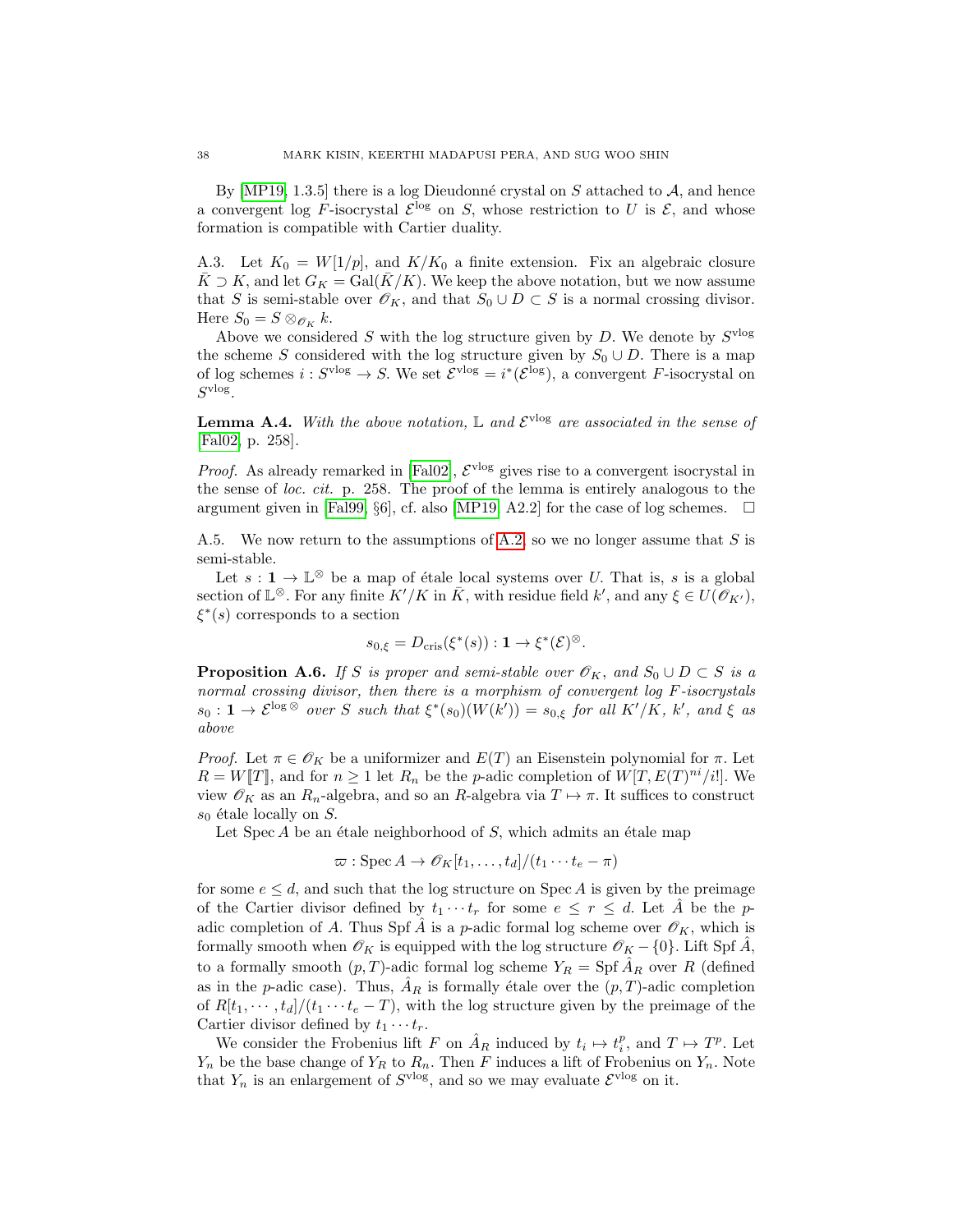By [MP19, 1.3.5] there is a log Dieudonné crystal on $S$ attached to $\mathcal{A}$, and hence a convergent log $F$-isocrystal $\mathcal{E}^{\log}$ on $S$, whose restriction to $U$ is $\mathcal{E}$, and whose formation is compatible with Cartier duality.

A.3. Let $K_0 = W[1/p]$, and $K/K_0$ a finite extension. Fix an algebraic closure $\bar{K} \supset K$, and let $G_K = \mathrm{Gal}(\bar{K}/K)$. We keep the above notation, but we now assume that $S$ is semi-stable over $\mathscr{O}_K$, and that $S_0 \cup D \subset S$ is a normal crossing divisor. Here $S_0 = S \otimes_{\mathscr{O}_K} k$.

Above we considered $S$ with the log structure given by $D$. We denote by $S^{\mathrm{vlog}}$ the scheme $S$ considered with the log structure given by $S_0 \cup D$. There is a map of log schemes $i : S^{\mathrm{vlog}} \to S$. We set $\mathcal{E}^{\mathrm{vlog}} = i^*(\mathcal{E}^{\log})$, a convergent $F$-isocrystal on $S^{\mathrm{vlog}}$.

**Lemma A.4.** *With the above notation,* $\mathbb{L}$ *and* $\mathcal{E}^{\mathrm{vlog}}$ *are associated in the sense of* [Fal02, p. 258].

*Proof.* As already remarked in [Fal02], $\mathcal{E}^{\mathrm{vlog}}$ gives rise to a convergent isocrystal in the sense of *loc. cit.* p. 258. The proof of the lemma is entirely analogous to the argument given in [Fal99, §6], cf. also [MP19, A2.2] for the case of log schemes. $\square$

A.5. We now return to the assumptions of A.2, so we no longer assume that $S$ is semi-stable.

Let $s : \mathbf{1} \to \mathbb{L}^{\otimes}$ be a map of étale local systems over $U$. That is, $s$ is a global section of $\mathbb{L}^{\otimes}$. For any finite $K'/K$ in $\bar{K}$, with residue field $k'$, and any $\xi \in U(\mathscr{O}_{K'})$, $\xi^*(s)$ corresponds to a section

$$s_{0,\xi} = D_{\mathrm{cris}}(\xi^*(s)) : \mathbf{1} \to \xi^*(\mathcal{E})^{\otimes}.$$

**Proposition A.6.** *If $S$ is proper and semi-stable over $\mathscr{O}_K$, and $S_0 \cup D \subset S$ is a normal crossing divisor, then there is a morphism of convergent log $F$-isocrystals $s_0 : \mathbf{1} \to \mathcal{E}^{\log\,\otimes}$ over $S$ such that $\xi^*(s_0)(W(k')) = s_{0,\xi}$ for all $K'/K$, $k'$, and $\xi$ as above*

*Proof.* Let $\pi \in \mathscr{O}_K$ be a uniformizer and $E(T)$ an Eisenstein polynomial for $\pi$. Let $R = W[\![T]\!]$, and for $n \geq 1$ let $R_n$ be the $p$-adic completion of $W[T, E(T)^{ni}/i!]$. We view $\mathscr{O}_K$ as an $R_n$-algebra, and so an $R$-algebra via $T \mapsto \pi$. It suffices to construct $s_0$ étale locally on $S$.

Let $\mathrm{Spec}\, A$ be an étale neighborhood of $S$, which admits an étale map

$$\varpi : \mathrm{Spec}\, A \to \mathscr{O}_K[t_1, \ldots, t_d]/(t_1 \cdots t_e - \pi)$$

for some $e \leq d$, and such that the log structure on $\mathrm{Spec}\, A$ is given by the preimage of the Cartier divisor defined by $t_1 \cdots t_r$ for some $e \leq r \leq d$. Let $\hat{A}$ be the $p$-adic completion of $A$. Thus $\mathrm{Spf}\, \hat{A}$ is a $p$-adic formal log scheme over $\mathscr{O}_K$, which is formally smooth when $\mathscr{O}_K$ is equipped with the log structure $\mathscr{O}_K - \{0\}$. Lift $\mathrm{Spf}\, \hat{A}$, to a formally smooth $(p,T)$-adic formal log scheme $Y_R = \mathrm{Spf}\, \hat{A}_R$ over $R$ (defined as in the $p$-adic case). Thus, $\hat{A}_R$ is formally étale over the $(p,T)$-adic completion of $R[t_1, \cdots, t_d]/(t_1 \cdots t_e - T)$, with the log structure given by the preimage of the Cartier divisor defined by $t_1 \cdots t_r$.

We consider the Frobenius lift $F$ on $\hat{A}_R$ induced by $t_i \mapsto t_i^p$, and $T \mapsto T^p$. Let $Y_n$ be the base change of $Y_R$ to $R_n$. Then $F$ induces a lift of Frobenius on $Y_n$. Note that $Y_n$ is an enlargement of $S^{\mathrm{vlog}}$, and so we may evaluate $\mathcal{E}^{\mathrm{vlog}}$ on it.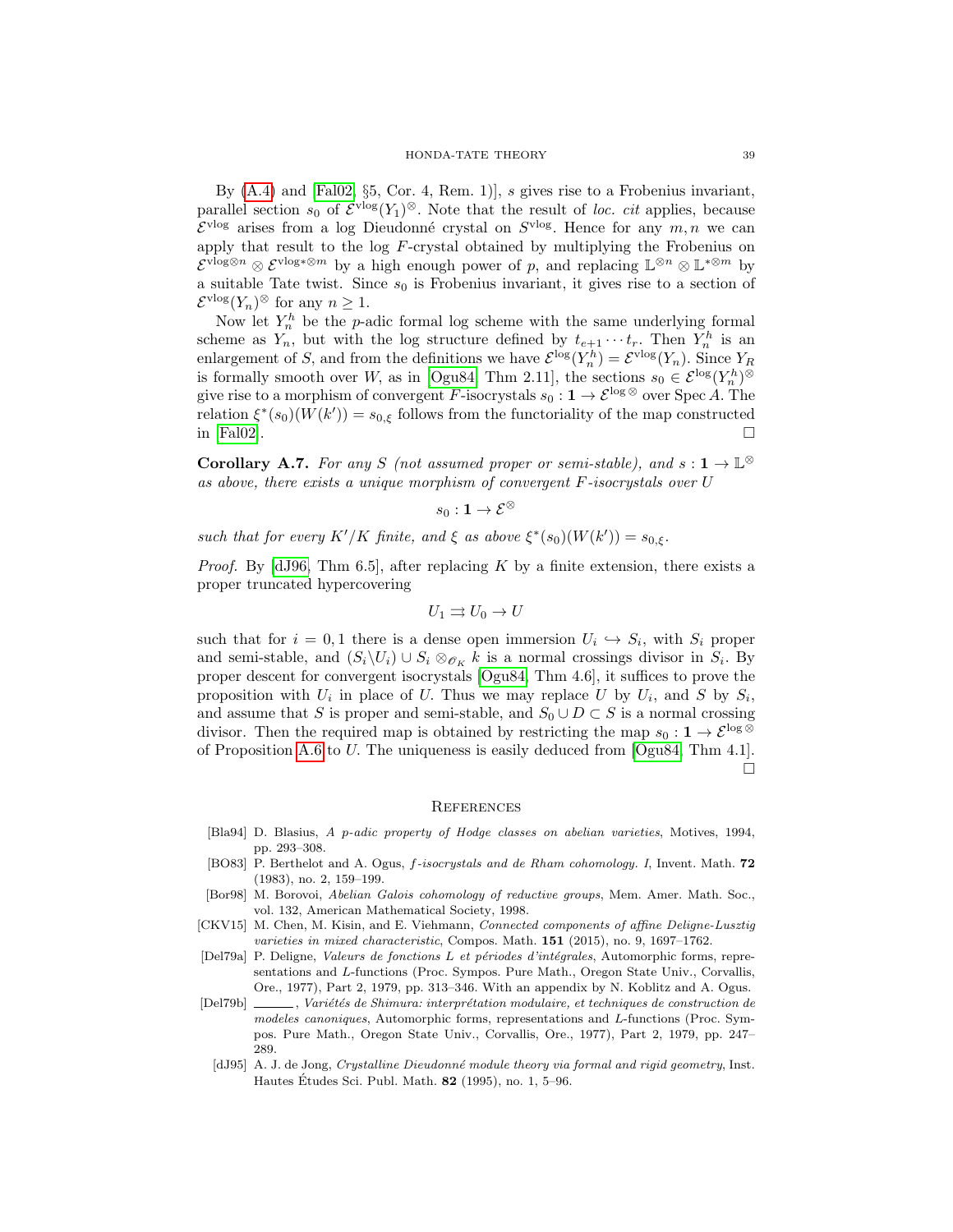By (A.4) and [Fal02, §5, Cor. 4, Rem. 1)], $s$ gives rise to a Frobenius invariant, parallel section $s_0$ of $\mathcal{E}^{\mathrm{vlog}}(Y_1)^{\otimes}$. Note that the result of *loc. cit* applies, because $\mathcal{E}^{\mathrm{vlog}}$ arises from a log Dieudonné crystal on $S^{\mathrm{vlog}}$. Hence for any $m, n$ we can apply that result to the log $F$-crystal obtained by multiplying the Frobenius on $\mathcal{E}^{\mathrm{vlog}\otimes n} \otimes \mathcal{E}^{\mathrm{vlog}*\otimes m}$ by a high enough power of $p$, and replacing $\mathbb{L}^{\otimes n} \otimes \mathbb{L}^{*\otimes m}$ by a suitable Tate twist. Since $s_0$ is Frobenius invariant, it gives rise to a section of $\mathcal{E}^{\mathrm{vlog}}(Y_n)^{\otimes}$ for any $n \geq 1$.

Now let $Y_n^h$ be the $p$-adic formal log scheme with the same underlying formal scheme as $Y_n$, but with the log structure defined by $t_{e+1} \cdots t_r$. Then $Y_n^h$ is an enlargement of $S$, and from the definitions we have $\mathcal{E}^{\log}(Y_n^h) = \mathcal{E}^{\mathrm{vlog}}(Y_n)$. Since $Y_R$ is formally smooth over $W$, as in [Ogu84, Thm 2.11], the sections $s_0 \in \mathcal{E}^{\log}(Y_n^h)^{\otimes}$ give rise to a morphism of convergent $F$-isocrystals $s_0 : \mathbf{1} \to \mathcal{E}^{\log \otimes}$ over $\operatorname{Spec} A$. The relation $\xi^*(s_0)(W(k')) = s_{0,\xi}$ follows from the functoriality of the map constructed in [Fal02]. $\square$

**Corollary A.7.** *For any $S$ (not assumed proper or semi-stable), and $s : \mathbf{1} \to \mathbb{L}^{\otimes}$ as above, there exists a unique morphism of convergent $F$-isocrystals over $U$*

$$s_0 : \mathbf{1} \to \mathcal{E}^{\otimes}$$

*such that for every $K'/K$ finite, and $\xi$ as above $\xi^*(s_0)(W(k')) = s_{0,\xi}$.*

*Proof.* By [dJ96, Thm 6.5], after replacing $K$ by a finite extension, there exists a proper truncated hypercovering

$$U_1 \rightrightarrows U_0 \to U$$

such that for $i = 0, 1$ there is a dense open immersion $U_i \hookrightarrow S_i$, with $S_i$ proper and semi-stable, and $(S_i \backslash U_i) \cup S_i \otimes_{\mathscr{O}_K} k$ is a normal crossings divisor in $S_i$. By proper descent for convergent isocrystals [Ogu84, Thm 4.6], it suffices to prove the proposition with $U_i$ in place of $U$. Thus we may replace $U$ by $U_i$, and $S$ by $S_i$, and assume that $S$ is proper and semi-stable, and $S_0 \cup D \subset S$ is a normal crossing divisor. Then the required map is obtained by restricting the map $s_0 : \mathbf{1} \to \mathcal{E}^{\log \otimes}$ of Proposition A.6 to $U$. The uniqueness is easily deduced from [Ogu84, Thm 4.1]. $\square$

## References

[Bla94] D. Blasius, *A p-adic property of Hodge classes on abelian varieties*, Motives, 1994, pp. 293–308.

[BO83] P. Berthelot and A. Ogus, *f-isocrystals and de Rham cohomology. I*, Invent. Math. **72** (1983), no. 2, 159–199.

[Bor98] M. Borovoi, *Abelian Galois cohomology of reductive groups*, Mem. Amer. Math. Soc., vol. 132, American Mathematical Society, 1998.

[CKV15] M. Chen, M. Kisin, and E. Viehmann, *Connected components of affine Deligne-Lusztig varieties in mixed characteristic*, Compos. Math. **151** (2015), no. 9, 1697–1762.

[Del79a] P. Deligne, *Valeurs de fonctions L et périodes d'intégrales*, Automorphic forms, representations and L-functions (Proc. Sympos. Pure Math., Oregon State Univ., Corvallis, Ore., 1977), Part 2, 1979, pp. 313–346. With an appendix by N. Koblitz and A. Ogus.

[Del79b] ______, *Variétés de Shimura: interprétation modulaire, et techniques de construction de modeles canoniques*, Automorphic forms, representations and L-functions (Proc. Sympos. Pure Math., Oregon State Univ., Corvallis, Ore., 1977), Part 2, 1979, pp. 247–289.

[dJ95] A. J. de Jong, *Crystalline Dieudonné module theory via formal and rigid geometry*, Inst. Hautes Études Sci. Publ. Math. **82** (1995), no. 1, 5–96.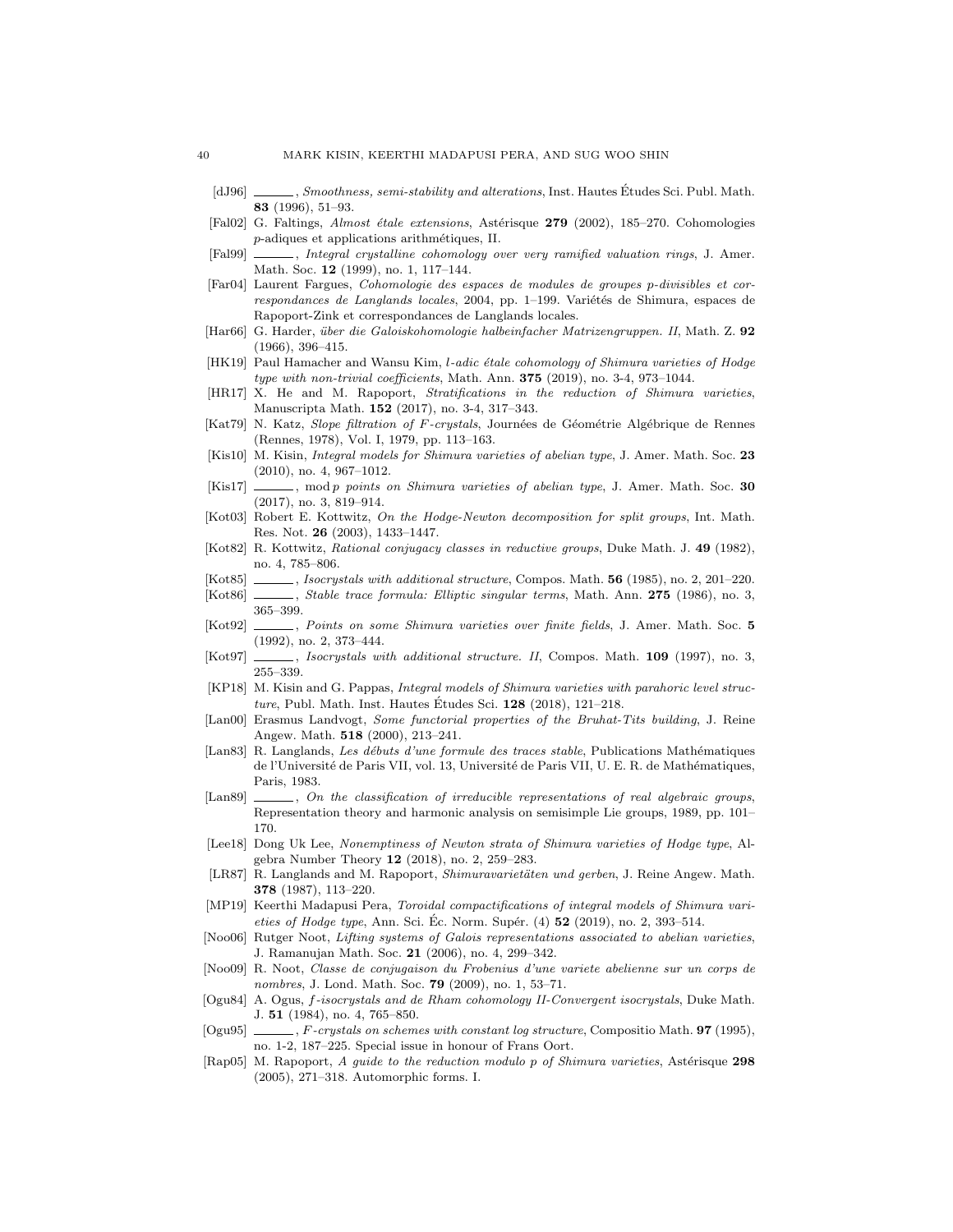- [dJ96] ______, *Smoothness, semi-stability and alterations*, Inst. Hautes Études Sci. Publ. Math. **83** (1996), 51–93.
- [Fal02] G. Faltings, *Almost étale extensions*, Astérisque **279** (2002), 185–270. Cohomologies $p$-adiques et applications arithmétiques, II.
- [Fal99] ______, *Integral crystalline cohomology over very ramified valuation rings*, J. Amer. Math. Soc. **12** (1999), no. 1, 117–144.
- [Far04] Laurent Fargues, *Cohomologie des espaces de modules de groupes p-divisibles et correspondances de Langlands locales*, 2004, pp. 1–199. Variétés de Shimura, espaces de Rapoport-Zink et correspondances de Langlands locales.
- [Har66] G. Harder, *über die Galoiskohomologie halbeinfacher Matrizengruppen. II*, Math. Z. **92** (1966), 396–415.
- [HK19] Paul Hamacher and Wansu Kim, *l-adic étale cohomology of Shimura varieties of Hodge type with non-trivial coefficients*, Math. Ann. **375** (2019), no. 3-4, 973–1044.
- [HR17] X. He and M. Rapoport, *Stratifications in the reduction of Shimura varieties*, Manuscripta Math. **152** (2017), no. 3-4, 317–343.
- [Kat79] N. Katz, *Slope filtration of F-crystals*, Journées de Géométrie Algébrique de Rennes (Rennes, 1978), Vol. I, 1979, pp. 113–163.
- [Kis10] M. Kisin, *Integral models for Shimura varieties of abelian type*, J. Amer. Math. Soc. **23** (2010), no. 4, 967–1012.
- [Kis17] ______, *mod p points on Shimura varieties of abelian type*, J. Amer. Math. Soc. **30** (2017), no. 3, 819–914.
- [Kot03] Robert E. Kottwitz, *On the Hodge-Newton decomposition for split groups*, Int. Math. Res. Not. **26** (2003), 1433–1447.
- [Kot82] R. Kottwitz, *Rational conjugacy classes in reductive groups*, Duke Math. J. **49** (1982), no. 4, 785–806.
- [Kot85] ______, *Isocrystals with additional structure*, Compos. Math. **56** (1985), no. 2, 201–220.
- [Kot86] ______, *Stable trace formula: Elliptic singular terms*, Math. Ann. **275** (1986), no. 3, 365–399.
- [Kot92] ______, *Points on some Shimura varieties over finite fields*, J. Amer. Math. Soc. **5** (1992), no. 2, 373–444.
- [Kot97] ______, *Isocrystals with additional structure. II*, Compos. Math. **109** (1997), no. 3, 255–339.
- [KP18] M. Kisin and G. Pappas, *Integral models of Shimura varieties with parahoric level structure*, Publ. Math. Inst. Hautes Études Sci. **128** (2018), 121–218.
- [Lan00] Erasmus Landvogt, *Some functorial properties of the Bruhat-Tits building*, J. Reine Angew. Math. **518** (2000), 213–241.
- [Lan83] R. Langlands, *Les débuts d'une formule des traces stable*, Publications Mathématiques de l'Université de Paris VII, vol. 13, Université de Paris VII, U. E. R. de Mathématiques, Paris, 1983.
- [Lan89] ______, *On the classification of irreducible representations of real algebraic groups*, Representation theory and harmonic analysis on semisimple Lie groups, 1989, pp. 101–170.
- [Lee18] Dong Uk Lee, *Nonemptiness of Newton strata of Shimura varieties of Hodge type*, Algebra Number Theory **12** (2018), no. 2, 259–283.
- [LR87] R. Langlands and M. Rapoport, *Shimuravarietäten und gerben*, J. Reine Angew. Math. **378** (1987), 113–220.
- [MP19] Keerthi Madapusi Pera, *Toroidal compactifications of integral models of Shimura varieties of Hodge type*, Ann. Sci. Éc. Norm. Supér. (4) **52** (2019), no. 2, 393–514.
- [Noo06] Rutger Noot, *Lifting systems of Galois representations associated to abelian varieties*, J. Ramanujan Math. Soc. **21** (2006), no. 4, 299–342.
- [Noo09] R. Noot, *Classe de conjugaison du Frobenius d'une variete abelienne sur un corps de nombres*, J. Lond. Math. Soc. **79** (2009), no. 1, 53–71.
- [Ogu84] A. Ogus, *f-isocrystals and de Rham cohomology II-Convergent isocrystals*, Duke Math. J. **51** (1984), no. 4, 765–850.
- [Ogu95] ______, *F-crystals on schemes with constant log structure*, Compositio Math. **97** (1995), no. 1-2, 187–225. Special issue in honour of Frans Oort.
- [Rap05] M. Rapoport, *A guide to the reduction modulo p of Shimura varieties*, Astérisque **298** (2005), 271–318. Automorphic forms. I.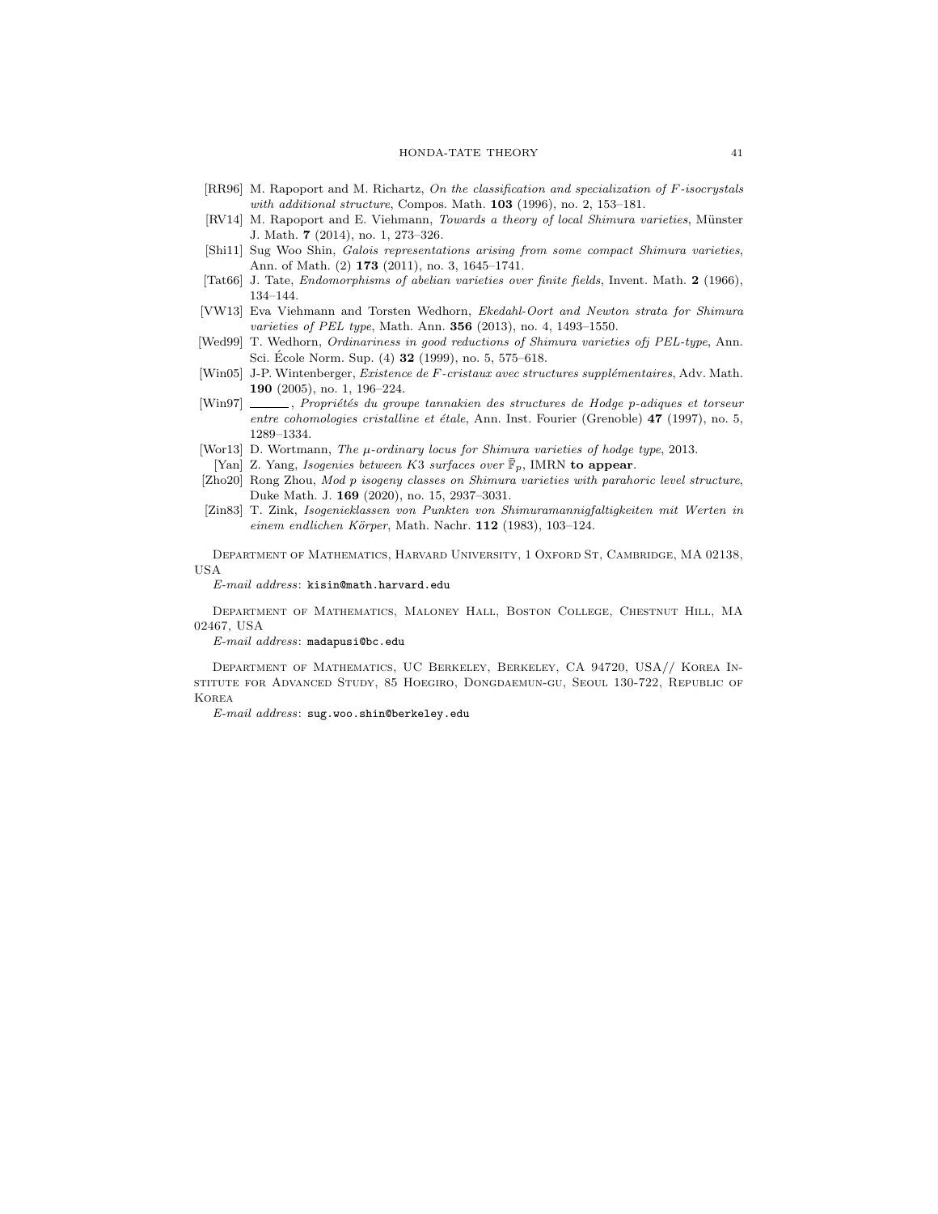- [RR96] M. Rapoport and M. Richartz, *On the classification and specialization of $F$-isocrystals with additional structure*, Compos. Math. **103** (1996), no. 2, 153–181.
- [RV14] M. Rapoport and E. Viehmann, *Towards a theory of local Shimura varieties*, Münster J. Math. **7** (2014), no. 1, 273–326.
- [Shi11] Sug Woo Shin, *Galois representations arising from some compact Shimura varieties*, Ann. of Math. (2) **173** (2011), no. 3, 1645–1741.
- [Tat66] J. Tate, *Endomorphisms of abelian varieties over finite fields*, Invent. Math. **2** (1966), 134–144.
- [VW13] Eva Viehmann and Torsten Wedhorn, *Ekedahl-Oort and Newton strata for Shimura varieties of PEL type*, Math. Ann. **356** (2013), no. 4, 1493–1550.
- [Wed99] T. Wedhorn, *Ordinariness in good reductions of Shimura varieties ofj PEL-type*, Ann. Sci. École Norm. Sup. (4) **32** (1999), no. 5, 575–618.
- [Win05] J-P. Wintenberger, *Existence de $F$-cristaux avec structures supplémentaires*, Adv. Math. **190** (2005), no. 1, 196–224.
- [Win97] ______, *Propriétés du groupe tannakien des structures de Hodge p-adiques et torseur entre cohomologies cristalline et étale*, Ann. Inst. Fourier (Grenoble) **47** (1997), no. 5, 1289–1334.
- [Wor13] D. Wortmann, *The $\mu$-ordinary locus for Shimura varieties of hodge type*, 2013.
- [Yan] Z. Yang, *Isogenies between K3 surfaces over $\bar{\mathbb{F}}_p$*, IMRN **to appear**.
- [Zho20] Rong Zhou, *Mod p isogeny classes on Shimura varieties with parahoric level structure*, Duke Math. J. **169** (2020), no. 15, 2937–3031.
- [Zin83] T. Zink, *Isogenieklassen von Punkten von Shimuramannigfaltigkeiten mit Werten in einem endlichen Kõrper*, Math. Nachr. **112** (1983), 103–124.

Department of Mathematics, Harvard University, 1 Oxford St, Cambridge, MA 02138, USA

*E-mail address*: kisin@math.harvard.edu

Department of Mathematics, Maloney Hall, Boston College, Chestnut Hill, MA 02467, USA

*E-mail address*: madapusi@bc.edu

Department of Mathematics, UC Berkeley, Berkeley, CA 94720, USA// Korea Institute for Advanced Study, 85 Hoegiro, Dongdaemun-gu, Seoul 130-722, Republic of Korea

*E-mail address*: sug.woo.shin@berkeley.edu